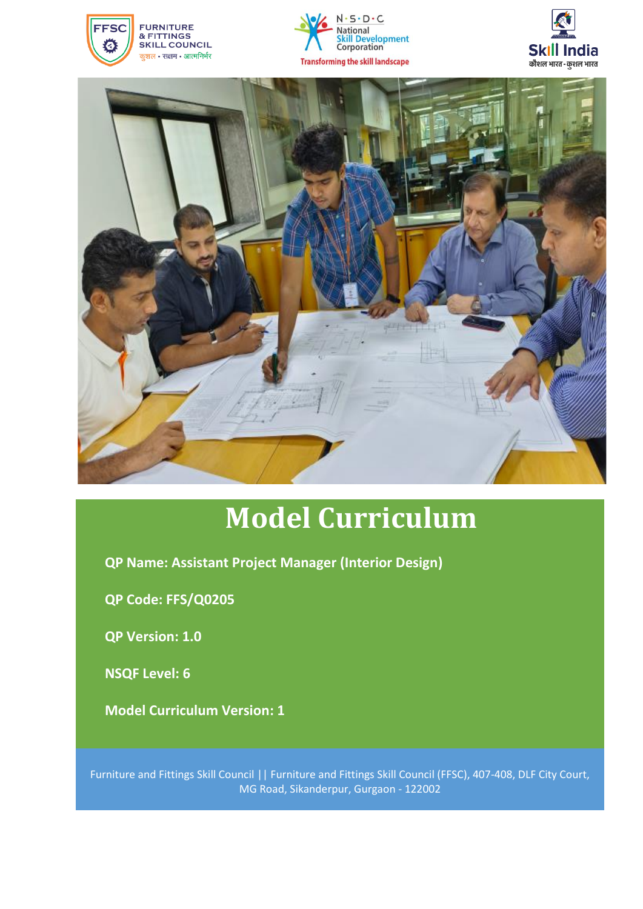# Model Curriculum

**QP Name: Assistant Project Manager (Interior Design)**

**QP Code: FFS/Q0205**

**QP Version: 1.0**

**NSQF Level: 6**

**Model Curriculum Version: 1**

Furniture and Fittings Skill Council || Furniture and Fittings Skill Council (FFSC), 407-408, DLF City Court, MG Road, Sikanderpur, Gurgaon - 122002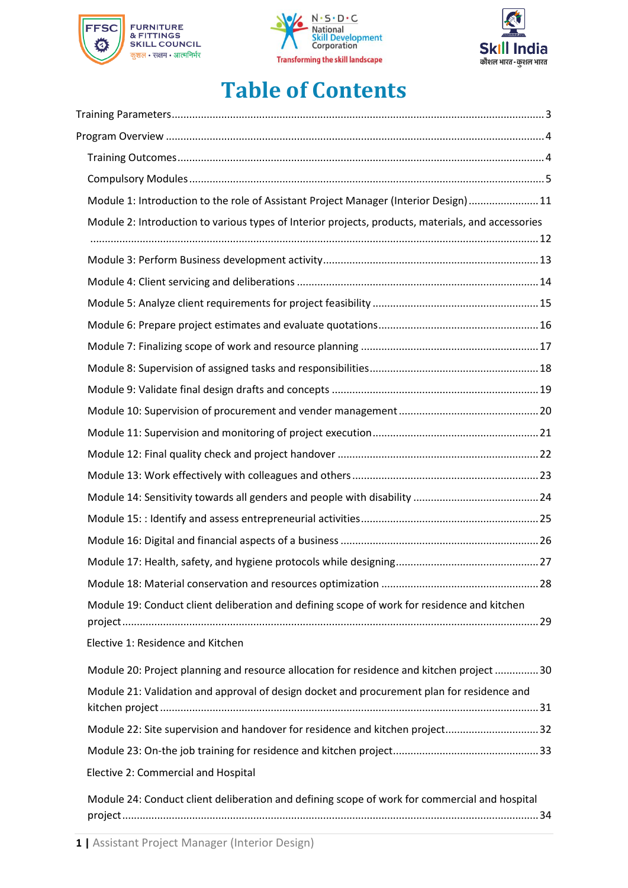# Table of Contents

Training Parameters.......................................................................................................3

Program Overview .........................................................................................................4

- Training Outcomes......................................................................................................4
- Compulsory Modules...................................................................................................5
- Module 1: Introduction to the role of Assistant Project Manager (Interior Design)........................11
- Module 2: Introduction to various types of Interior projects, products, materials, and accessories .......................................................................................................................12
- Module 3: Perform Business development activity.......................................................13
- Module 4: Client servicing and deliberations ...............................................................14
- Module 5: Analyze client requirements for project feasibility .........................................15
- Module 6: Prepare project estimates and evaluate quotations.........................................16
- Module 7: Finalizing scope of work and resource planning ............................................17
- Module 8: Supervision of assigned tasks and responsibilities..........................................18
- Module 9: Validate final design drafts and concepts ......................................................19
- Module 10: Supervision of procurement and vender management...................................20
- Module 11: Supervision and monitoring of project execution..........................................21
- Module 12: Final quality check and project handover ....................................................22
- Module 13: Work effectively with colleagues and others ...............................................23
- Module 14: Sensitivity towards all genders and people with disability ...........................24
- Module 15: : Identify and assess entrepreneurial activities............................................25
- Module 16: Digital and financial aspects of a business ..................................................26
- Module 17: Health, safety, and hygiene protocols while designing.................................27
- Module 18: Material conservation and resources optimization .......................................28
- Module 19: Conduct client deliberation and defining scope of work for residence and kitchen project........................................................................................................29
- Elective 1: Residence and Kitchen
- Module 20: Project planning and resource allocation for residence and kitchen project ...............30
- Module 21: Validation and approval of design docket and procurement plan for residence and kitchen project.................................................................................................31
- Module 22: Site supervision and handover for residence and kitchen project...............................32
- Module 23: On-the job training for residence and kitchen project.................................33
- Elective 2: Commercial and Hospital
- Module 24: Conduct client deliberation and defining scope of work for commercial and hospital project........................................................................................................34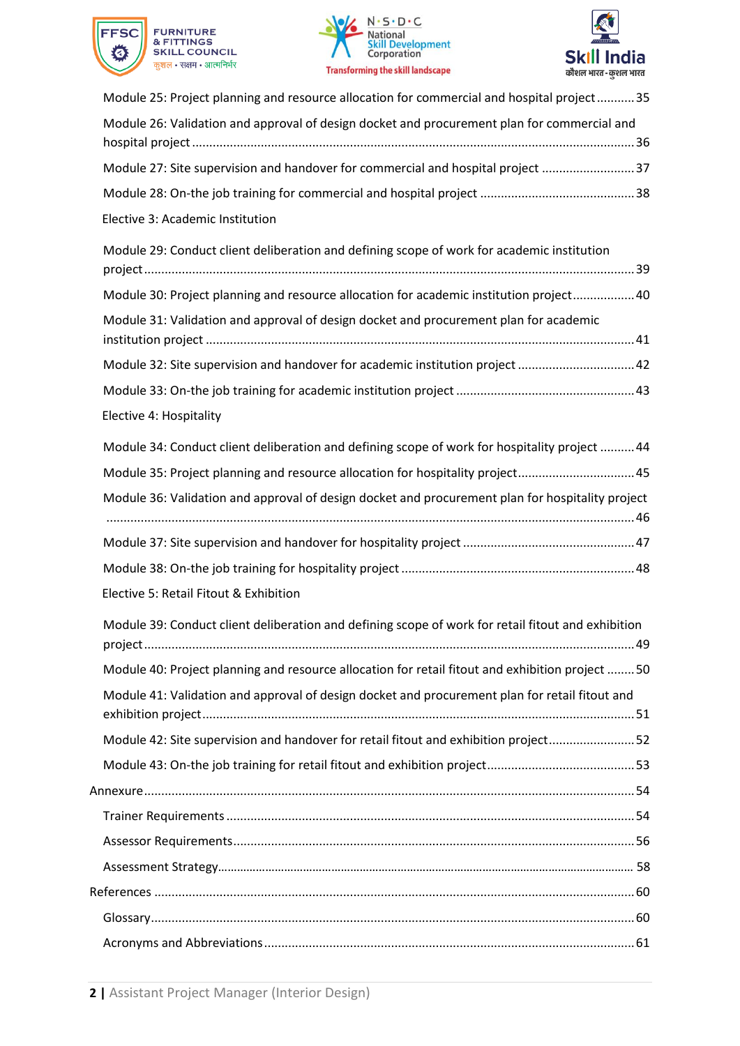Module 25: Project planning and resource allocation for commercial and hospital project........... 35

Module 26: Validation and approval of design docket and procurement plan for commercial and hospital project ........................................................................................................ 36

Module 27: Site supervision and handover for commercial and hospital project ........................... 37

Module 28: On-the job training for commercial and hospital project ............................................ 38

Elective 3: Academic Institution

Module 29: Conduct client deliberation and defining scope of work for academic institution project ........................................................................................................................ 39

Module 30: Project planning and resource allocation for academic institution project.................. 40

Module 31: Validation and approval of design docket and procurement plan for academic institution project ......................................................................................................... 41

Module 32: Site supervision and handover for academic institution project ................................. 42

Module 33: On-the job training for academic institution project ................................................... 43

Elective 4: Hospitality

Module 34: Conduct client deliberation and defining scope of work for hospitality project .......... 44

Module 35: Project planning and resource allocation for hospitality project................................. 45

Module 36: Validation and approval of design docket and procurement plan for hospitality project ........................................................................................................................ 46

Module 37: Site supervision and handover for hospitality project ................................................. 47

Module 38: On-the job training for hospitality project ................................................................... 48

Elective 5: Retail Fitout & Exhibition

Module 39: Conduct client deliberation and defining scope of work for retail fitout and exhibition project ........................................................................................................................ 49

Module 40: Project planning and resource allocation for retail fitout and exhibition project ........ 50

Module 41: Validation and approval of design docket and procurement plan for retail fitout and exhibition project ........................................................................................................ 51

Module 42: Site supervision and handover for retail fitout and exhibition project......................... 52

Module 43: On-the job training for retail fitout and exhibition project........................................... 53

Annexure ........................................................................................................................ 54

Trainer Requirements ..................................................................................................... 54

Assessor Requirements ................................................................................................... 56

Assessment Strategy ....................................................................................................... 58

References ...................................................................................................................... 60

Glossary .......................................................................................................................... 60

Acronyms and Abbreviations .......................................................................................... 61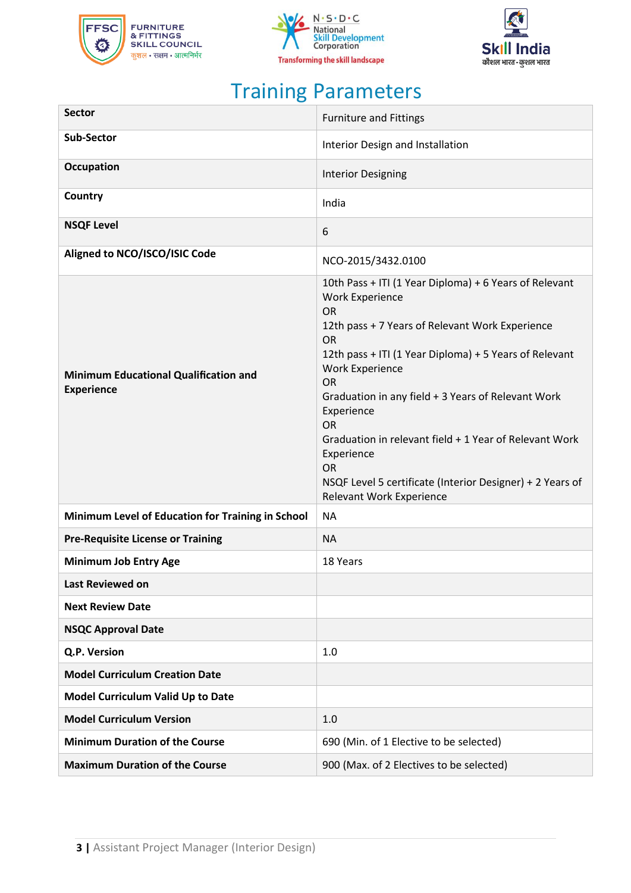# Training Parameters

| Sector | Furniture and Fittings |
|---|---|
| **Sub-Sector** | Interior Design and Installation |
| **Occupation** | Interior Designing |
| **Country** | India |
| **NSQF Level** | 6 |
| **Aligned to NCO/ISCO/ISIC Code** | NCO-2015/3432.0100 |
| **Minimum Educational Qualification and Experience** | 10th Pass + ITI (1 Year Diploma) + 6 Years of Relevant Work Experience<br>OR<br>12th pass + 7 Years of Relevant Work Experience<br>OR<br>12th pass + ITI (1 Year Diploma) + 5 Years of Relevant Work Experience<br>OR<br>Graduation in any field + 3 Years of Relevant Work Experience<br>OR<br>Graduation in relevant field + 1 Year of Relevant Work Experience<br>OR<br>NSQF Level 5 certificate (Interior Designer) + 2 Years of Relevant Work Experience |
| **Minimum Level of Education for Training in School** | NA |
| **Pre-Requisite License or Training** | NA |
| **Minimum Job Entry Age** | 18 Years |
| **Last Reviewed on** | |
| **Next Review Date** | |
| **NSQC Approval Date** | |
| **Q.P. Version** | 1.0 |
| **Model Curriculum Creation Date** | |
| **Model Curriculum Valid Up to Date** | |
| **Model Curriculum Version** | 1.0 |
| **Minimum Duration of the Course** | 690 (Min. of 1 Elective to be selected) |
| **Maximum Duration of the Course** | 900 (Max. of 2 Electives to be selected) |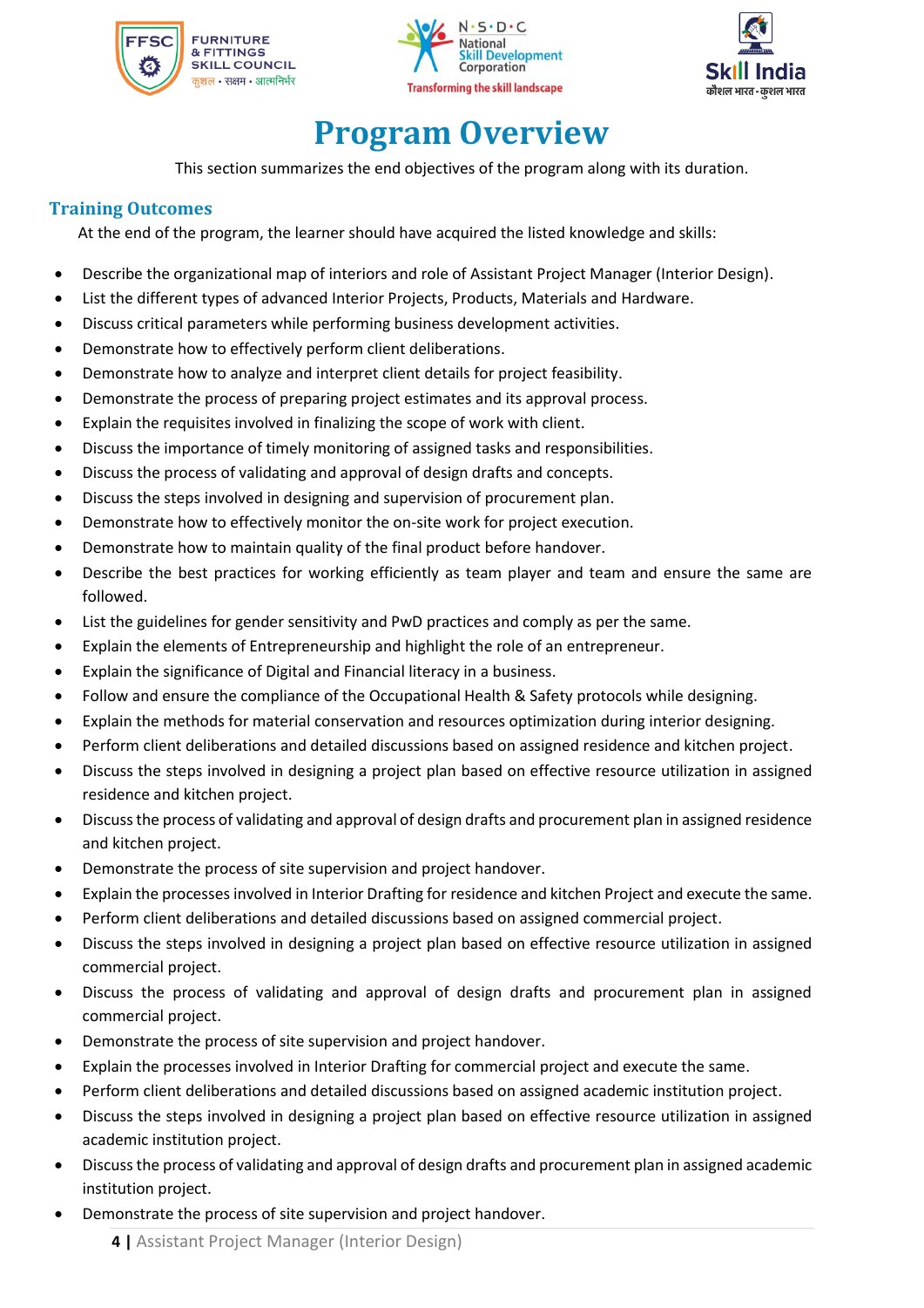# Program Overview

This section summarizes the end objectives of the program along with its duration.

## Training Outcomes

At the end of the program, the learner should have acquired the listed knowledge and skills:

- Describe the organizational map of interiors and role of Assistant Project Manager (Interior Design).
- List the different types of advanced Interior Projects, Products, Materials and Hardware.
- Discuss critical parameters while performing business development activities.
- Demonstrate how to effectively perform client deliberations.
- Demonstrate how to analyze and interpret client details for project feasibility.
- Demonstrate the process of preparing project estimates and its approval process.
- Explain the requisites involved in finalizing the scope of work with client.
- Discuss the importance of timely monitoring of assigned tasks and responsibilities.
- Discuss the process of validating and approval of design drafts and concepts.
- Discuss the steps involved in designing and supervision of procurement plan.
- Demonstrate how to effectively monitor the on-site work for project execution.
- Demonstrate how to maintain quality of the final product before handover.
- Describe the best practices for working efficiently as team player and team and ensure the same are followed.
- List the guidelines for gender sensitivity and PwD practices and comply as per the same.
- Explain the elements of Entrepreneurship and highlight the role of an entrepreneur.
- Explain the significance of Digital and Financial literacy in a business.
- Follow and ensure the compliance of the Occupational Health & Safety protocols while designing.
- Explain the methods for material conservation and resources optimization during interior designing.
- Perform client deliberations and detailed discussions based on assigned residence and kitchen project.
- Discuss the steps involved in designing a project plan based on effective resource utilization in assigned residence and kitchen project.
- Discuss the process of validating and approval of design drafts and procurement plan in assigned residence and kitchen project.
- Demonstrate the process of site supervision and project handover.
- Explain the processes involved in Interior Drafting for residence and kitchen Project and execute the same.
- Perform client deliberations and detailed discussions based on assigned commercial project.
- Discuss the steps involved in designing a project plan based on effective resource utilization in assigned commercial project.
- Discuss the process of validating and approval of design drafts and procurement plan in assigned commercial project.
- Demonstrate the process of site supervision and project handover.
- Explain the processes involved in Interior Drafting for commercial project and execute the same.
- Perform client deliberations and detailed discussions based on assigned academic institution project.
- Discuss the steps involved in designing a project plan based on effective resource utilization in assigned academic institution project.
- Discuss the process of validating and approval of design drafts and procurement plan in assigned academic institution project.
- Demonstrate the process of site supervision and project handover.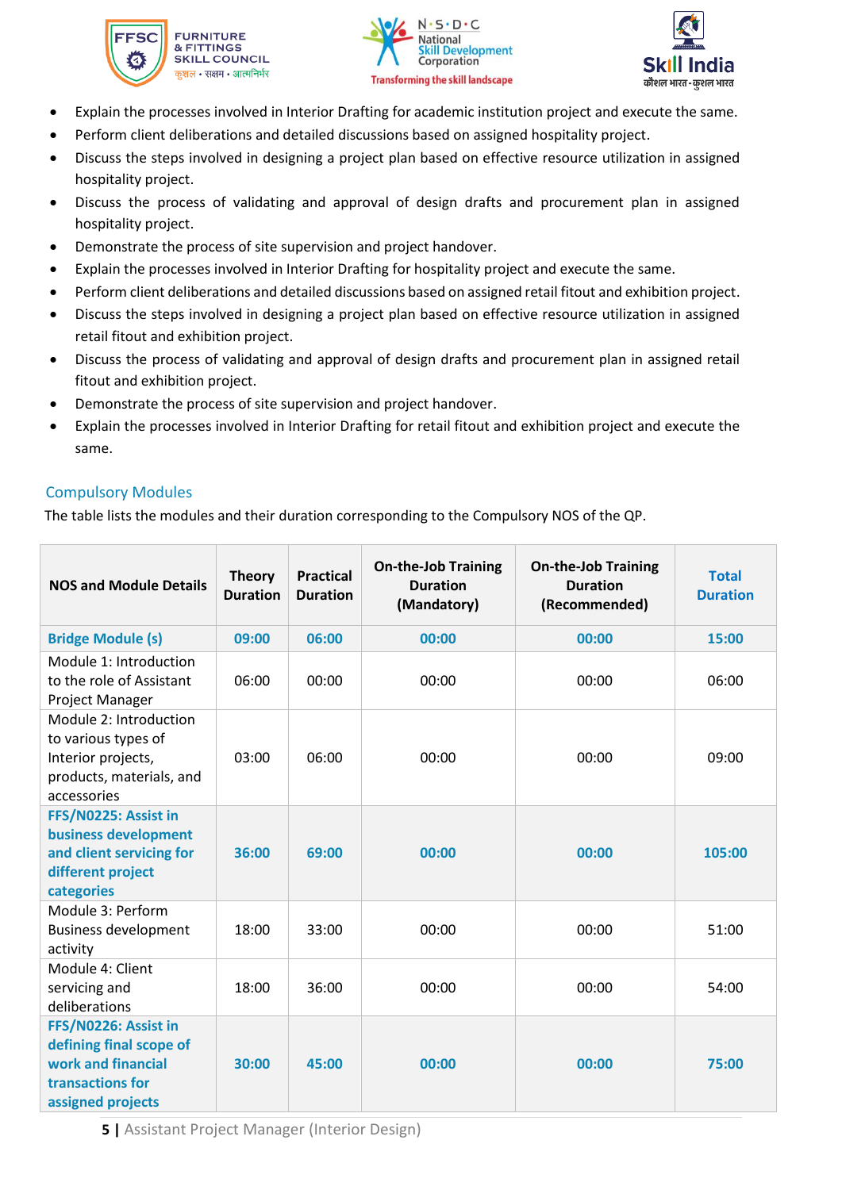- Explain the processes involved in Interior Drafting for academic institution project and execute the same.
- Perform client deliberations and detailed discussions based on assigned hospitality project.
- Discuss the steps involved in designing a project plan based on effective resource utilization in assigned hospitality project.
- Discuss the process of validating and approval of design drafts and procurement plan in assigned hospitality project.
- Demonstrate the process of site supervision and project handover.
- Explain the processes involved in Interior Drafting for hospitality project and execute the same.
- Perform client deliberations and detailed discussions based on assigned retail fitout and exhibition project.
- Discuss the steps involved in designing a project plan based on effective resource utilization in assigned retail fitout and exhibition project.
- Discuss the process of validating and approval of design drafts and procurement plan in assigned retail fitout and exhibition project.
- Demonstrate the process of site supervision and project handover.
- Explain the processes involved in Interior Drafting for retail fitout and exhibition project and execute the same.

## Compulsory Modules

The table lists the modules and their duration corresponding to the Compulsory NOS of the QP.

| NOS and Module Details | Theory Duration | Practical Duration | On-the-Job Training Duration (Mandatory) | On-the-Job Training Duration (Recommended) | Total Duration |
|---|---|---|---|---|---|
| **Bridge Module (s)** | **09:00** | **06:00** | **00:00** | **00:00** | **15:00** |
| Module 1: Introduction to the role of Assistant Project Manager | 06:00 | 00:00 | 00:00 | 00:00 | 06:00 |
| Module 2: Introduction to various types of Interior projects, products, materials, and accessories | 03:00 | 06:00 | 00:00 | 00:00 | 09:00 |
| **FFS/N0225: Assist in business development and client servicing for different project categories** | **36:00** | **69:00** | **00:00** | **00:00** | **105:00** |
| Module 3: Perform Business development activity | 18:00 | 33:00 | 00:00 | 00:00 | 51:00 |
| Module 4: Client servicing and deliberations | 18:00 | 36:00 | 00:00 | 00:00 | 54:00 |
| **FFS/N0226: Assist in defining final scope of work and financial transactions for assigned projects** | **30:00** | **45:00** | **00:00** | **00:00** | **75:00** |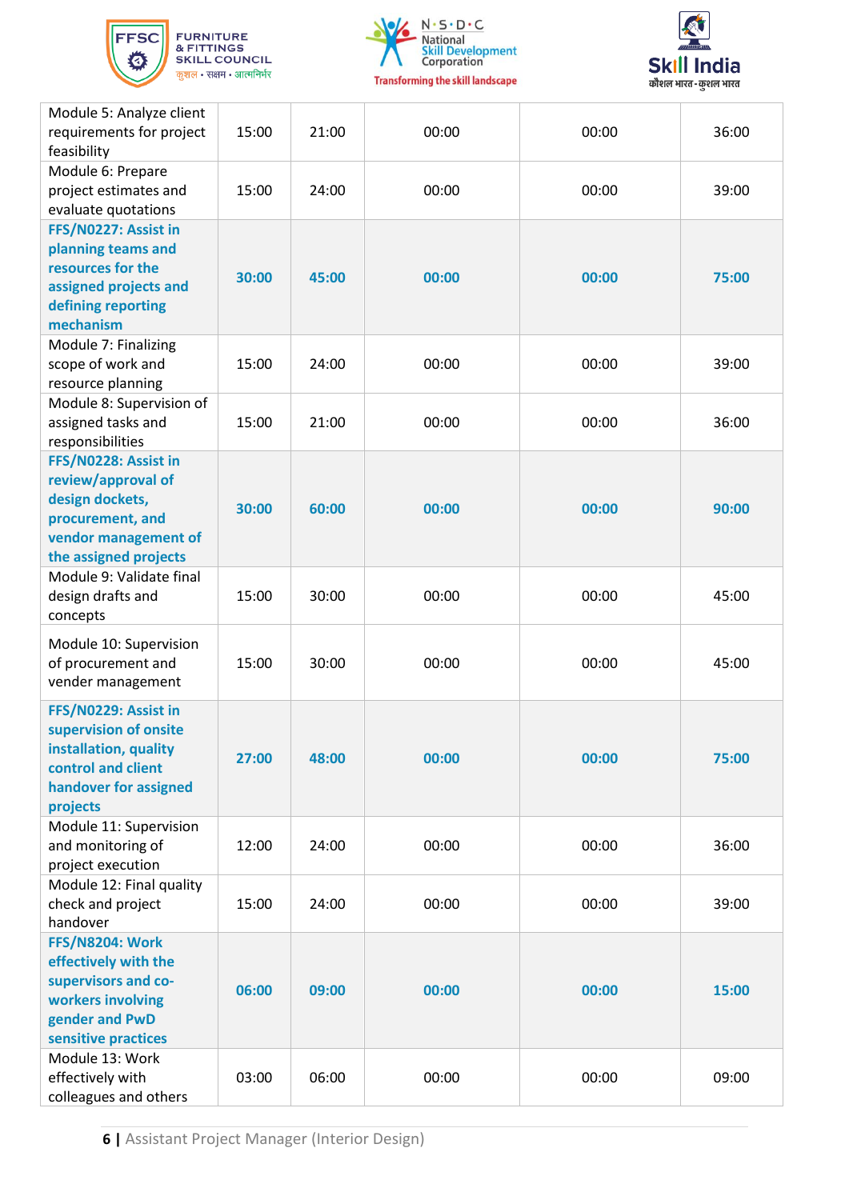| Module 5: Analyze client requirements for project feasibility | 15:00 | 21:00 | 00:00 | 00:00 | 36:00 |
|---|---|---|---|---|---|
| Module 6: Prepare project estimates and evaluate quotations | 15:00 | 24:00 | 00:00 | 00:00 | 39:00 |
| **FFS/N0227: Assist in planning teams and resources for the assigned projects and defining reporting mechanism** | **30:00** | **45:00** | **00:00** | **00:00** | **75:00** |
| Module 7: Finalizing scope of work and resource planning | 15:00 | 24:00 | 00:00 | 00:00 | 39:00 |
| Module 8: Supervision of assigned tasks and responsibilities | 15:00 | 21:00 | 00:00 | 00:00 | 36:00 |
| **FFS/N0228: Assist in review/approval of design dockets, procurement, and vendor management of the assigned projects** | **30:00** | **60:00** | **00:00** | **00:00** | **90:00** |
| Module 9: Validate final design drafts and concepts | 15:00 | 30:00 | 00:00 | 00:00 | 45:00 |
| Module 10: Supervision of procurement and vender management | 15:00 | 30:00 | 00:00 | 00:00 | 45:00 |
| **FFS/N0229: Assist in supervision of onsite installation, quality control and client handover for assigned projects** | **27:00** | **48:00** | **00:00** | **00:00** | **75:00** |
| Module 11: Supervision and monitoring of project execution | 12:00 | 24:00 | 00:00 | 00:00 | 36:00 |
| Module 12: Final quality check and project handover | 15:00 | 24:00 | 00:00 | 00:00 | 39:00 |
| **FFS/N8204: Work effectively with the supervisors and co-workers involving gender and PwD sensitive practices** | **06:00** | **09:00** | **00:00** | **00:00** | **15:00** |
| Module 13: Work effectively with colleagues and others | 03:00 | 06:00 | 00:00 | 00:00 | 09:00 |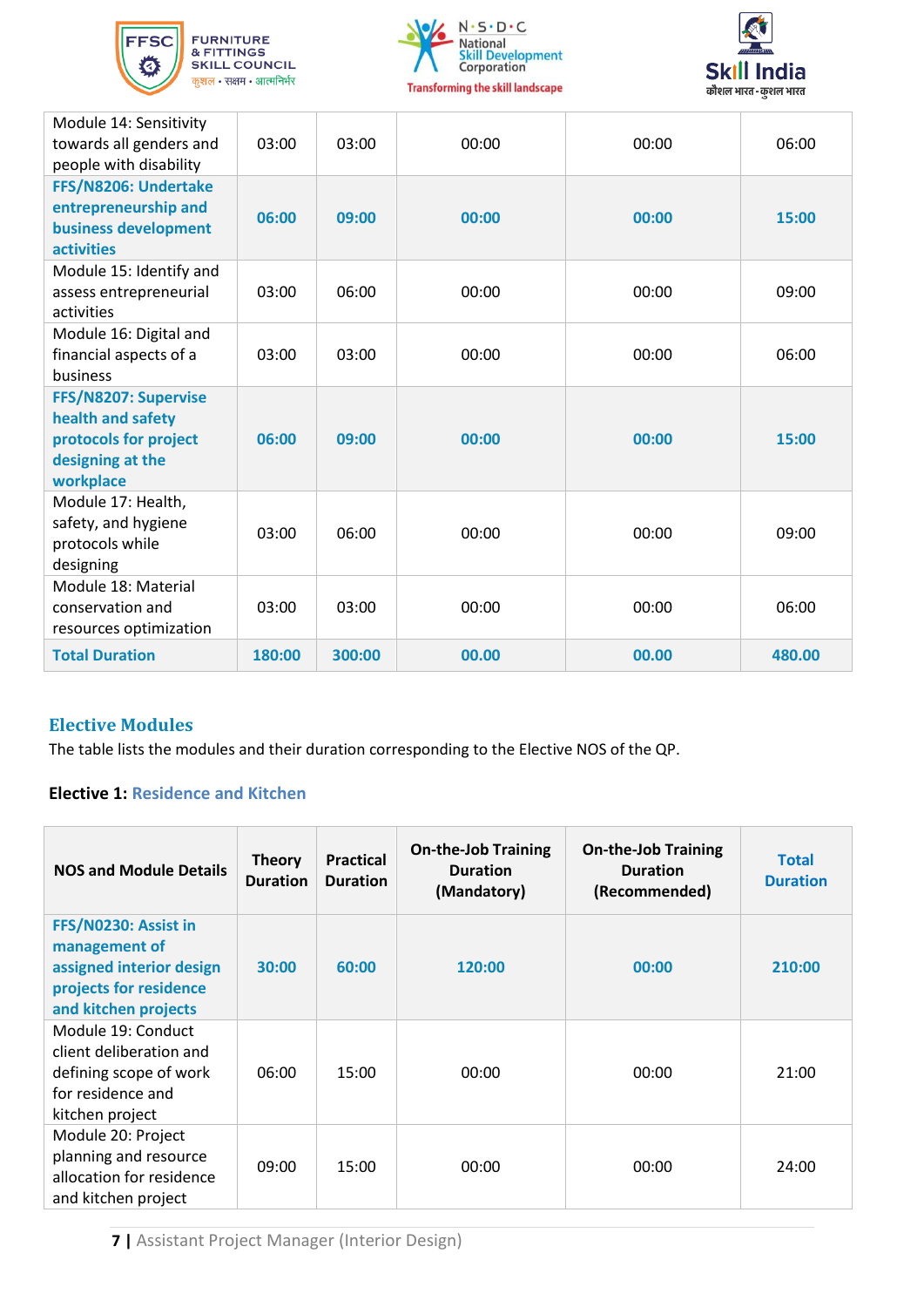| Module 14: Sensitivity towards all genders and people with disability | 03:00 | 03:00 | 00:00 | 00:00 | 06:00 |
|---|---|---|---|---|---|
| **FFS/N8206: Undertake entrepreneurship and business development activities** | **06:00** | **09:00** | **00:00** | **00:00** | **15:00** |
| Module 15: Identify and assess entrepreneurial activities | 03:00 | 06:00 | 00:00 | 00:00 | 09:00 |
| Module 16: Digital and financial aspects of a business | 03:00 | 03:00 | 00:00 | 00:00 | 06:00 |
| **FFS/N8207: Supervise health and safety protocols for project designing at the workplace** | **06:00** | **09:00** | **00:00** | **00:00** | **15:00** |
| Module 17: Health, safety, and hygiene protocols while designing | 03:00 | 06:00 | 00:00 | 00:00 | 09:00 |
| Module 18: Material conservation and resources optimization | 03:00 | 03:00 | 00:00 | 00:00 | 06:00 |
| **Total Duration** | **180:00** | **300:00** | **00.00** | **00.00** | **480.00** |

## Elective Modules

The table lists the modules and their duration corresponding to the Elective NOS of the QP.

**Elective 1:** Residence and Kitchen

| NOS and Module Details | Theory Duration | Practical Duration | On-the-Job Training Duration (Mandatory) | On-the-Job Training Duration (Recommended) | Total Duration |
|---|---|---|---|---|---|
| **FFS/N0230: Assist in management of assigned interior design projects for residence and kitchen projects** | **30:00** | **60:00** | **120:00** | **00:00** | **210:00** |
| Module 19: Conduct client deliberation and defining scope of work for residence and kitchen project | 06:00 | 15:00 | 00:00 | 00:00 | 21:00 |
| Module 20: Project planning and resource allocation for residence and kitchen project | 09:00 | 15:00 | 00:00 | 00:00 | 24:00 |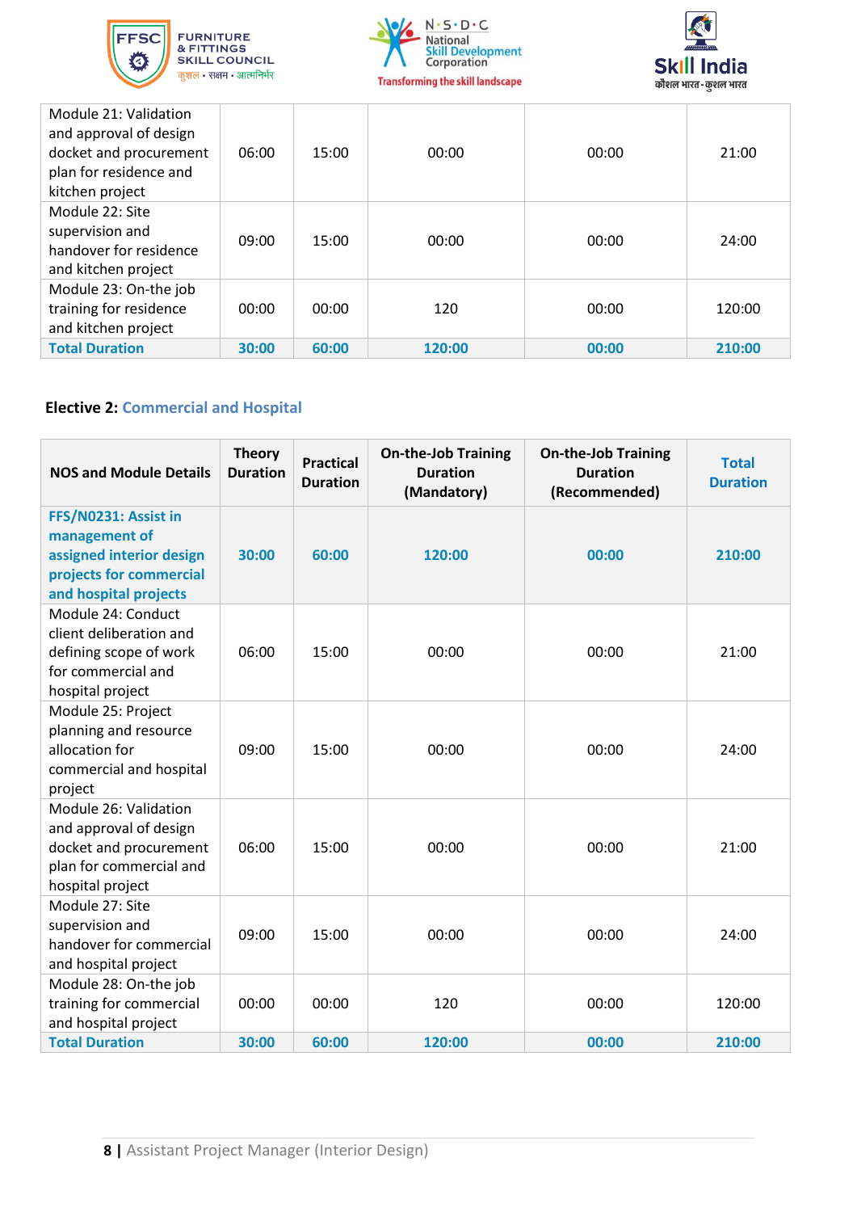| Module 21: Validation and approval of design docket and procurement plan for residence and kitchen project | 06:00 | 15:00 | 00:00 | 00:00 | 21:00 |
|---|---|---|---|---|---|
| Module 22: Site supervision and handover for residence and kitchen project | 09:00 | 15:00 | 00:00 | 00:00 | 24:00 |
| Module 23: On-the job training for residence and kitchen project | 00:00 | 00:00 | 120 | 00:00 | 120:00 |
| **Total Duration** | **30:00** | **60:00** | **120:00** | **00:00** | **210:00** |

**Elective 2:** Commercial and Hospital

| NOS and Module Details | Theory Duration | Practical Duration | On-the-Job Training Duration (Mandatory) | On-the-Job Training Duration (Recommended) | Total Duration |
|---|---|---|---|---|---|
| **FFS/N0231: Assist in management of assigned interior design projects for commercial and hospital projects** | **30:00** | **60:00** | **120:00** | **00:00** | **210:00** |
| Module 24: Conduct client deliberation and defining scope of work for commercial and hospital project | 06:00 | 15:00 | 00:00 | 00:00 | 21:00 |
| Module 25: Project planning and resource allocation for commercial and hospital project | 09:00 | 15:00 | 00:00 | 00:00 | 24:00 |
| Module 26: Validation and approval of design docket and procurement plan for commercial and hospital project | 06:00 | 15:00 | 00:00 | 00:00 | 21:00 |
| Module 27: Site supervision and handover for commercial and hospital project | 09:00 | 15:00 | 00:00 | 00:00 | 24:00 |
| Module 28: On-the job training for commercial and hospital project | 00:00 | 00:00 | 120 | 00:00 | 120:00 |
| **Total Duration** | **30:00** | **60:00** | **120:00** | **00:00** | **210:00** |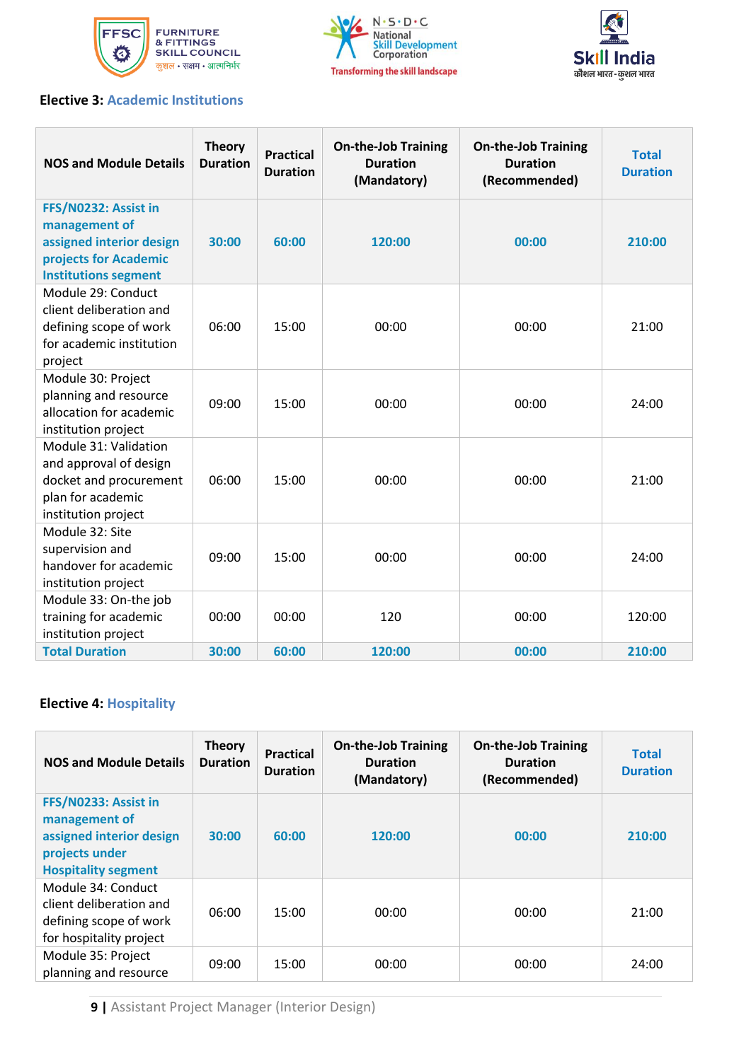**Elective 3: Academic Institutions**

| NOS and Module Details | Theory Duration | Practical Duration | On-the-Job Training Duration (Mandatory) | On-the-Job Training Duration (Recommended) | Total Duration |
|---|---|---|---|---|---|
| **FFS/N0232: Assist in management of assigned interior design projects for Academic Institutions segment** | **30:00** | **60:00** | **120:00** | **00:00** | **210:00** |
| Module 29: Conduct client deliberation and defining scope of work for academic institution project | 06:00 | 15:00 | 00:00 | 00:00 | 21:00 |
| Module 30: Project planning and resource allocation for academic institution project | 09:00 | 15:00 | 00:00 | 00:00 | 24:00 |
| Module 31: Validation and approval of design docket and procurement plan for academic institution project | 06:00 | 15:00 | 00:00 | 00:00 | 21:00 |
| Module 32: Site supervision and handover for academic institution project | 09:00 | 15:00 | 00:00 | 00:00 | 24:00 |
| Module 33: On-the job training for academic institution project | 00:00 | 00:00 | 120 | 00:00 | 120:00 |
| **Total Duration** | **30:00** | **60:00** | **120:00** | **00:00** | **210:00** |

**Elective 4: Hospitality**

| NOS and Module Details | Theory Duration | Practical Duration | On-the-Job Training Duration (Mandatory) | On-the-Job Training Duration (Recommended) | Total Duration |
|---|---|---|---|---|---|
| **FFS/N0233: Assist in management of assigned interior design projects under Hospitality segment** | **30:00** | **60:00** | **120:00** | **00:00** | **210:00** |
| Module 34: Conduct client deliberation and defining scope of work for hospitality project | 06:00 | 15:00 | 00:00 | 00:00 | 21:00 |
| Module 35: Project planning and resource | 09:00 | 15:00 | 00:00 | 00:00 | 24:00 |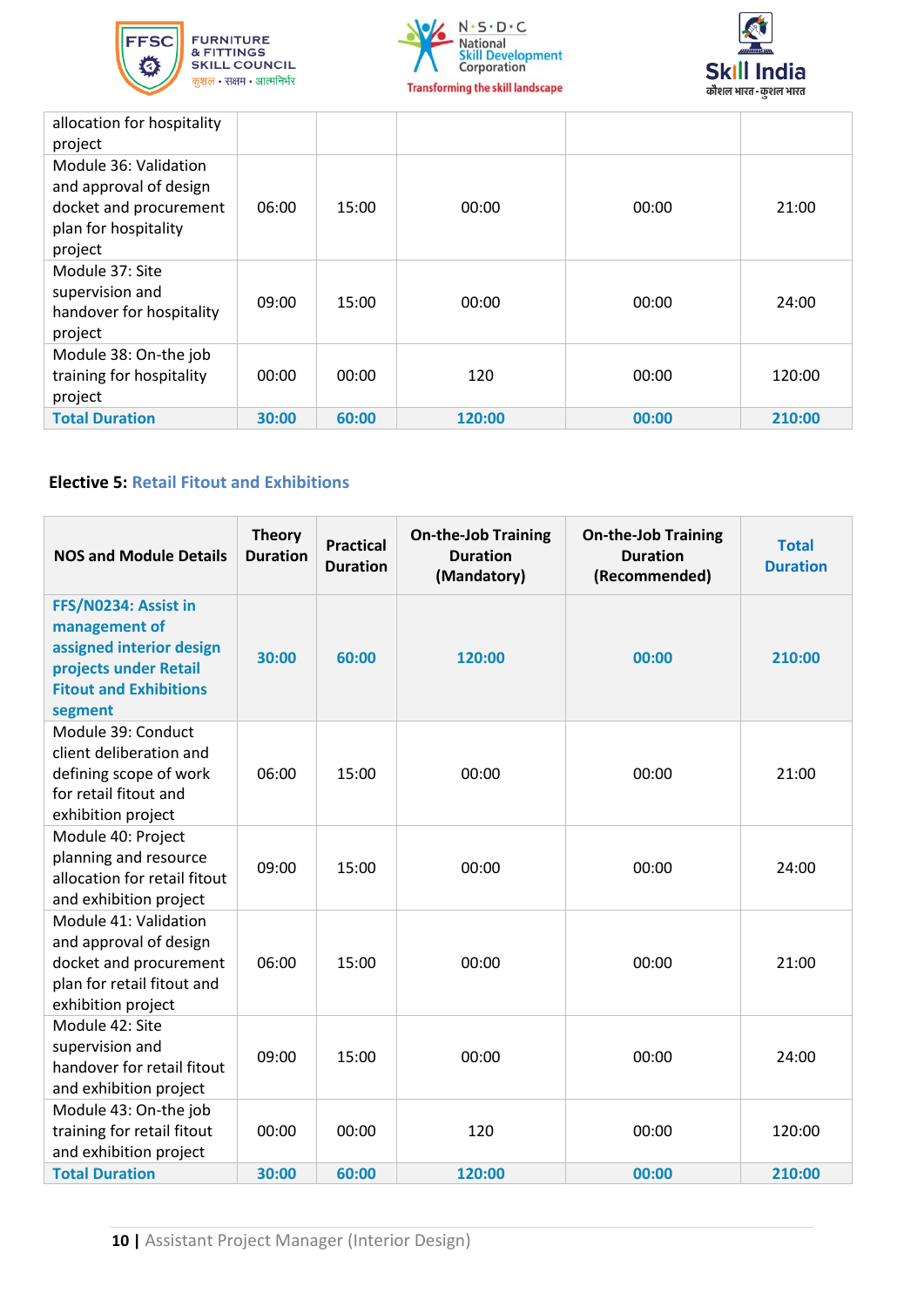| allocation for hospitality project | | | | | |
|---|---|---|---|---|---|
| Module 36: Validation and approval of design docket and procurement plan for hospitality project | 06:00 | 15:00 | 00:00 | 00:00 | 21:00 |
| Module 37: Site supervision and handover for hospitality project | 09:00 | 15:00 | 00:00 | 00:00 | 24:00 |
| Module 38: On-the job training for hospitality project | 00:00 | 00:00 | 120 | 00:00 | 120:00 |
| **Total Duration** | **30:00** | **60:00** | **120:00** | **00:00** | **210:00** |

**Elective 5: Retail Fitout and Exhibitions**

| NOS and Module Details | Theory Duration | Practical Duration | On-the-Job Training Duration (Mandatory) | On-the-Job Training Duration (Recommended) | Total Duration |
|---|---|---|---|---|---|
| **FFS/N0234: Assist in management of assigned interior design projects under Retail Fitout and Exhibitions segment** | **30:00** | **60:00** | **120:00** | **00:00** | **210:00** |
| Module 39: Conduct client deliberation and defining scope of work for retail fitout and exhibition project | 06:00 | 15:00 | 00:00 | 00:00 | 21:00 |
| Module 40: Project planning and resource allocation for retail fitout and exhibition project | 09:00 | 15:00 | 00:00 | 00:00 | 24:00 |
| Module 41: Validation and approval of design docket and procurement plan for retail fitout and exhibition project | 06:00 | 15:00 | 00:00 | 00:00 | 21:00 |
| Module 42: Site supervision and handover for retail fitout and exhibition project | 09:00 | 15:00 | 00:00 | 00:00 | 24:00 |
| Module 43: On-the job training for retail fitout and exhibition project | 00:00 | 00:00 | 120 | 00:00 | 120:00 |
| **Total Duration** | **30:00** | **60:00** | **120:00** | **00:00** | **210:00** |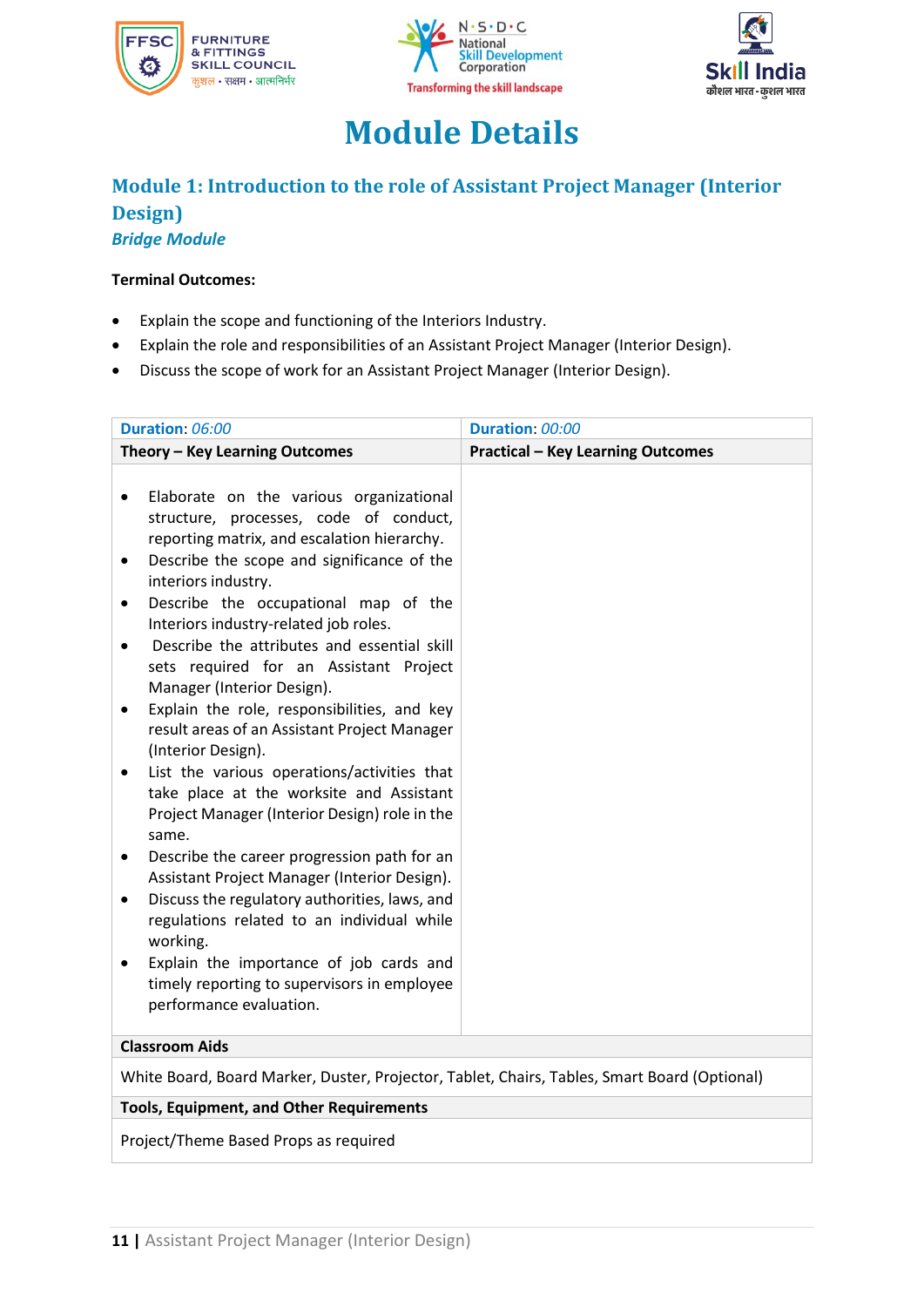# Module Details

## Module 1: Introduction to the role of Assistant Project Manager (Interior Design)

***Bridge Module***

**Terminal Outcomes:**

- Explain the scope and functioning of the Interiors Industry.
- Explain the role and responsibilities of an Assistant Project Manager (Interior Design).
- Discuss the scope of work for an Assistant Project Manager (Interior Design).

| **Duration**: *06:00* | **Duration**: *00:00* |
|---|---|
| **Theory – Key Learning Outcomes** | **Practical – Key Learning Outcomes** |
| • Elaborate on the various organizational structure, processes, code of conduct, reporting matrix, and escalation hierarchy.<br>• Describe the scope and significance of the interiors industry.<br>• Describe the occupational map of the Interiors industry-related job roles.<br>• Describe the attributes and essential skill sets required for an Assistant Project Manager (Interior Design).<br>• Explain the role, responsibilities, and key result areas of an Assistant Project Manager (Interior Design).<br>• List the various operations/activities that take place at the worksite and Assistant Project Manager (Interior Design) role in the same.<br>• Describe the career progression path for an Assistant Project Manager (Interior Design).<br>• Discuss the regulatory authorities, laws, and regulations related to an individual while working.<br>• Explain the importance of job cards and timely reporting to supervisors in employee performance evaluation. | |
| **Classroom Aids** | |
| White Board, Board Marker, Duster, Projector, Tablet, Chairs, Tables, Smart Board (Optional) | |
| **Tools, Equipment, and Other Requirements** | |
| Project/Theme Based Props as required | |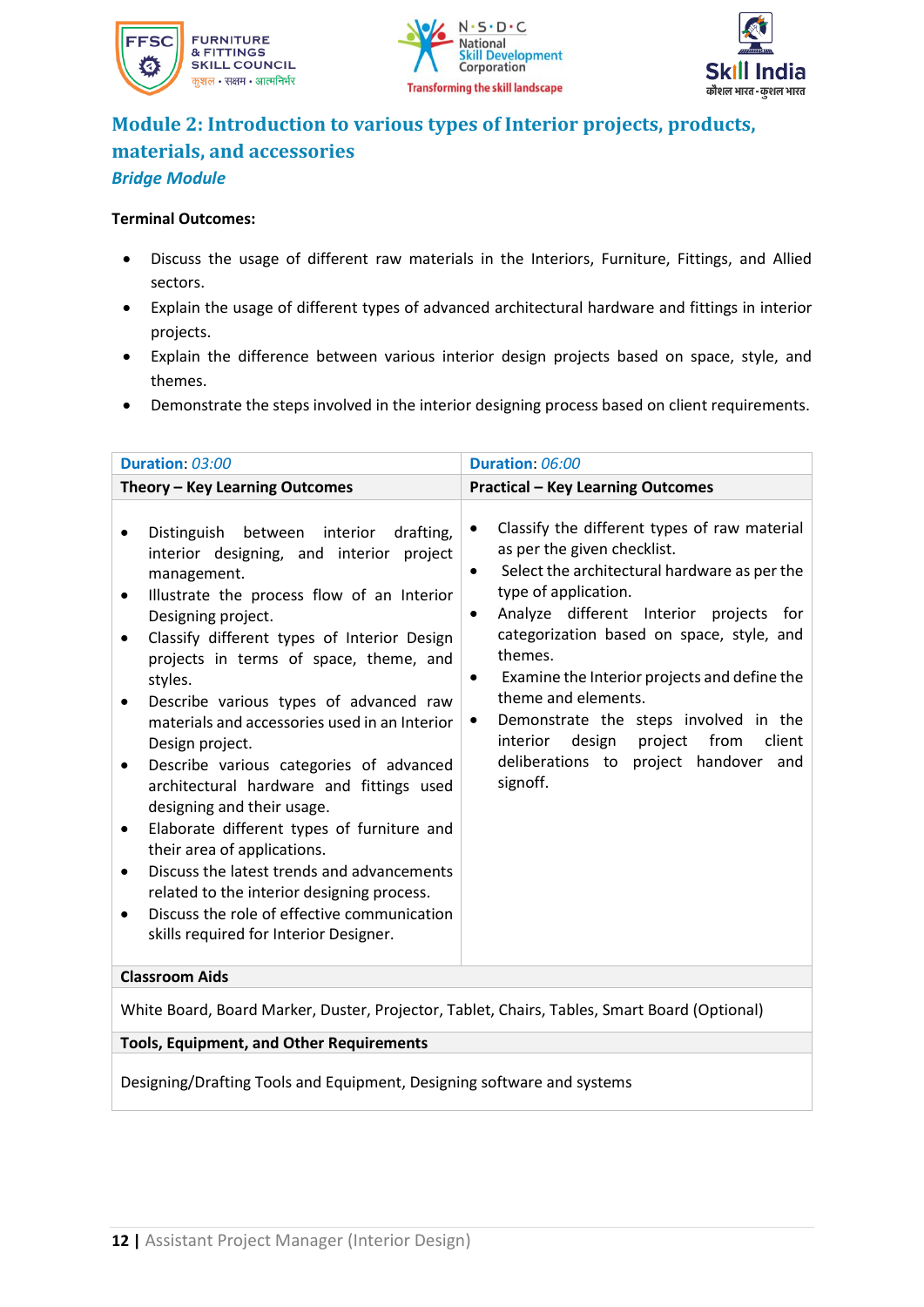## Module 2: Introduction to various types of Interior projects, products, materials, and accessories

***Bridge Module***

**Terminal Outcomes:**

- Discuss the usage of different raw materials in the Interiors, Furniture, Fittings, and Allied sectors.
- Explain the usage of different types of advanced architectural hardware and fittings in interior projects.
- Explain the difference between various interior design projects based on space, style, and themes.
- Demonstrate the steps involved in the interior designing process based on client requirements.

| **Duration**: *03:00* | **Duration**: *06:00* |
|---|---|
| **Theory – Key Learning Outcomes** | **Practical – Key Learning Outcomes** |
| • Distinguish between interior drafting, interior designing, and interior project management.<br>• Illustrate the process flow of an Interior Designing project.<br>• Classify different types of Interior Design projects in terms of space, theme, and styles.<br>• Describe various types of advanced raw materials and accessories used in an Interior Design project.<br>• Describe various categories of advanced architectural hardware and fittings used designing and their usage.<br>• Elaborate different types of furniture and their area of applications.<br>• Discuss the latest trends and advancements related to the interior designing process.<br>• Discuss the role of effective communication skills required for Interior Designer. | • Classify the different types of raw material as per the given checklist.<br>• Select the architectural hardware as per the type of application.<br>• Analyze different Interior projects for categorization based on space, style, and themes.<br>• Examine the Interior projects and define the theme and elements.<br>• Demonstrate the steps involved in the interior design project from client deliberations to project handover and signoff. |
| **Classroom Aids** | |
| White Board, Board Marker, Duster, Projector, Tablet, Chairs, Tables, Smart Board (Optional) | |
| **Tools, Equipment, and Other Requirements** | |
| Designing/Drafting Tools and Equipment, Designing software and systems | |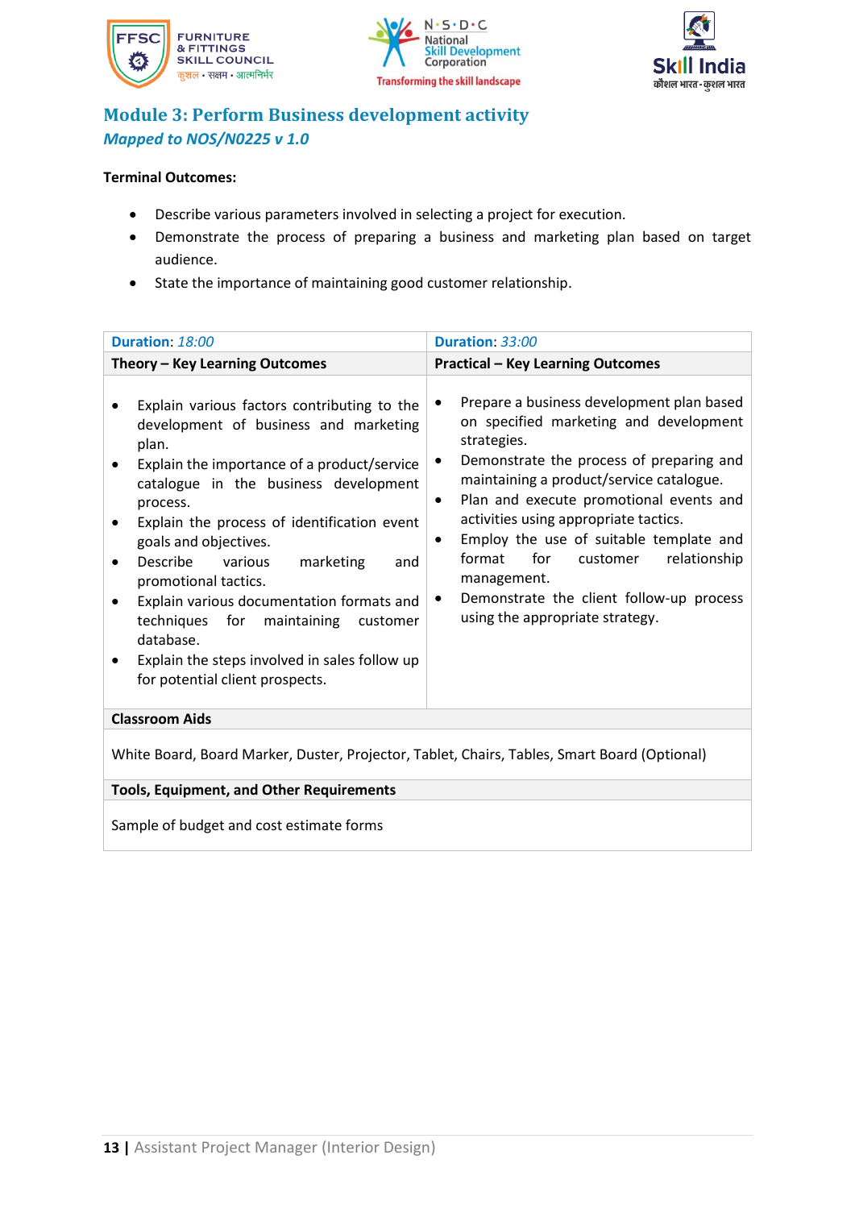## Module 3: Perform Business development activity

*Mapped to NOS/N0225 v 1.0*

**Terminal Outcomes:**

- Describe various parameters involved in selecting a project for execution.
- Demonstrate the process of preparing a business and marketing plan based on target audience.
- State the importance of maintaining good customer relationship.

| **Duration**: *18:00* | **Duration**: *33:00* |
|---|---|
| **Theory – Key Learning Outcomes** | **Practical – Key Learning Outcomes** |
| • Explain various factors contributing to the development of business and marketing plan.<br>• Explain the importance of a product/service catalogue in the business development process.<br>• Explain the process of identification event goals and objectives.<br>• Describe various marketing and promotional tactics.<br>• Explain various documentation formats and techniques for maintaining customer database.<br>• Explain the steps involved in sales follow up for potential client prospects. | • Prepare a business development plan based on specified marketing and development strategies.<br>• Demonstrate the process of preparing and maintaining a product/service catalogue.<br>• Plan and execute promotional events and activities using appropriate tactics.<br>• Employ the use of suitable template and format for customer relationship management.<br>• Demonstrate the client follow-up process using the appropriate strategy. |
| **Classroom Aids** | |
| White Board, Board Marker, Duster, Projector, Tablet, Chairs, Tables, Smart Board (Optional) | |
| **Tools, Equipment, and Other Requirements** | |
| Sample of budget and cost estimate forms | |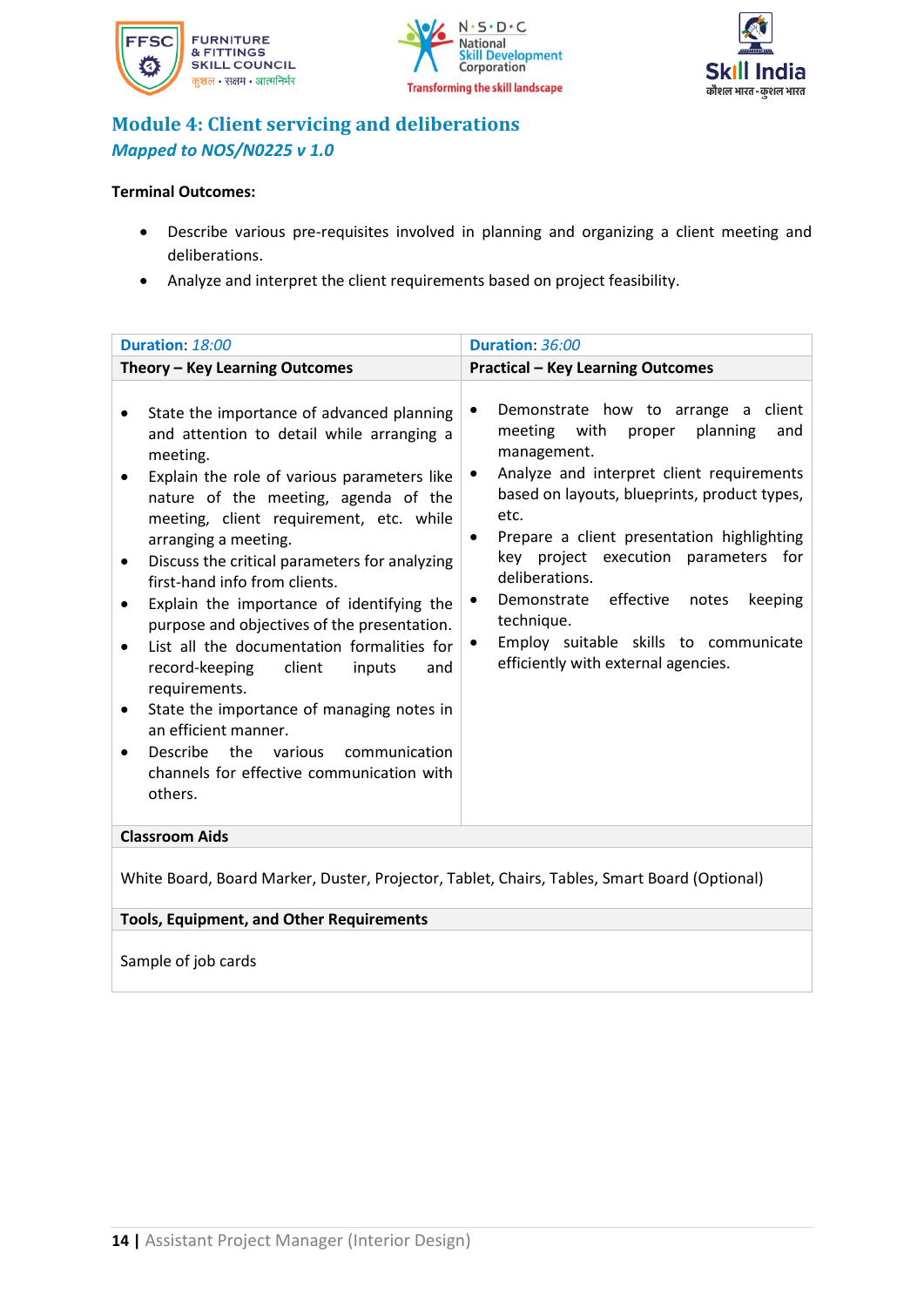## Module 4: Client servicing and deliberations

*Mapped to NOS/N0225 v 1.0*

**Terminal Outcomes:**

- Describe various pre-requisites involved in planning and organizing a client meeting and deliberations.
- Analyze and interpret the client requirements based on project feasibility.

| **Duration**: *18:00* | **Duration**: *36:00* |
|---|---|
| **Theory – Key Learning Outcomes** | **Practical – Key Learning Outcomes** |
| • State the importance of advanced planning and attention to detail while arranging a meeting.<br>• Explain the role of various parameters like nature of the meeting, agenda of the meeting, client requirement, etc. while arranging a meeting.<br>• Discuss the critical parameters for analyzing first-hand info from clients.<br>• Explain the importance of identifying the purpose and objectives of the presentation.<br>• List all the documentation formalities for record-keeping client inputs and requirements.<br>• State the importance of managing notes in an efficient manner.<br>• Describe the various communication channels for effective communication with others. | • Demonstrate how to arrange a client meeting with proper planning and management.<br>• Analyze and interpret client requirements based on layouts, blueprints, product types, etc.<br>• Prepare a client presentation highlighting key project execution parameters for deliberations.<br>• Demonstrate effective notes keeping technique.<br>• Employ suitable skills to communicate efficiently with external agencies. |
| **Classroom Aids** | |
| White Board, Board Marker, Duster, Projector, Tablet, Chairs, Tables, Smart Board (Optional) | |
| **Tools, Equipment, and Other Requirements** | |
| Sample of job cards | |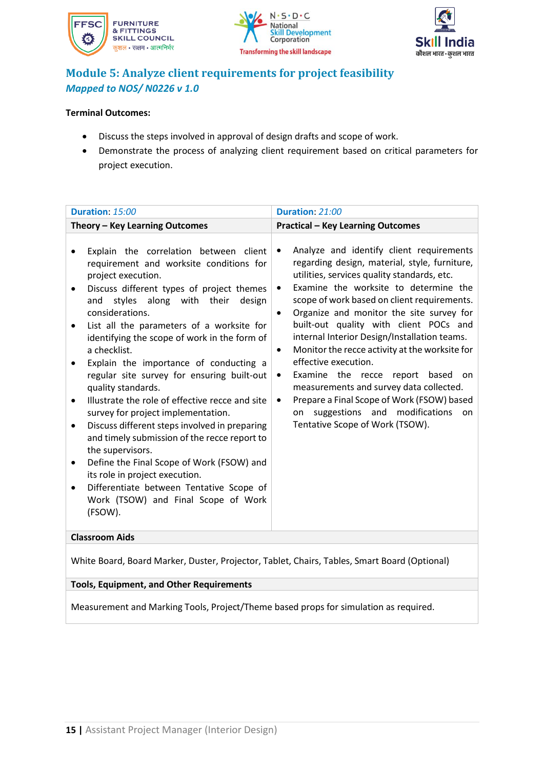## Module 5: Analyze client requirements for project feasibility

*Mapped to NOS/ N0226 v 1.0*

**Terminal Outcomes:**

- Discuss the steps involved in approval of design drafts and scope of work.
- Demonstrate the process of analyzing client requirement based on critical parameters for project execution.

| **Duration**: *15:00* | **Duration**: *21:00* |
|---|---|
| **Theory – Key Learning Outcomes** | **Practical – Key Learning Outcomes** |
| • Explain the correlation between client requirement and worksite conditions for project execution.<br>• Discuss different types of project themes and styles along with their design considerations.<br>• List all the parameters of a worksite for identifying the scope of work in the form of a checklist.<br>• Explain the importance of conducting a regular site survey for ensuring built-out quality standards.<br>• Illustrate the role of effective recce and site survey for project implementation.<br>• Discuss different steps involved in preparing and timely submission of the recce report to the supervisors.<br>• Define the Final Scope of Work (FSOW) and its role in project execution.<br>• Differentiate between Tentative Scope of Work (TSOW) and Final Scope of Work (FSOW). | • Analyze and identify client requirements regarding design, material, style, furniture, utilities, services quality standards, etc.<br>• Examine the worksite to determine the scope of work based on client requirements.<br>• Organize and monitor the site survey for built-out quality with client POCs and internal Interior Design/Installation teams.<br>• Monitor the recce activity at the worksite for effective execution.<br>• Examine the recce report based on measurements and survey data collected.<br>• Prepare a Final Scope of Work (FSOW) based on suggestions and modifications on Tentative Scope of Work (TSOW). |
| **Classroom Aids** | |
| White Board, Board Marker, Duster, Projector, Tablet, Chairs, Tables, Smart Board (Optional) | |
| **Tools, Equipment, and Other Requirements** | |
| Measurement and Marking Tools, Project/Theme based props for simulation as required. | |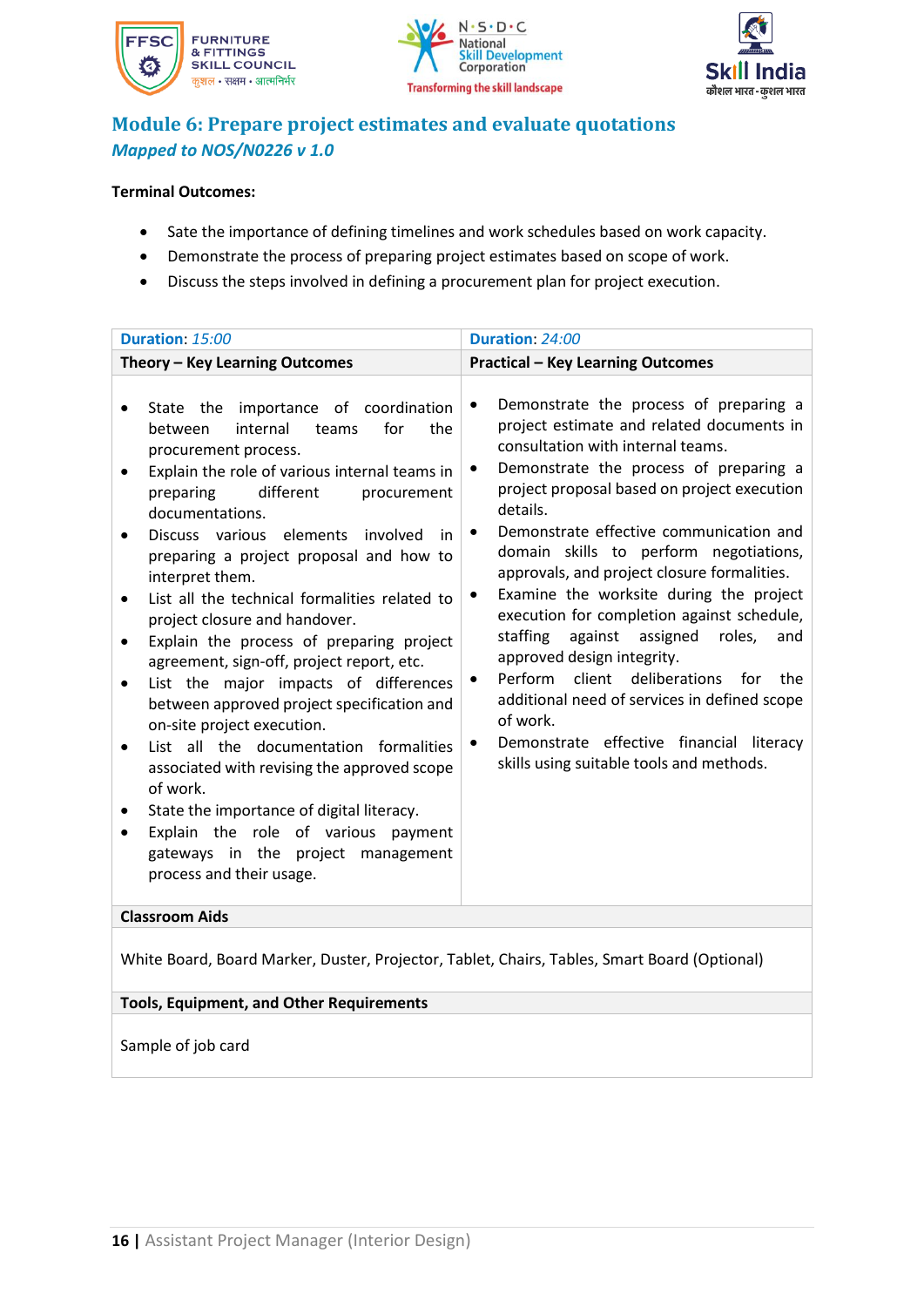## Module 6: Prepare project estimates and evaluate quotations

***Mapped to NOS/N0226 v 1.0***

**Terminal Outcomes:**

- Sate the importance of defining timelines and work schedules based on work capacity.
- Demonstrate the process of preparing project estimates based on scope of work.
- Discuss the steps involved in defining a procurement plan for project execution.

| **Duration**: *15:00* | **Duration**: *24:00* |
|---|---|
| **Theory – Key Learning Outcomes** | **Practical – Key Learning Outcomes** |
| • State the importance of coordination between internal teams for the procurement process.<br>• Explain the role of various internal teams in preparing different procurement documentations.<br>• Discuss various elements involved in preparing a project proposal and how to interpret them.<br>• List all the technical formalities related to project closure and handover.<br>• Explain the process of preparing project agreement, sign-off, project report, etc.<br>• List the major impacts of differences between approved project specification and on-site project execution.<br>• List all the documentation formalities associated with revising the approved scope of work.<br>• State the importance of digital literacy.<br>• Explain the role of various payment gateways in the project management process and their usage. | • Demonstrate the process of preparing a project estimate and related documents in consultation with internal teams.<br>• Demonstrate the process of preparing a project proposal based on project execution details.<br>• Demonstrate effective communication and domain skills to perform negotiations, approvals, and project closure formalities.<br>• Examine the worksite during the project execution for completion against schedule, staffing against assigned roles, and approved design integrity.<br>• Perform client deliberations for the additional need of services in defined scope of work.<br>• Demonstrate effective financial literacy skills using suitable tools and methods. |
| **Classroom Aids** | |
| White Board, Board Marker, Duster, Projector, Tablet, Chairs, Tables, Smart Board (Optional) | |
| **Tools, Equipment, and Other Requirements** | |
| Sample of job card | |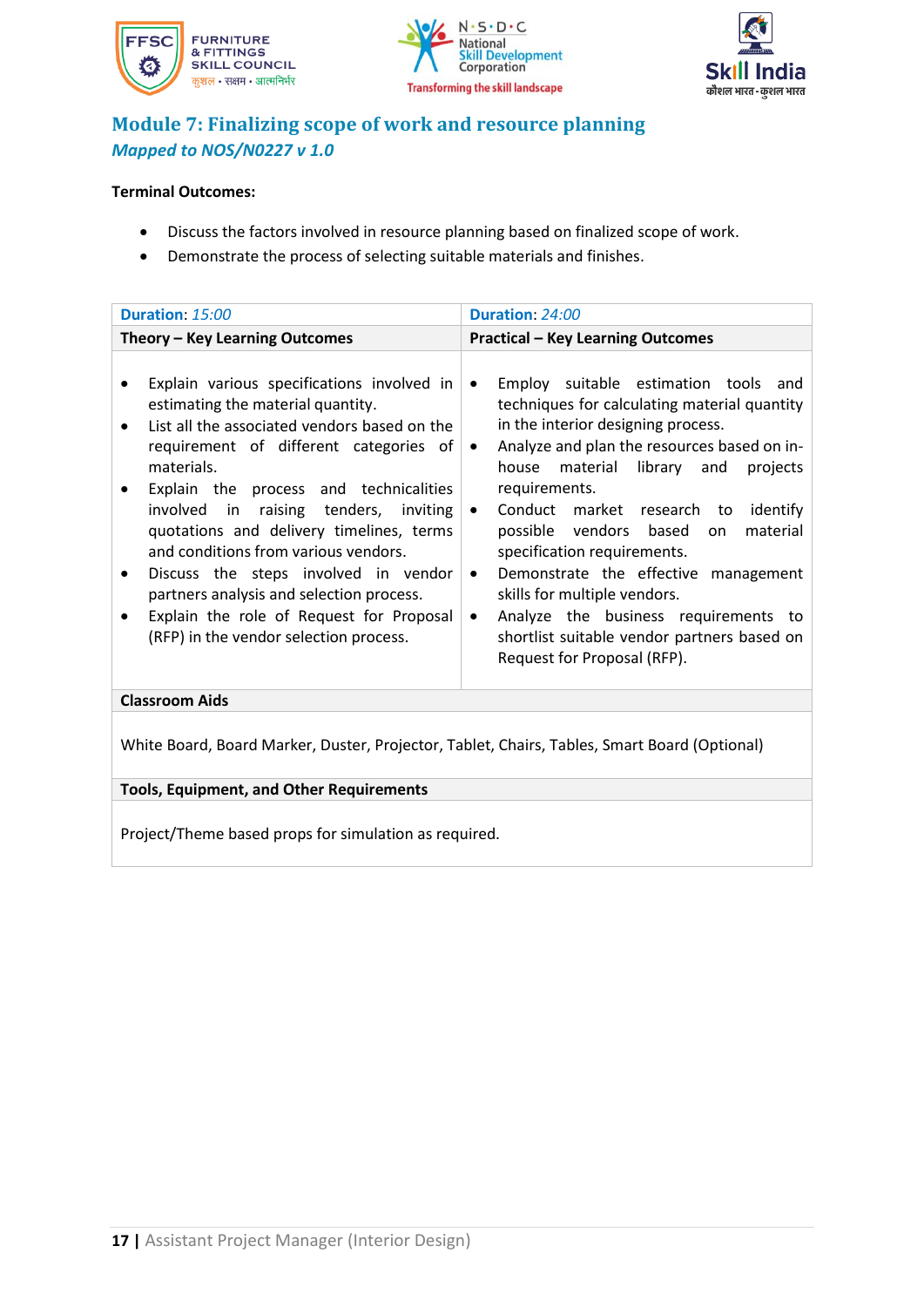## Module 7: Finalizing scope of work and resource planning

*Mapped to NOS/N0227 v 1.0*

**Terminal Outcomes:**

- Discuss the factors involved in resource planning based on finalized scope of work.
- Demonstrate the process of selecting suitable materials and finishes.

| **Duration**: *15:00* | **Duration**: *24:00* |
|---|---|
| **Theory – Key Learning Outcomes** | **Practical – Key Learning Outcomes** |
| • Explain various specifications involved in estimating the material quantity.<br>• List all the associated vendors based on the requirement of different categories of materials.<br>• Explain the process and technicalities involved in raising tenders, inviting quotations and delivery timelines, terms and conditions from various vendors.<br>• Discuss the steps involved in vendor partners analysis and selection process.<br>• Explain the role of Request for Proposal (RFP) in the vendor selection process. | • Employ suitable estimation tools and techniques for calculating material quantity in the interior designing process.<br>• Analyze and plan the resources based on in-house material library and projects requirements.<br>• Conduct market research to identify possible vendors based on material specification requirements.<br>• Demonstrate the effective management skills for multiple vendors.<br>• Analyze the business requirements to shortlist suitable vendor partners based on Request for Proposal (RFP). |
| **Classroom Aids** | |
| White Board, Board Marker, Duster, Projector, Tablet, Chairs, Tables, Smart Board (Optional) | |
| **Tools, Equipment, and Other Requirements** | |
| Project/Theme based props for simulation as required. | |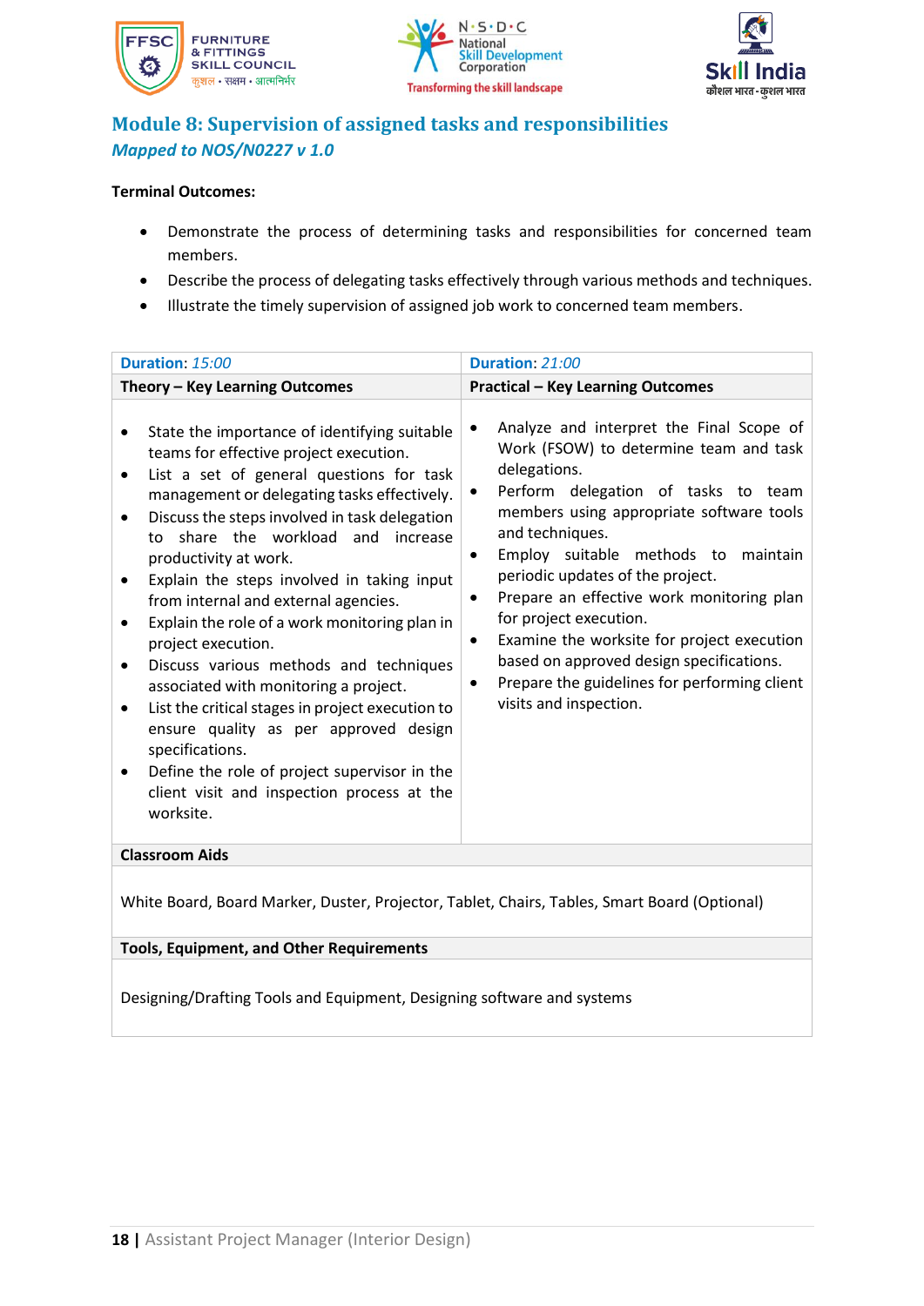## Module 8: Supervision of assigned tasks and responsibilities

*Mapped to NOS/N0227 v 1.0*

**Terminal Outcomes:**

- Demonstrate the process of determining tasks and responsibilities for concerned team members.
- Describe the process of delegating tasks effectively through various methods and techniques.
- Illustrate the timely supervision of assigned job work to concerned team members.

| Duration: *15:00* | Duration: *21:00* |
|---|---|
| **Theory – Key Learning Outcomes** | **Practical – Key Learning Outcomes** |
| • State the importance of identifying suitable teams for effective project execution.<br>• List a set of general questions for task management or delegating tasks effectively.<br>• Discuss the steps involved in task delegation to share the workload and increase productivity at work.<br>• Explain the steps involved in taking input from internal and external agencies.<br>• Explain the role of a work monitoring plan in project execution.<br>• Discuss various methods and techniques associated with monitoring a project.<br>• List the critical stages in project execution to ensure quality as per approved design specifications.<br>• Define the role of project supervisor in the client visit and inspection process at the worksite. | • Analyze and interpret the Final Scope of Work (FSOW) to determine team and task delegations.<br>• Perform delegation of tasks to team members using appropriate software tools and techniques.<br>• Employ suitable methods to maintain periodic updates of the project.<br>• Prepare an effective work monitoring plan for project execution.<br>• Examine the worksite for project execution based on approved design specifications.<br>• Prepare the guidelines for performing client visits and inspection. |
| **Classroom Aids** | |
| White Board, Board Marker, Duster, Projector, Tablet, Chairs, Tables, Smart Board (Optional) | |
| **Tools, Equipment, and Other Requirements** | |
| Designing/Drafting Tools and Equipment, Designing software and systems | |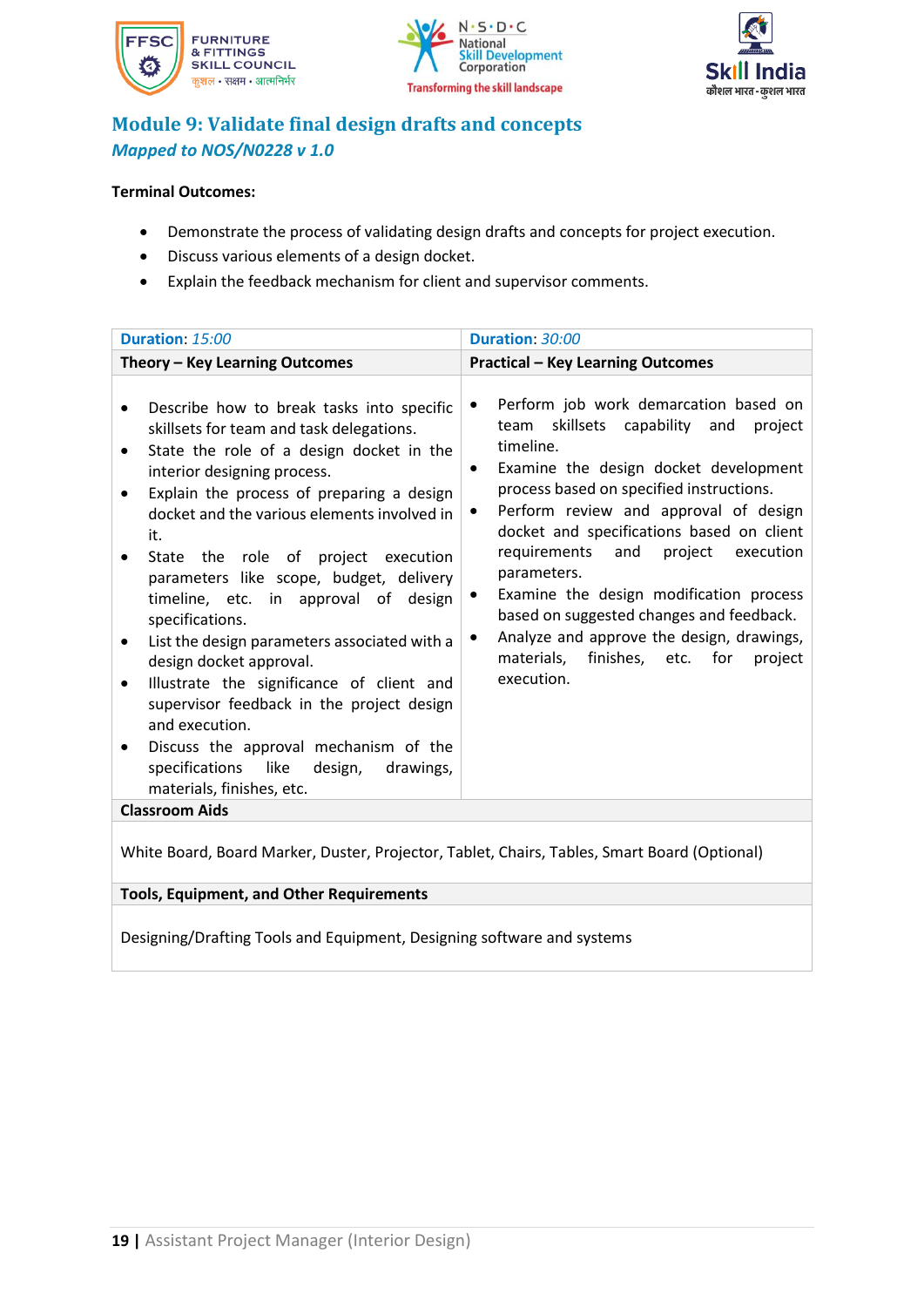## Module 9: Validate final design drafts and concepts

*Mapped to NOS/N0228 v 1.0*

**Terminal Outcomes:**

- Demonstrate the process of validating design drafts and concepts for project execution.
- Discuss various elements of a design docket.
- Explain the feedback mechanism for client and supervisor comments.

| **Duration**: *15:00* | **Duration**: *30:00* |
|---|---|
| **Theory – Key Learning Outcomes** | **Practical – Key Learning Outcomes** |
| • Describe how to break tasks into specific skillsets for team and task delegations.<br>• State the role of a design docket in the interior designing process.<br>• Explain the process of preparing a design docket and the various elements involved in it.<br>• State the role of project execution parameters like scope, budget, delivery timeline, etc. in approval of design specifications.<br>• List the design parameters associated with a design docket approval.<br>• Illustrate the significance of client and supervisor feedback in the project design and execution.<br>• Discuss the approval mechanism of the specifications like design, drawings, materials, finishes, etc. | • Perform job work demarcation based on team skillsets capability and project timeline.<br>• Examine the design docket development process based on specified instructions.<br>• Perform review and approval of design docket and specifications based on client requirements and project execution parameters.<br>• Examine the design modification process based on suggested changes and feedback.<br>• Analyze and approve the design, drawings, materials, finishes, etc. for project execution. |
| **Classroom Aids** | |
| White Board, Board Marker, Duster, Projector, Tablet, Chairs, Tables, Smart Board (Optional) | |
| **Tools, Equipment, and Other Requirements** | |
| Designing/Drafting Tools and Equipment, Designing software and systems | |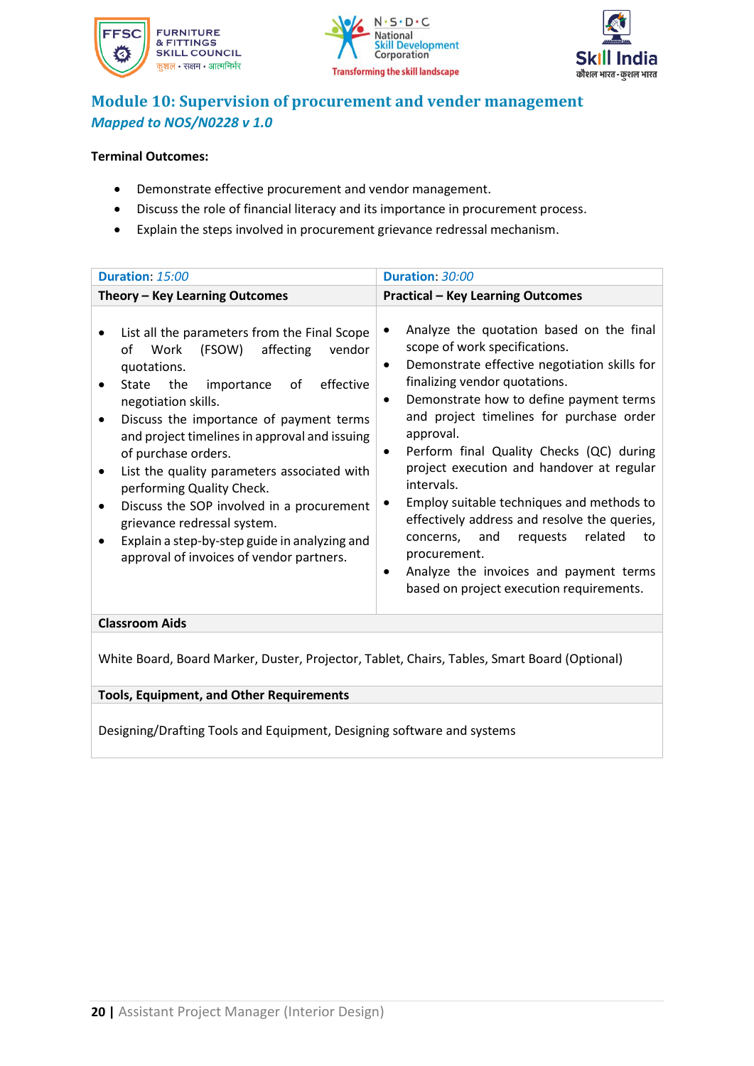## Module 10: Supervision of procurement and vender management

*Mapped to NOS/N0228 v 1.0*

**Terminal Outcomes:**

- Demonstrate effective procurement and vendor management.
- Discuss the role of financial literacy and its importance in procurement process.
- Explain the steps involved in procurement grievance redressal mechanism.

| **Duration**: *15:00* | **Duration**: *30:00* |
|---|---|
| **Theory – Key Learning Outcomes** | **Practical – Key Learning Outcomes** |
| • List all the parameters from the Final Scope of Work (FSOW) affecting vendor quotations.<br>• State the importance of effective negotiation skills.<br>• Discuss the importance of payment terms and project timelines in approval and issuing of purchase orders.<br>• List the quality parameters associated with performing Quality Check.<br>• Discuss the SOP involved in a procurement grievance redressal system.<br>• Explain a step-by-step guide in analyzing and approval of invoices of vendor partners. | • Analyze the quotation based on the final scope of work specifications.<br>• Demonstrate effective negotiation skills for finalizing vendor quotations.<br>• Demonstrate how to define payment terms and project timelines for purchase order approval.<br>• Perform final Quality Checks (QC) during project execution and handover at regular intervals.<br>• Employ suitable techniques and methods to effectively address and resolve the queries, concerns, and requests related to procurement.<br>• Analyze the invoices and payment terms based on project execution requirements. |
| **Classroom Aids** | |
| White Board, Board Marker, Duster, Projector, Tablet, Chairs, Tables, Smart Board (Optional) | |
| **Tools, Equipment, and Other Requirements** | |
| Designing/Drafting Tools and Equipment, Designing software and systems | |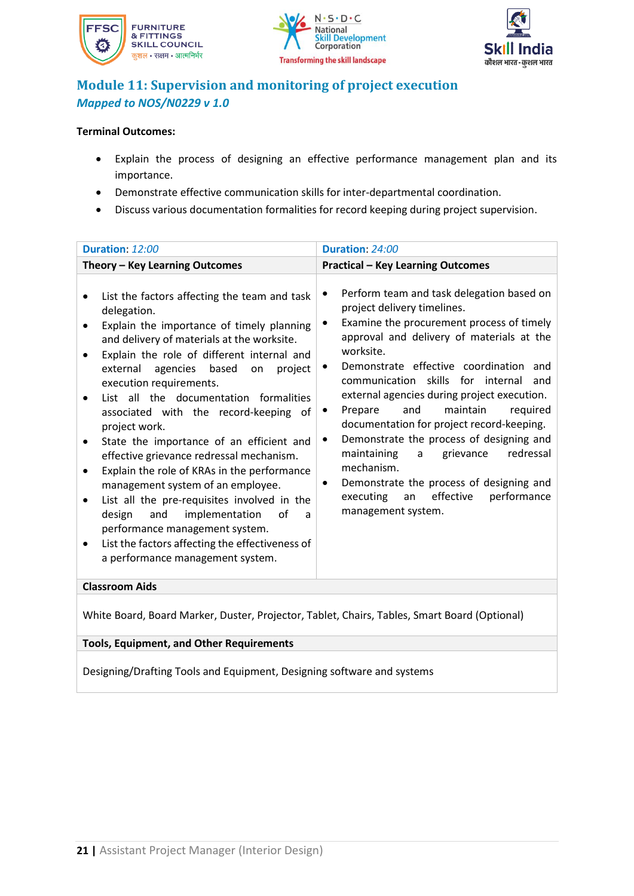## Module 11: Supervision and monitoring of project execution

*Mapped to NOS/N0229 v 1.0*

**Terminal Outcomes:**

- Explain the process of designing an effective performance management plan and its importance.
- Demonstrate effective communication skills for inter-departmental coordination.
- Discuss various documentation formalities for record keeping during project supervision.

| **Duration**: *12:00* | **Duration**: *24:00* |
|---|---|
| **Theory – Key Learning Outcomes** | **Practical – Key Learning Outcomes** |
| • List the factors affecting the team and task delegation.<br>• Explain the importance of timely planning and delivery of materials at the worksite.<br>• Explain the role of different internal and external agencies based on project execution requirements.<br>• List all the documentation formalities associated with the record-keeping of project work.<br>• State the importance of an efficient and effective grievance redressal mechanism.<br>• Explain the role of KRAs in the performance management system of an employee.<br>• List all the pre-requisites involved in the design and implementation of a performance management system.<br>• List the factors affecting the effectiveness of a performance management system. | • Perform team and task delegation based on project delivery timelines.<br>• Examine the procurement process of timely approval and delivery of materials at the worksite.<br>• Demonstrate effective coordination and communication skills for internal and external agencies during project execution.<br>• Prepare and maintain required documentation for project record-keeping.<br>• Demonstrate the process of designing and maintaining a grievance redressal mechanism.<br>• Demonstrate the process of designing and executing an effective performance management system. |
| **Classroom Aids** | |
| White Board, Board Marker, Duster, Projector, Tablet, Chairs, Tables, Smart Board (Optional) | |
| **Tools, Equipment, and Other Requirements** | |
| Designing/Drafting Tools and Equipment, Designing software and systems | |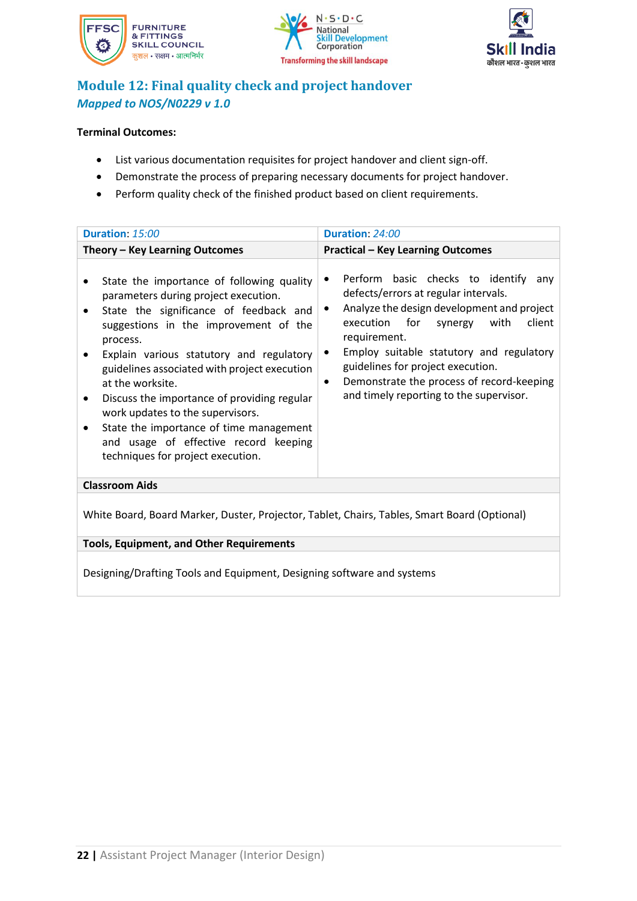## Module 12: Final quality check and project handover

*Mapped to NOS/N0229 v 1.0*

**Terminal Outcomes:**

- List various documentation requisites for project handover and client sign-off.
- Demonstrate the process of preparing necessary documents for project handover.
- Perform quality check of the finished product based on client requirements.

| **Duration**: *15:00* | **Duration**: *24:00* |
|---|---|
| **Theory – Key Learning Outcomes** | **Practical – Key Learning Outcomes** |
| • State the importance of following quality parameters during project execution.<br>• State the significance of feedback and suggestions in the improvement of the process.<br>• Explain various statutory and regulatory guidelines associated with project execution at the worksite.<br>• Discuss the importance of providing regular work updates to the supervisors.<br>• State the importance of time management and usage of effective record keeping techniques for project execution. | • Perform basic checks to identify any defects/errors at regular intervals.<br>• Analyze the design development and project execution for synergy with client requirement.<br>• Employ suitable statutory and regulatory guidelines for project execution.<br>• Demonstrate the process of record-keeping and timely reporting to the supervisor. |
| **Classroom Aids** | |
| White Board, Board Marker, Duster, Projector, Tablet, Chairs, Tables, Smart Board (Optional) | |
| **Tools, Equipment, and Other Requirements** | |
| Designing/Drafting Tools and Equipment, Designing software and systems | |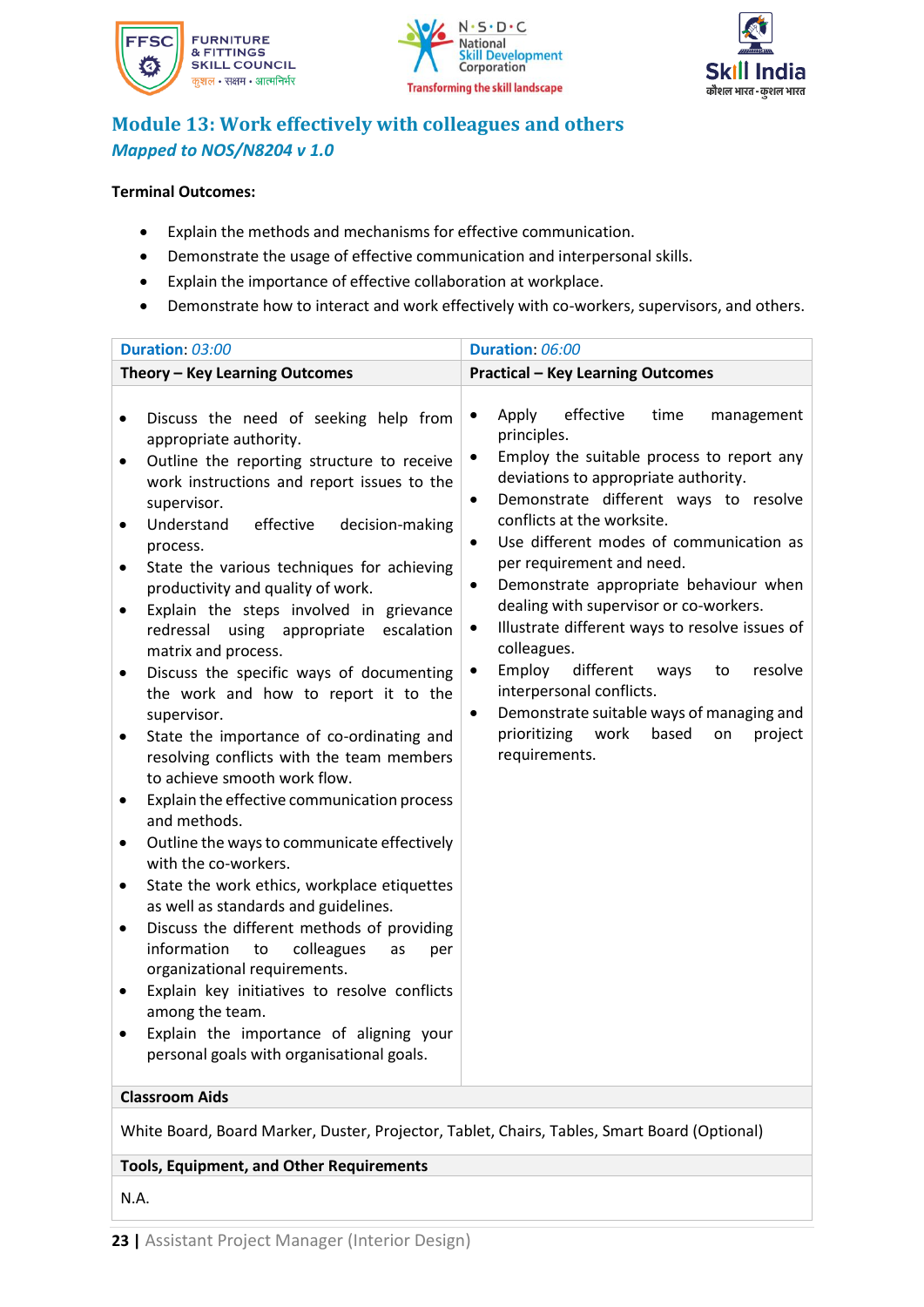## Module 13: Work effectively with colleagues and others

*Mapped to NOS/N8204 v 1.0*

**Terminal Outcomes:**

- Explain the methods and mechanisms for effective communication.
- Demonstrate the usage of effective communication and interpersonal skills.
- Explain the importance of effective collaboration at workplace.
- Demonstrate how to interact and work effectively with co-workers, supervisors, and others.

| **Duration**: *03:00* | **Duration**: *06:00* |
|---|---|
| **Theory – Key Learning Outcomes** | **Practical – Key Learning Outcomes** |
| • Discuss the need of seeking help from appropriate authority.<br>• Outline the reporting structure to receive work instructions and report issues to the supervisor.<br>• Understand effective decision-making process.<br>• State the various techniques for achieving productivity and quality of work.<br>• Explain the steps involved in grievance redressal using appropriate escalation matrix and process.<br>• Discuss the specific ways of documenting the work and how to report it to the supervisor.<br>• State the importance of co-ordinating and resolving conflicts with the team members to achieve smooth work flow.<br>• Explain the effective communication process and methods.<br>• Outline the ways to communicate effectively with the co-workers.<br>• State the work ethics, workplace etiquettes as well as standards and guidelines.<br>• Discuss the different methods of providing information to colleagues as per organizational requirements.<br>• Explain key initiatives to resolve conflicts among the team.<br>• Explain the importance of aligning your personal goals with organisational goals. | • Apply effective time management principles.<br>• Employ the suitable process to report any deviations to appropriate authority.<br>• Demonstrate different ways to resolve conflicts at the worksite.<br>• Use different modes of communication as per requirement and need.<br>• Demonstrate appropriate behaviour when dealing with supervisor or co-workers.<br>• Illustrate different ways to resolve issues of colleagues.<br>• Employ different ways to resolve interpersonal conflicts.<br>• Demonstrate suitable ways of managing and prioritizing work based on project requirements. |
| **Classroom Aids** | |
| White Board, Board Marker, Duster, Projector, Tablet, Chairs, Tables, Smart Board (Optional) | |
| **Tools, Equipment, and Other Requirements** | |
| N.A. | |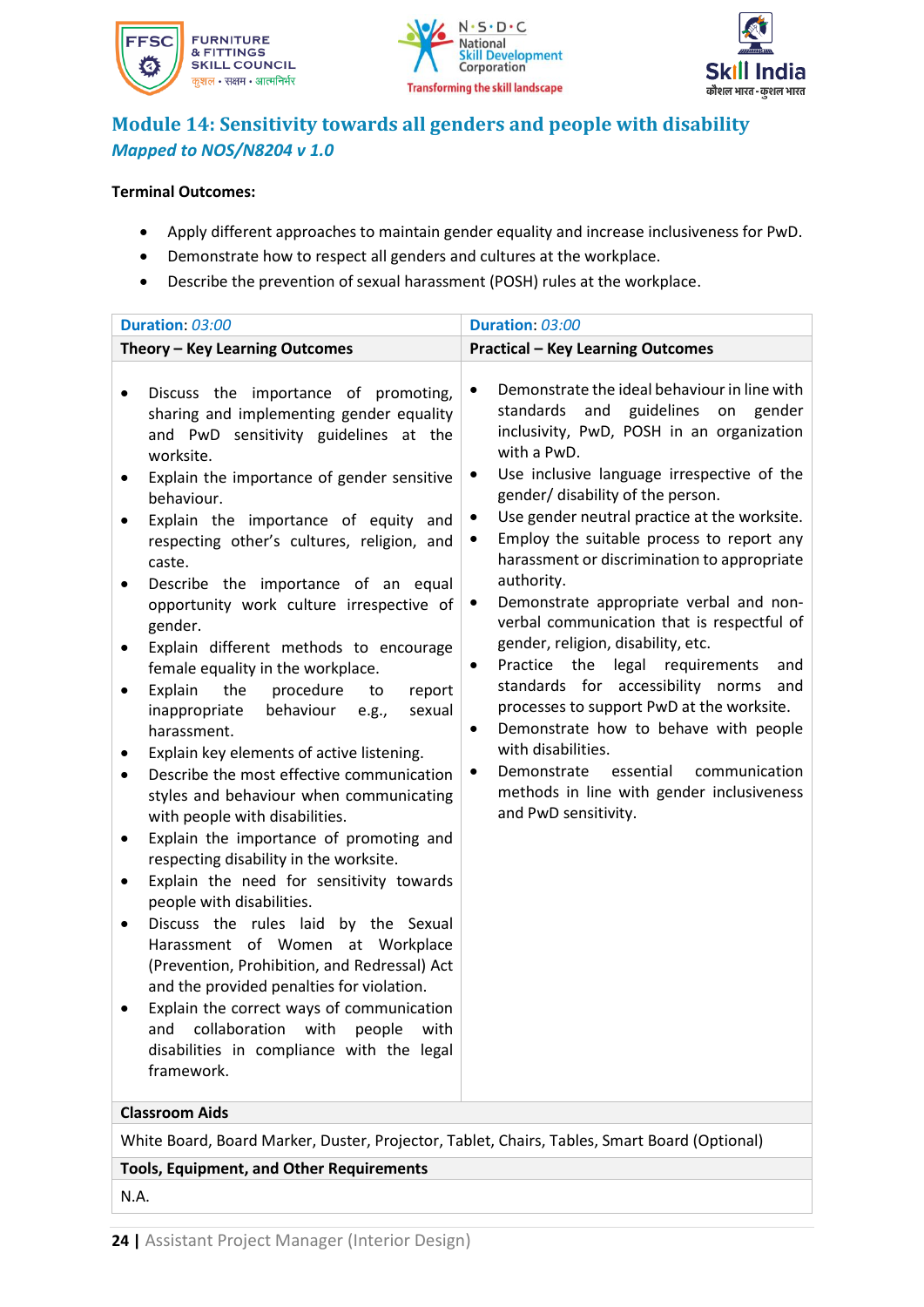## Module 14: Sensitivity towards all genders and people with disability

*Mapped to NOS/N8204 v 1.0*

**Terminal Outcomes:**

- Apply different approaches to maintain gender equality and increase inclusiveness for PwD.
- Demonstrate how to respect all genders and cultures at the workplace.
- Describe the prevention of sexual harassment (POSH) rules at the workplace.

| **Duration**: *03:00* | **Duration**: *03:00* |
|---|---|
| **Theory – Key Learning Outcomes** | **Practical – Key Learning Outcomes** |
| • Discuss the importance of promoting, sharing and implementing gender equality and PwD sensitivity guidelines at the worksite.<br>• Explain the importance of gender sensitive behaviour.<br>• Explain the importance of equity and respecting other's cultures, religion, and caste.<br>• Describe the importance of an equal opportunity work culture irrespective of gender.<br>• Explain different methods to encourage female equality in the workplace.<br>• Explain the procedure to report inappropriate behaviour e.g., sexual harassment.<br>• Explain key elements of active listening.<br>• Describe the most effective communication styles and behaviour when communicating with people with disabilities.<br>• Explain the importance of promoting and respecting disability in the worksite.<br>• Explain the need for sensitivity towards people with disabilities.<br>• Discuss the rules laid by the Sexual Harassment of Women at Workplace (Prevention, Prohibition, and Redressal) Act and the provided penalties for violation.<br>• Explain the correct ways of communication and collaboration with people with disabilities in compliance with the legal framework. | • Demonstrate the ideal behaviour in line with standards and guidelines on gender inclusivity, PwD, POSH in an organization with a PwD.<br>• Use inclusive language irrespective of the gender/ disability of the person.<br>• Use gender neutral practice at the worksite.<br>• Employ the suitable process to report any harassment or discrimination to appropriate authority.<br>• Demonstrate appropriate verbal and non-verbal communication that is respectful of gender, religion, disability, etc.<br>• Practice the legal requirements and standards for accessibility norms and processes to support PwD at the worksite.<br>• Demonstrate how to behave with people with disabilities.<br>• Demonstrate essential communication methods in line with gender inclusiveness and PwD sensitivity. |
| **Classroom Aids** | |
| White Board, Board Marker, Duster, Projector, Tablet, Chairs, Tables, Smart Board (Optional) | |
| **Tools, Equipment, and Other Requirements** | |
| N.A. | |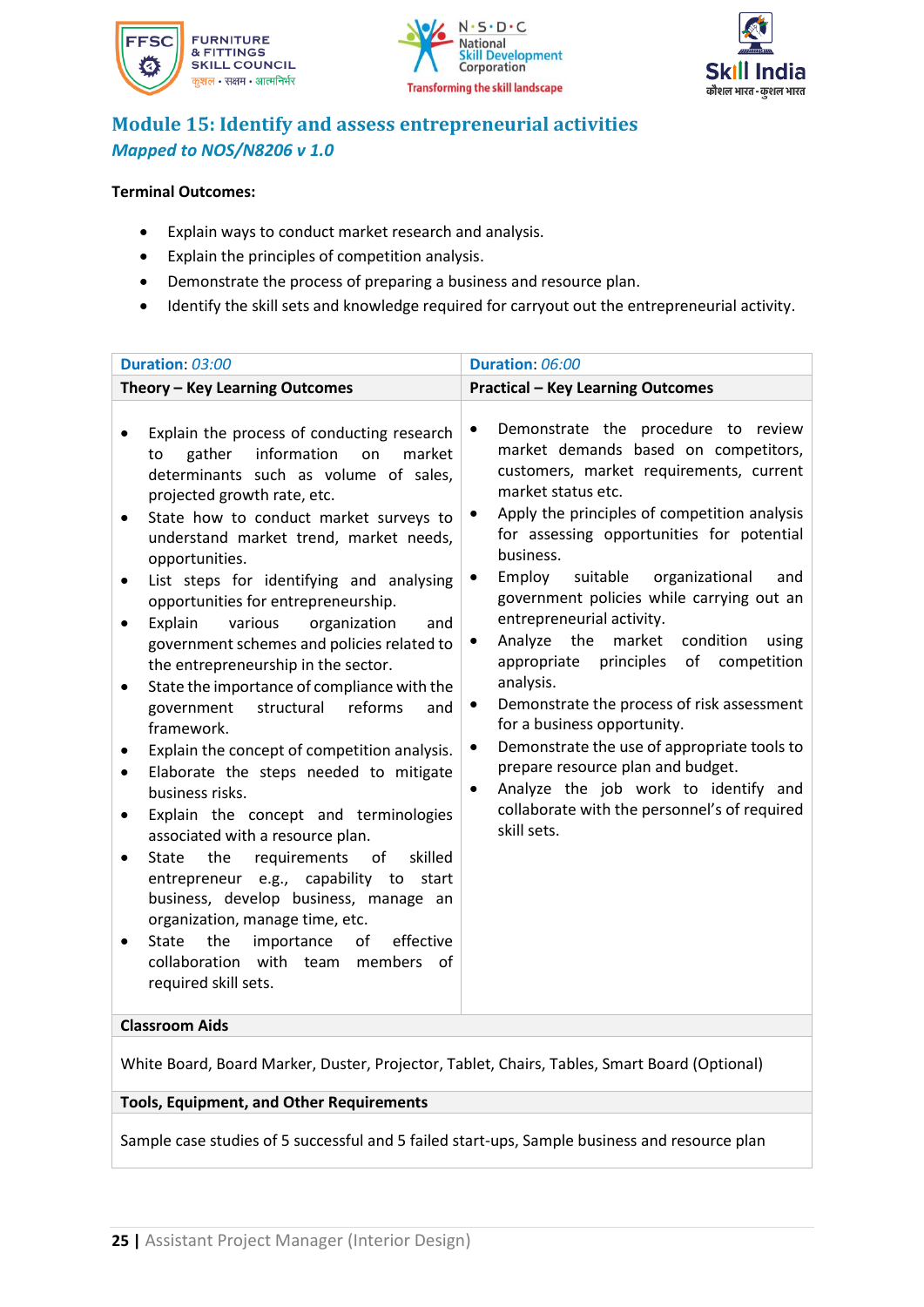## Module 15: Identify and assess entrepreneurial activities

*Mapped to NOS/N8206 v 1.0*

**Terminal Outcomes:**

- Explain ways to conduct market research and analysis.
- Explain the principles of competition analysis.
- Demonstrate the process of preparing a business and resource plan.
- Identify the skill sets and knowledge required for carryout out the entrepreneurial activity.

| **Duration**: *03:00* | **Duration**: *06:00* |
|---|---|
| **Theory – Key Learning Outcomes** | **Practical – Key Learning Outcomes** |
| • Explain the process of conducting research to gather information on market determinants such as volume of sales, projected growth rate, etc.<br>• State how to conduct market surveys to understand market trend, market needs, opportunities.<br>• List steps for identifying and analysing opportunities for entrepreneurship.<br>• Explain various organization and government schemes and policies related to the entrepreneurship in the sector.<br>• State the importance of compliance with the government structural reforms and framework.<br>• Explain the concept of competition analysis.<br>• Elaborate the steps needed to mitigate business risks.<br>• Explain the concept and terminologies associated with a resource plan.<br>• State the requirements of skilled entrepreneur e.g., capability to start business, develop business, manage an organization, manage time, etc.<br>• State the importance of effective collaboration with team members of required skill sets. | • Demonstrate the procedure to review market demands based on competitors, customers, market requirements, current market status etc.<br>• Apply the principles of competition analysis for assessing opportunities for potential business.<br>• Employ suitable organizational and government policies while carrying out an entrepreneurial activity.<br>• Analyze the market condition using appropriate principles of competition analysis.<br>• Demonstrate the process of risk assessment for a business opportunity.<br>• Demonstrate the use of appropriate tools to prepare resource plan and budget.<br>• Analyze the job work to identify and collaborate with the personnel's of required skill sets. |
| **Classroom Aids** | |
| White Board, Board Marker, Duster, Projector, Tablet, Chairs, Tables, Smart Board (Optional) | |
| **Tools, Equipment, and Other Requirements** | |
| Sample case studies of 5 successful and 5 failed start-ups, Sample business and resource plan | |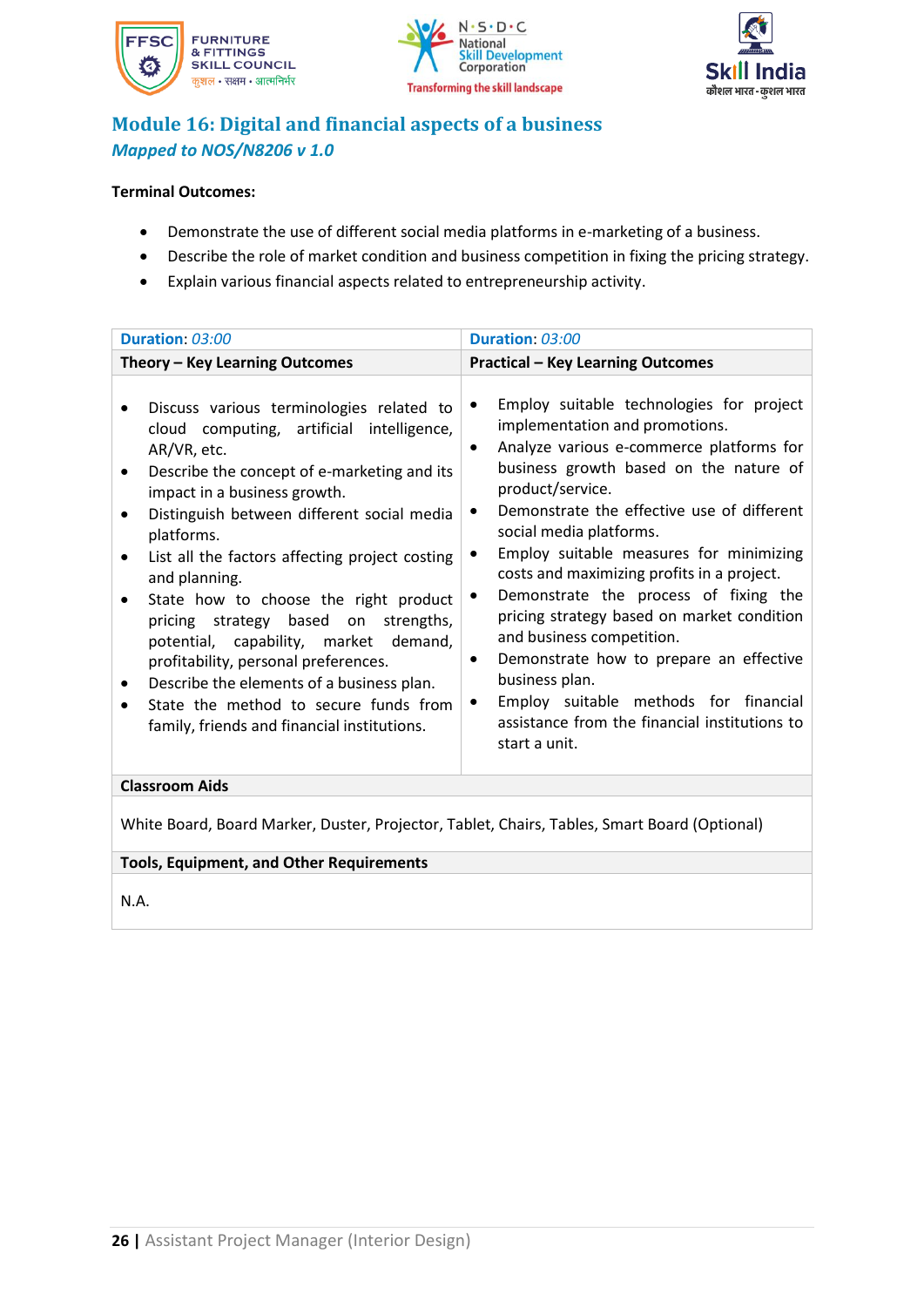## Module 16: Digital and financial aspects of a business

*Mapped to NOS/N8206 v 1.0*

**Terminal Outcomes:**

- Demonstrate the use of different social media platforms in e-marketing of a business.
- Describe the role of market condition and business competition in fixing the pricing strategy.
- Explain various financial aspects related to entrepreneurship activity.

| **Duration**: *03:00* | **Duration**: *03:00* |
|---|---|
| **Theory – Key Learning Outcomes** | **Practical – Key Learning Outcomes** |
| • Discuss various terminologies related to cloud computing, artificial intelligence, AR/VR, etc.<br>• Describe the concept of e-marketing and its impact in a business growth.<br>• Distinguish between different social media platforms.<br>• List all the factors affecting project costing and planning.<br>• State how to choose the right product pricing strategy based on strengths, potential, capability, market demand, profitability, personal preferences.<br>• Describe the elements of a business plan.<br>• State the method to secure funds from family, friends and financial institutions. | • Employ suitable technologies for project implementation and promotions.<br>• Analyze various e-commerce platforms for business growth based on the nature of product/service.<br>• Demonstrate the effective use of different social media platforms.<br>• Employ suitable measures for minimizing costs and maximizing profits in a project.<br>• Demonstrate the process of fixing the pricing strategy based on market condition and business competition.<br>• Demonstrate how to prepare an effective business plan.<br>• Employ suitable methods for financial assistance from the financial institutions to start a unit. |
| **Classroom Aids** | |
| White Board, Board Marker, Duster, Projector, Tablet, Chairs, Tables, Smart Board (Optional) | |
| **Tools, Equipment, and Other Requirements** | |
| N.A. | |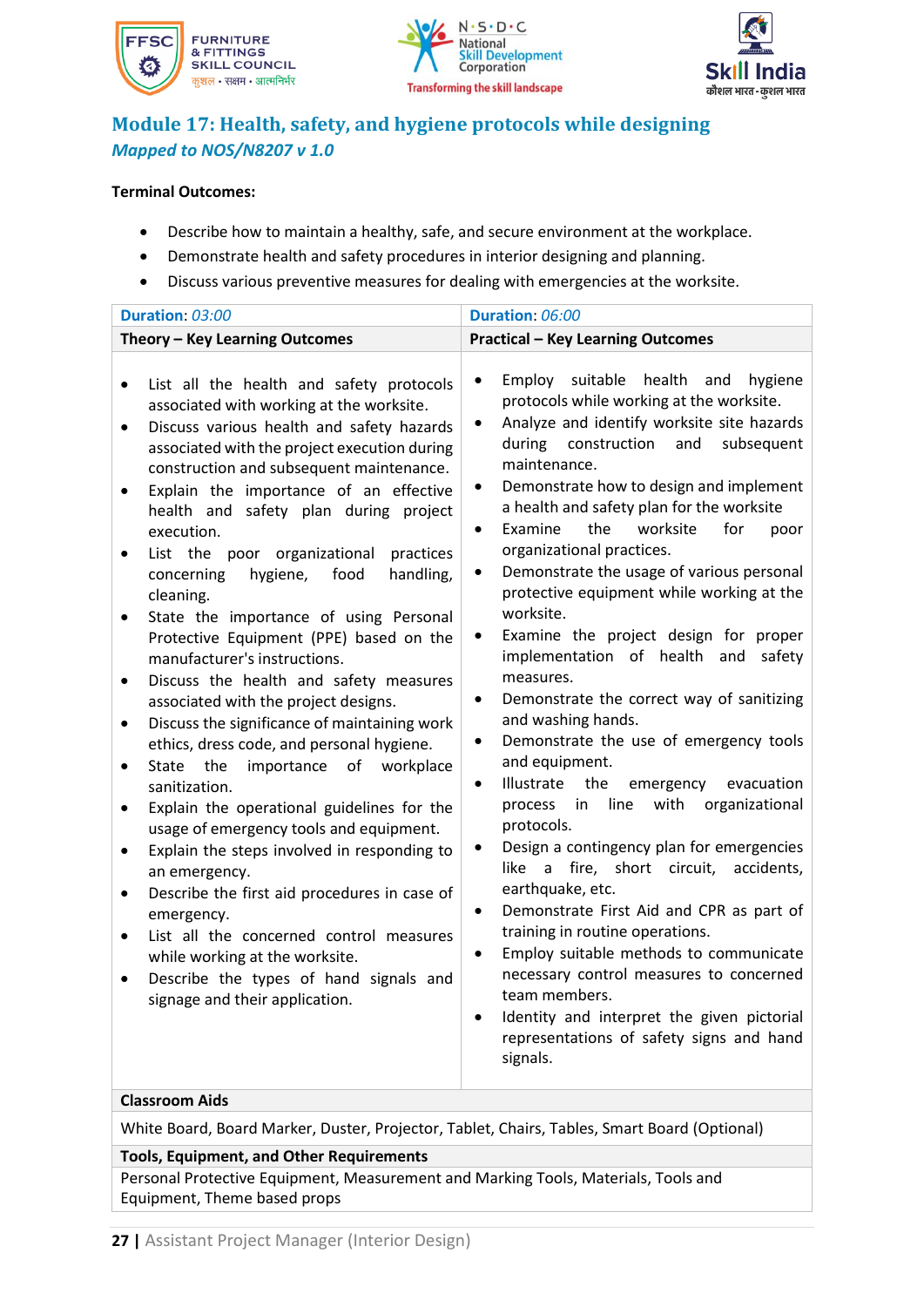## Module 17: Health, safety, and hygiene protocols while designing

*Mapped to NOS/N8207 v 1.0*

**Terminal Outcomes:**

- Describe how to maintain a healthy, safe, and secure environment at the workplace.
- Demonstrate health and safety procedures in interior designing and planning.
- Discuss various preventive measures for dealing with emergencies at the worksite.

| **Duration**: *03:00* | **Duration**: *06:00* |
|---|---|
| **Theory – Key Learning Outcomes** | **Practical – Key Learning Outcomes** |
| • List all the health and safety protocols associated with working at the worksite.<br>• Discuss various health and safety hazards associated with the project execution during construction and subsequent maintenance.<br>• Explain the importance of an effective health and safety plan during project execution.<br>• List the poor organizational practices concerning hygiene, food handling, cleaning.<br>• State the importance of using Personal Protective Equipment (PPE) based on the manufacturer's instructions.<br>• Discuss the health and safety measures associated with the project designs.<br>• Discuss the significance of maintaining work ethics, dress code, and personal hygiene.<br>• State the importance of workplace sanitization.<br>• Explain the operational guidelines for the usage of emergency tools and equipment.<br>• Explain the steps involved in responding to an emergency.<br>• Describe the first aid procedures in case of emergency.<br>• List all the concerned control measures while working at the worksite.<br>• Describe the types of hand signals and signage and their application. | • Employ suitable health and hygiene protocols while working at the worksite.<br>• Analyze and identify worksite site hazards during construction and subsequent maintenance.<br>• Demonstrate how to design and implement a health and safety plan for the worksite<br>• Examine the worksite for poor organizational practices.<br>• Demonstrate the usage of various personal protective equipment while working at the worksite.<br>• Examine the project design for proper implementation of health and safety measures.<br>• Demonstrate the correct way of sanitizing and washing hands.<br>• Demonstrate the use of emergency tools and equipment.<br>• Illustrate the emergency evacuation process in line with organizational protocols.<br>• Design a contingency plan for emergencies like a fire, short circuit, accidents, earthquake, etc.<br>• Demonstrate First Aid and CPR as part of training in routine operations.<br>• Employ suitable methods to communicate necessary control measures to concerned team members.<br>• Identity and interpret the given pictorial representations of safety signs and hand signals. |
| **Classroom Aids** | |
| White Board, Board Marker, Duster, Projector, Tablet, Chairs, Tables, Smart Board (Optional) | |
| **Tools, Equipment, and Other Requirements** | |
| Personal Protective Equipment, Measurement and Marking Tools, Materials, Tools and Equipment, Theme based props | |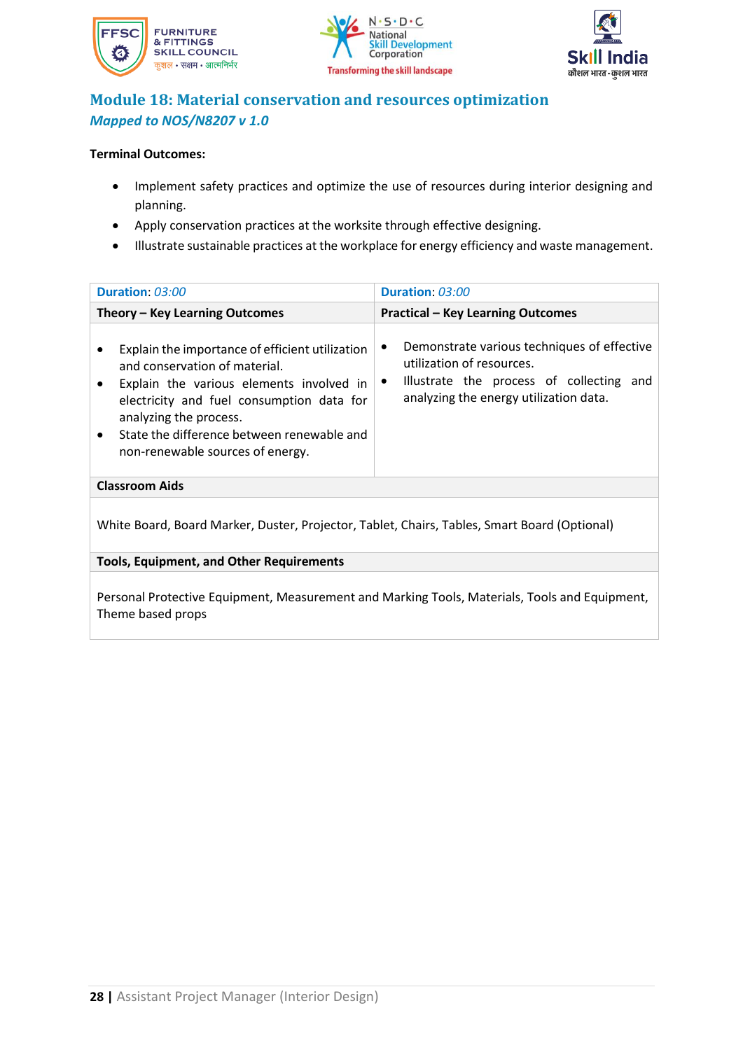## Module 18: Material conservation and resources optimization

*Mapped to NOS/N8207 v 1.0*

**Terminal Outcomes:**

- Implement safety practices and optimize the use of resources during interior designing and planning.
- Apply conservation practices at the worksite through effective designing.
- Illustrate sustainable practices at the workplace for energy efficiency and waste management.

| **Duration**: *03:00* | **Duration**: *03:00* |
|---|---|
| **Theory – Key Learning Outcomes** | **Practical – Key Learning Outcomes** |
| • Explain the importance of efficient utilization and conservation of material.<br>• Explain the various elements involved in electricity and fuel consumption data for analyzing the process.<br>• State the difference between renewable and non-renewable sources of energy. | • Demonstrate various techniques of effective utilization of resources.<br>• Illustrate the process of collecting and analyzing the energy utilization data. |
| **Classroom Aids** | |
| White Board, Board Marker, Duster, Projector, Tablet, Chairs, Tables, Smart Board (Optional) | |
| **Tools, Equipment, and Other Requirements** | |
| Personal Protective Equipment, Measurement and Marking Tools, Materials, Tools and Equipment, Theme based props | |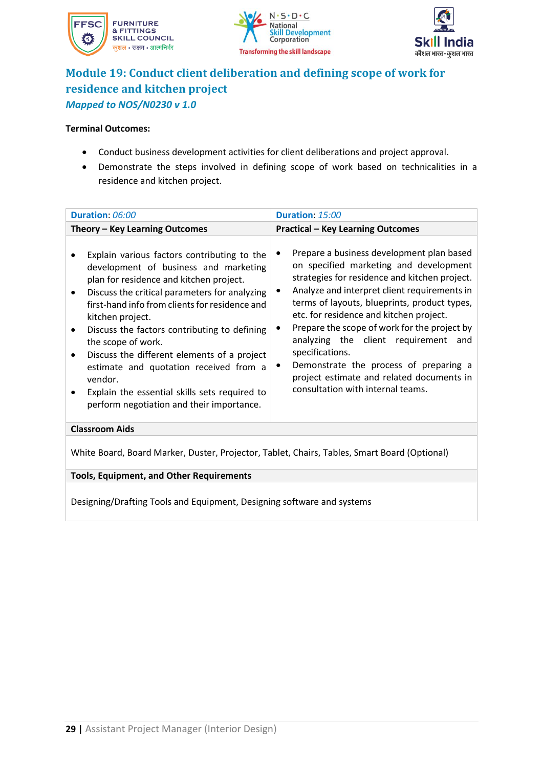## Module 19: Conduct client deliberation and defining scope of work for residence and kitchen project

*Mapped to NOS/N0230 v 1.0*

**Terminal Outcomes:**

- Conduct business development activities for client deliberations and project approval.
- Demonstrate the steps involved in defining scope of work based on technicalities in a residence and kitchen project.

| **Duration**: *06:00* | **Duration**: *15:00* |
|---|---|
| **Theory – Key Learning Outcomes** | **Practical – Key Learning Outcomes** |
| • Explain various factors contributing to the development of business and marketing plan for residence and kitchen project.<br>• Discuss the critical parameters for analyzing first-hand info from clients for residence and kitchen project.<br>• Discuss the factors contributing to defining the scope of work.<br>• Discuss the different elements of a project estimate and quotation received from a vendor.<br>• Explain the essential skills sets required to perform negotiation and their importance. | • Prepare a business development plan based on specified marketing and development strategies for residence and kitchen project.<br>• Analyze and interpret client requirements in terms of layouts, blueprints, product types, etc. for residence and kitchen project.<br>• Prepare the scope of work for the project by analyzing the client requirement and specifications.<br>• Demonstrate the process of preparing a project estimate and related documents in consultation with internal teams. |
| **Classroom Aids** | |
| White Board, Board Marker, Duster, Projector, Tablet, Chairs, Tables, Smart Board (Optional) | |
| **Tools, Equipment, and Other Requirements** | |
| Designing/Drafting Tools and Equipment, Designing software and systems | |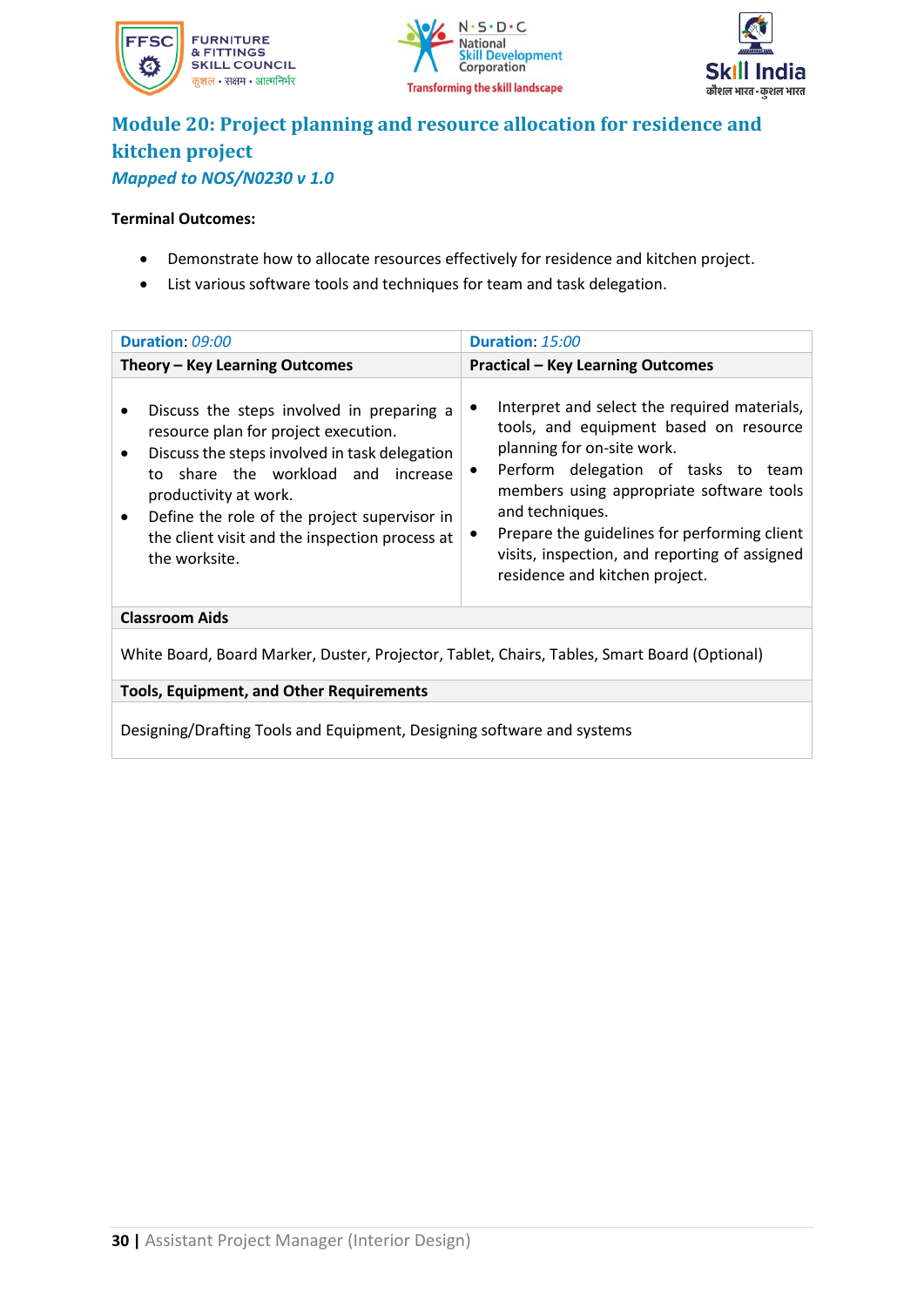## Module 20: Project planning and resource allocation for residence and kitchen project

***Mapped to NOS/N0230 v 1.0***

**Terminal Outcomes:**

- Demonstrate how to allocate resources effectively for residence and kitchen project.
- List various software tools and techniques for team and task delegation.

| **Duration**: *09:00* | **Duration**: *15:00* |
|---|---|
| **Theory – Key Learning Outcomes** | **Practical – Key Learning Outcomes** |
| • Discuss the steps involved in preparing a resource plan for project execution.<br>• Discuss the steps involved in task delegation to share the workload and increase productivity at work.<br>• Define the role of the project supervisor in the client visit and the inspection process at the worksite. | • Interpret and select the required materials, tools, and equipment based on resource planning for on-site work.<br>• Perform delegation of tasks to team members using appropriate software tools and techniques.<br>• Prepare the guidelines for performing client visits, inspection, and reporting of assigned residence and kitchen project. |
| **Classroom Aids** | |
| White Board, Board Marker, Duster, Projector, Tablet, Chairs, Tables, Smart Board (Optional) | |
| **Tools, Equipment, and Other Requirements** | |
| Designing/Drafting Tools and Equipment, Designing software and systems | |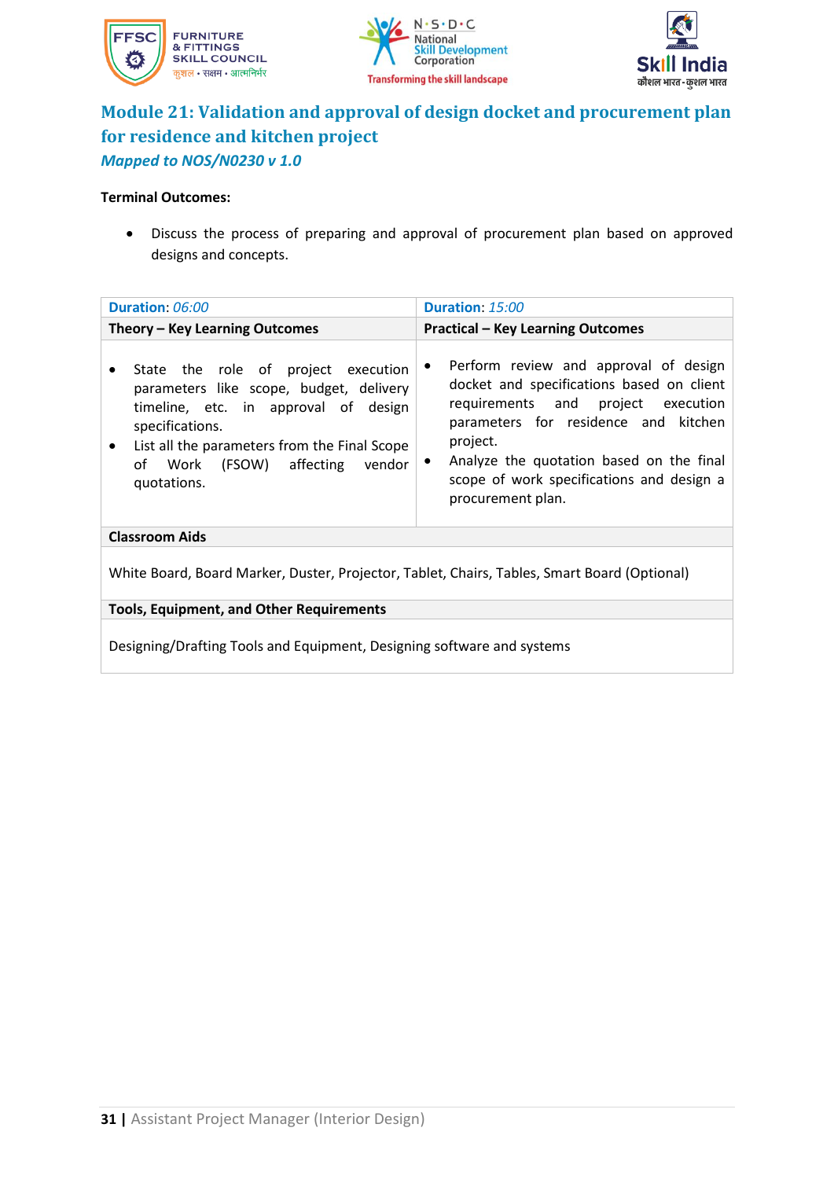## Module 21: Validation and approval of design docket and procurement plan for residence and kitchen project

***Mapped to NOS/N0230 v 1.0***

**Terminal Outcomes:**

- Discuss the process of preparing and approval of procurement plan based on approved designs and concepts.

| **Duration**: *06:00* | **Duration**: *15:00* |
|---|---|
| **Theory – Key Learning Outcomes** | **Practical – Key Learning Outcomes** |
| • State the role of project execution parameters like scope, budget, delivery timeline, etc. in approval of design specifications.<br>• List all the parameters from the Final Scope of Work (FSOW) affecting vendor quotations. | • Perform review and approval of design docket and specifications based on client requirements and project execution parameters for residence and kitchen project.<br>• Analyze the quotation based on the final scope of work specifications and design a procurement plan. |
| **Classroom Aids** | |
| White Board, Board Marker, Duster, Projector, Tablet, Chairs, Tables, Smart Board (Optional) | |
| **Tools, Equipment, and Other Requirements** | |
| Designing/Drafting Tools and Equipment, Designing software and systems | |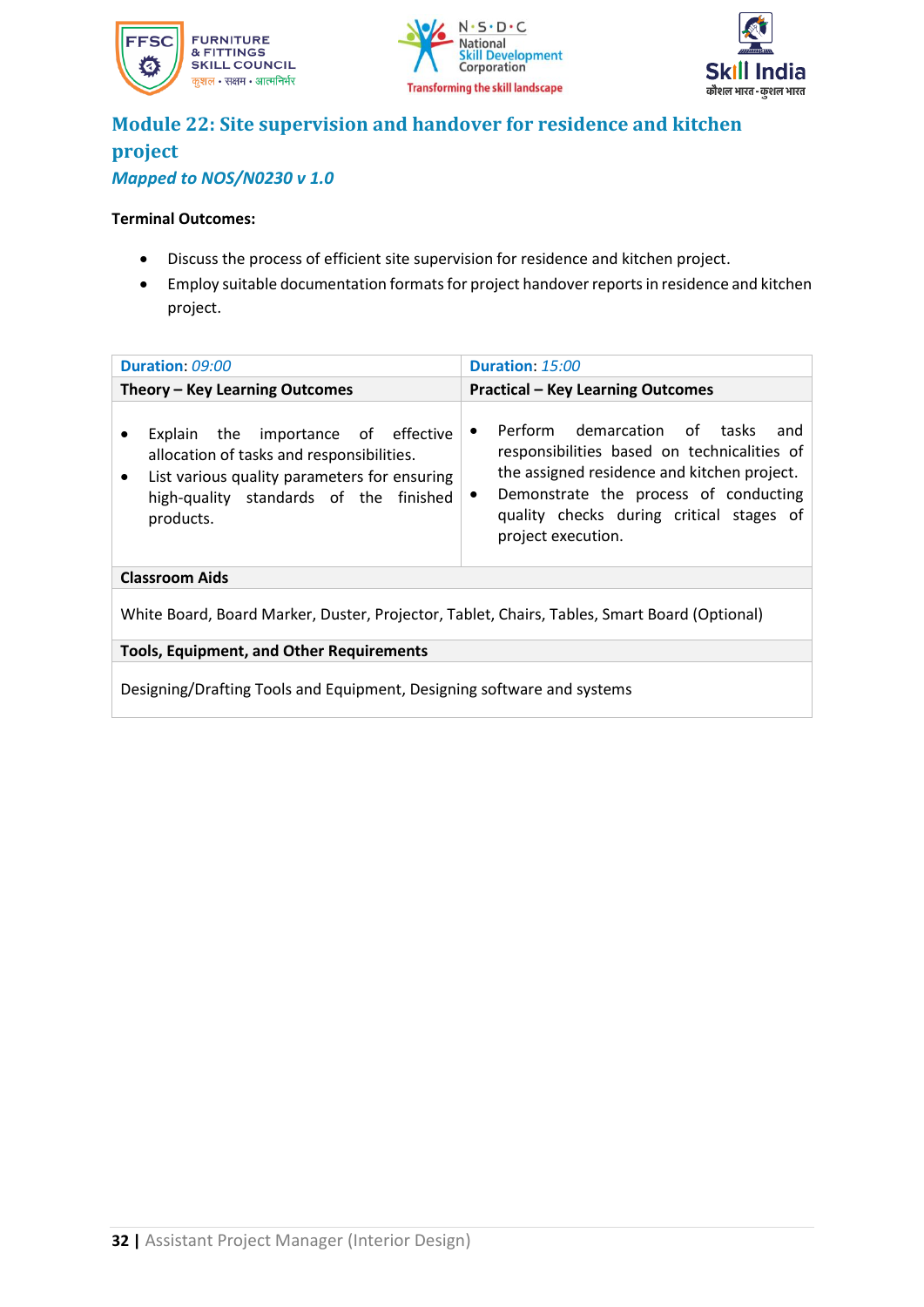## Module 22: Site supervision and handover for residence and kitchen project

*Mapped to NOS/N0230 v 1.0*

**Terminal Outcomes:**

- Discuss the process of efficient site supervision for residence and kitchen project.
- Employ suitable documentation formats for project handover reports in residence and kitchen project.

| **Duration**: *09:00* | **Duration**: *15:00* |
|---|---|
| **Theory – Key Learning Outcomes** | **Practical – Key Learning Outcomes** |
| • Explain the importance of effective allocation of tasks and responsibilities.<br>• List various quality parameters for ensuring high-quality standards of the finished products. | • Perform demarcation of tasks and responsibilities based on technicalities of the assigned residence and kitchen project.<br>• Demonstrate the process of conducting quality checks during critical stages of project execution. |
| **Classroom Aids** | |
| White Board, Board Marker, Duster, Projector, Tablet, Chairs, Tables, Smart Board (Optional) | |
| **Tools, Equipment, and Other Requirements** | |
| Designing/Drafting Tools and Equipment, Designing software and systems | |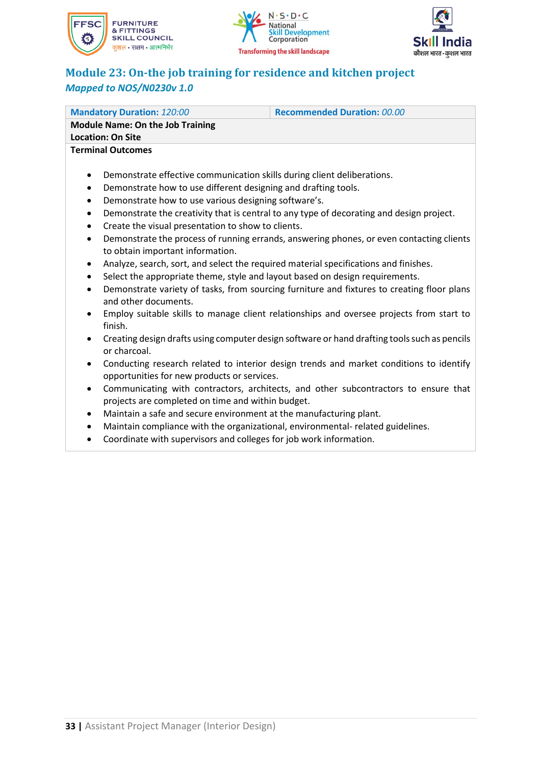# Module 23: On-the job training for residence and kitchen project

*Mapped to NOS/N0230v 1.0*

| **Mandatory Duration:** *120:00* | **Recommended Duration:** *00.00* |
|---|---|
| **Module Name: On the Job Training**<br>**Location: On Site** | |

**Terminal Outcomes**

- Demonstrate effective communication skills during client deliberations.
- Demonstrate how to use different designing and drafting tools.
- Demonstrate how to use various designing software's.
- Demonstrate the creativity that is central to any type of decorating and design project.
- Create the visual presentation to show to clients.
- Demonstrate the process of running errands, answering phones, or even contacting clients to obtain important information.
- Analyze, search, sort, and select the required material specifications and finishes.
- Select the appropriate theme, style and layout based on design requirements.
- Demonstrate variety of tasks, from sourcing furniture and fixtures to creating floor plans and other documents.
- Employ suitable skills to manage client relationships and oversee projects from start to finish.
- Creating design drafts using computer design software or hand drafting tools such as pencils or charcoal.
- Conducting research related to interior design trends and market conditions to identify opportunities for new products or services.
- Communicating with contractors, architects, and other subcontractors to ensure that projects are completed on time and within budget.
- Maintain a safe and secure environment at the manufacturing plant.
- Maintain compliance with the organizational, environmental- related guidelines.
- Coordinate with supervisors and colleges for job work information.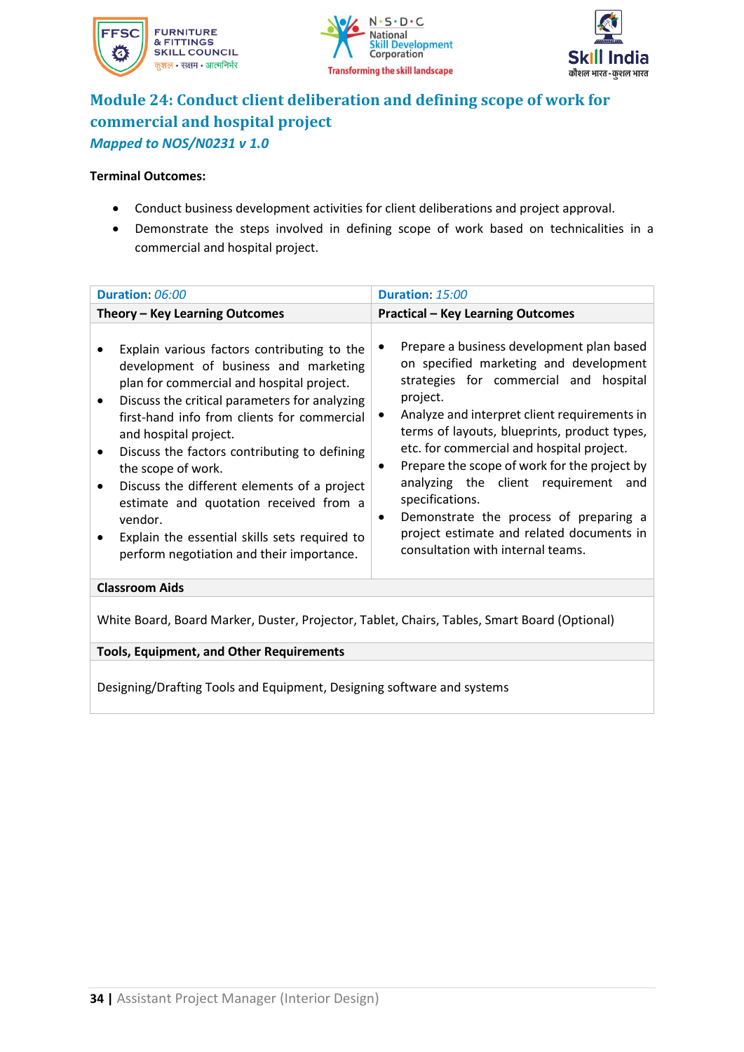## Module 24: Conduct client deliberation and defining scope of work for commercial and hospital project

*Mapped to NOS/N0231 v 1.0*

**Terminal Outcomes:**

- Conduct business development activities for client deliberations and project approval.
- Demonstrate the steps involved in defining scope of work based on technicalities in a commercial and hospital project.

| Duration: *06:00* | Duration: *15:00* |
|---|---|
| **Theory – Key Learning Outcomes** | **Practical – Key Learning Outcomes** |
| • Explain various factors contributing to the development of business and marketing plan for commercial and hospital project.<br>• Discuss the critical parameters for analyzing first-hand info from clients for commercial and hospital project.<br>• Discuss the factors contributing to defining the scope of work.<br>• Discuss the different elements of a project estimate and quotation received from a vendor.<br>• Explain the essential skills sets required to perform negotiation and their importance. | • Prepare a business development plan based on specified marketing and development strategies for commercial and hospital project.<br>• Analyze and interpret client requirements in terms of layouts, blueprints, product types, etc. for commercial and hospital project.<br>• Prepare the scope of work for the project by analyzing the client requirement and specifications.<br>• Demonstrate the process of preparing a project estimate and related documents in consultation with internal teams. |
| **Classroom Aids** | |
| White Board, Board Marker, Duster, Projector, Tablet, Chairs, Tables, Smart Board (Optional) | |
| **Tools, Equipment, and Other Requirements** | |
| Designing/Drafting Tools and Equipment, Designing software and systems | |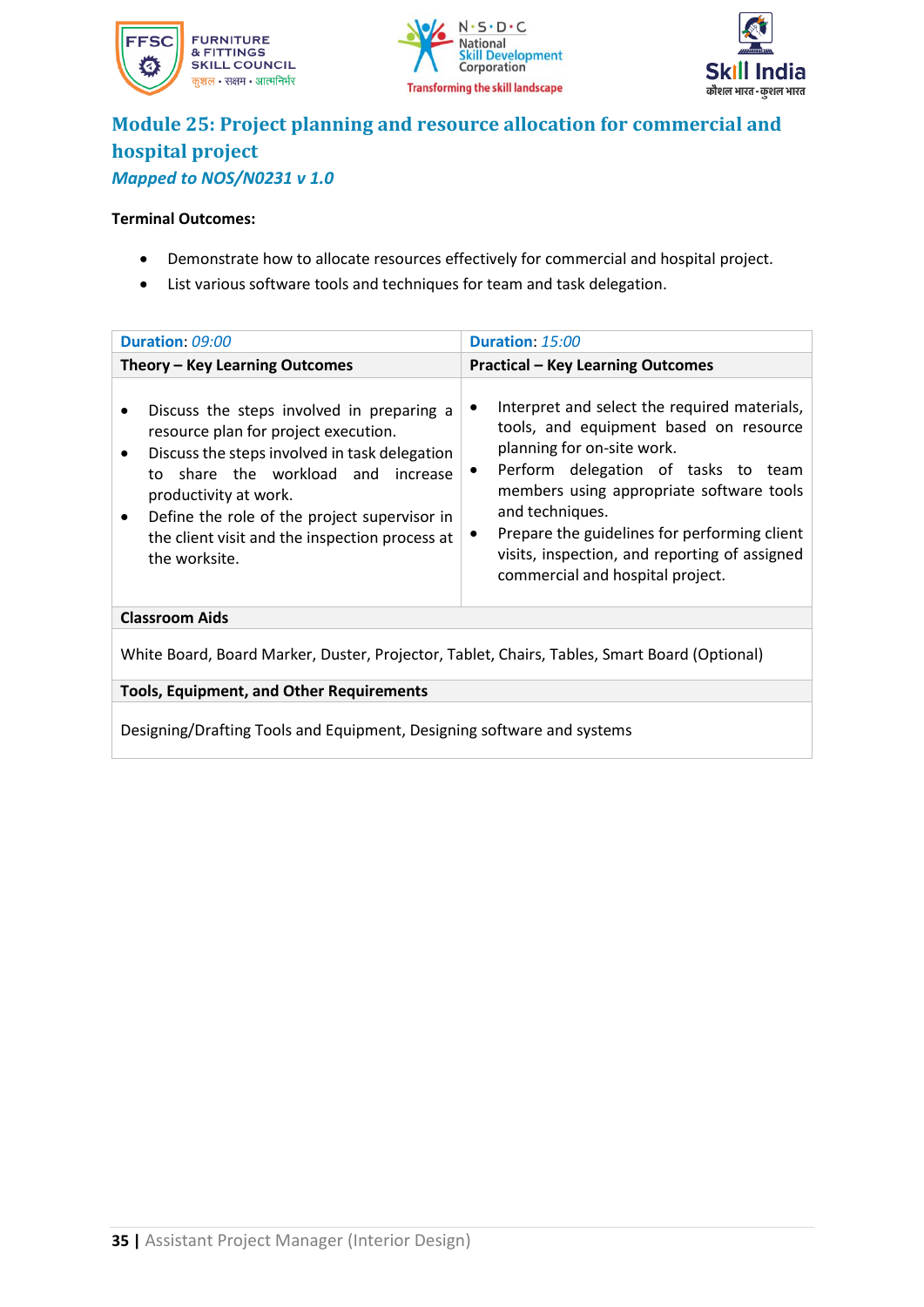## Module 25: Project planning and resource allocation for commercial and hospital project

***Mapped to NOS/N0231 v 1.0***

**Terminal Outcomes:**

- Demonstrate how to allocate resources effectively for commercial and hospital project.
- List various software tools and techniques for team and task delegation.

| **Duration**: *09:00* | **Duration**: *15:00* |
|---|---|
| **Theory – Key Learning Outcomes** | **Practical – Key Learning Outcomes** |
| • Discuss the steps involved in preparing a resource plan for project execution.<br>• Discuss the steps involved in task delegation to share the workload and increase productivity at work.<br>• Define the role of the project supervisor in the client visit and the inspection process at the worksite. | • Interpret and select the required materials, tools, and equipment based on resource planning for on-site work.<br>• Perform delegation of tasks to team members using appropriate software tools and techniques.<br>• Prepare the guidelines for performing client visits, inspection, and reporting of assigned commercial and hospital project. |
| **Classroom Aids** | |
| White Board, Board Marker, Duster, Projector, Tablet, Chairs, Tables, Smart Board (Optional) | |
| **Tools, Equipment, and Other Requirements** | |
| Designing/Drafting Tools and Equipment, Designing software and systems | |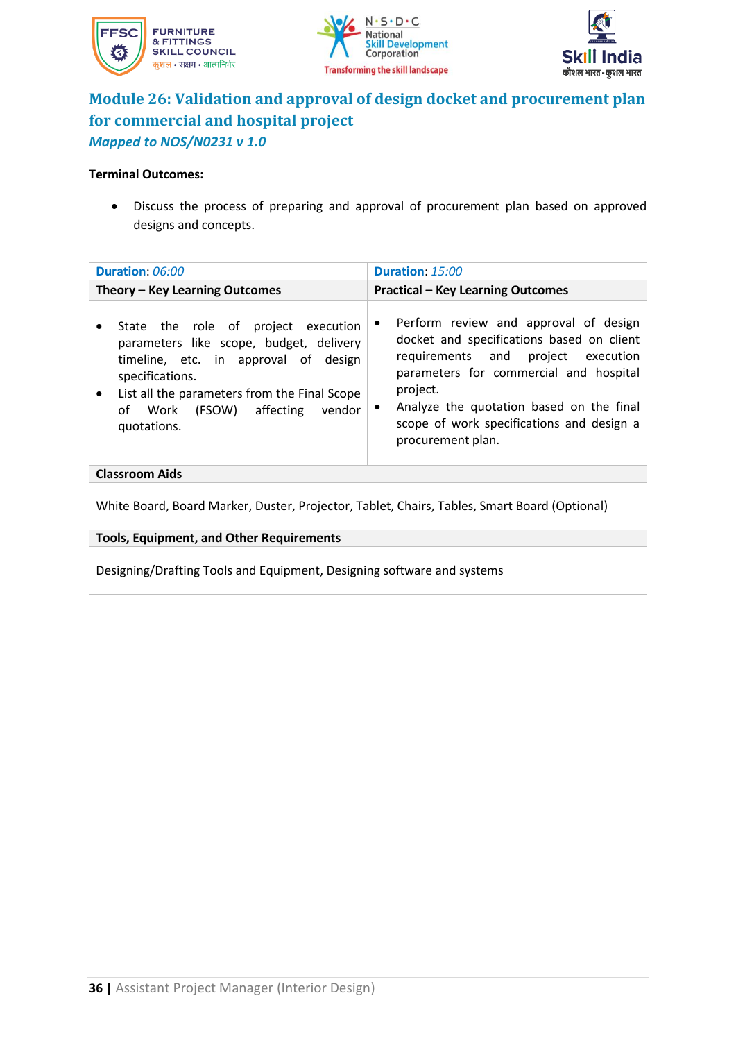## Module 26: Validation and approval of design docket and procurement plan for commercial and hospital project

***Mapped to NOS/N0231 v 1.0***

**Terminal Outcomes:**

- Discuss the process of preparing and approval of procurement plan based on approved designs and concepts.

| **Duration**: *06:00* | **Duration**: *15:00* |
|---|---|
| **Theory – Key Learning Outcomes** | **Practical – Key Learning Outcomes** |
| • State the role of project execution parameters like scope, budget, delivery timeline, etc. in approval of design specifications.<br>• List all the parameters from the Final Scope of Work (FSOW) affecting vendor quotations. | • Perform review and approval of design docket and specifications based on client requirements and project execution parameters for commercial and hospital project.<br>• Analyze the quotation based on the final scope of work specifications and design a procurement plan. |
| **Classroom Aids** | |
| White Board, Board Marker, Duster, Projector, Tablet, Chairs, Tables, Smart Board (Optional) | |
| **Tools, Equipment, and Other Requirements** | |
| Designing/Drafting Tools and Equipment, Designing software and systems | |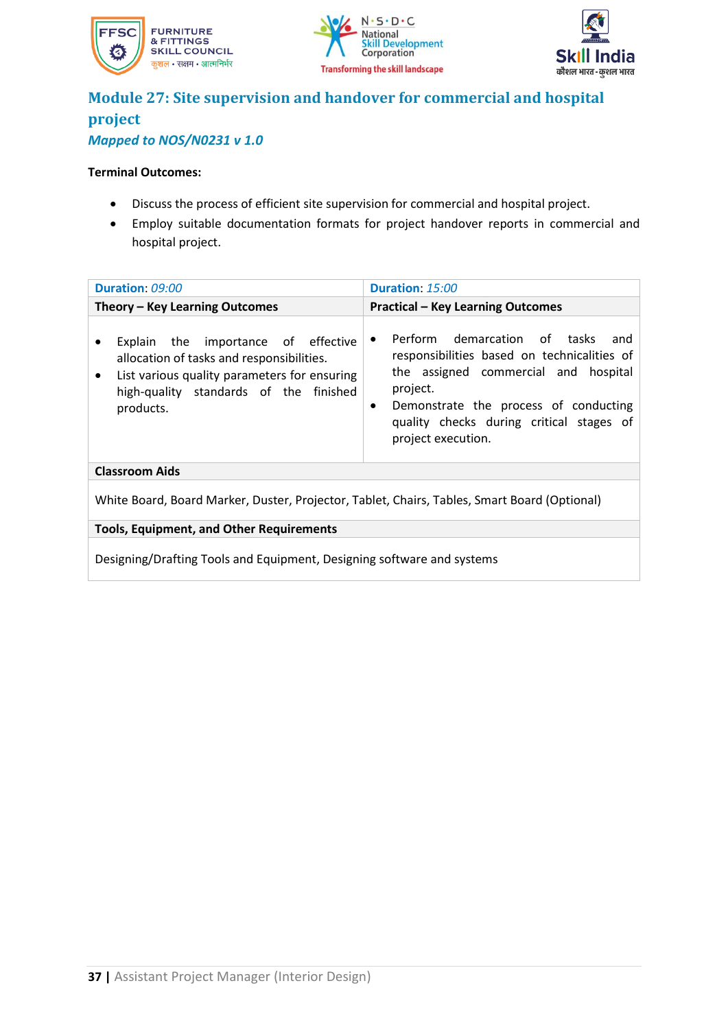## Module 27: Site supervision and handover for commercial and hospital project

*Mapped to NOS/N0231 v 1.0*

**Terminal Outcomes:**

- Discuss the process of efficient site supervision for commercial and hospital project.
- Employ suitable documentation formats for project handover reports in commercial and hospital project.

| Duration: *09:00* | Duration: *15:00* |
|---|---|
| **Theory – Key Learning Outcomes** | **Practical – Key Learning Outcomes** |
| • Explain the importance of effective allocation of tasks and responsibilities.<br>• List various quality parameters for ensuring high-quality standards of the finished products. | • Perform demarcation of tasks and responsibilities based on technicalities of the assigned commercial and hospital project.<br>• Demonstrate the process of conducting quality checks during critical stages of project execution. |
| **Classroom Aids** | |
| White Board, Board Marker, Duster, Projector, Tablet, Chairs, Tables, Smart Board (Optional) | |
| **Tools, Equipment, and Other Requirements** | |
| Designing/Drafting Tools and Equipment, Designing software and systems | |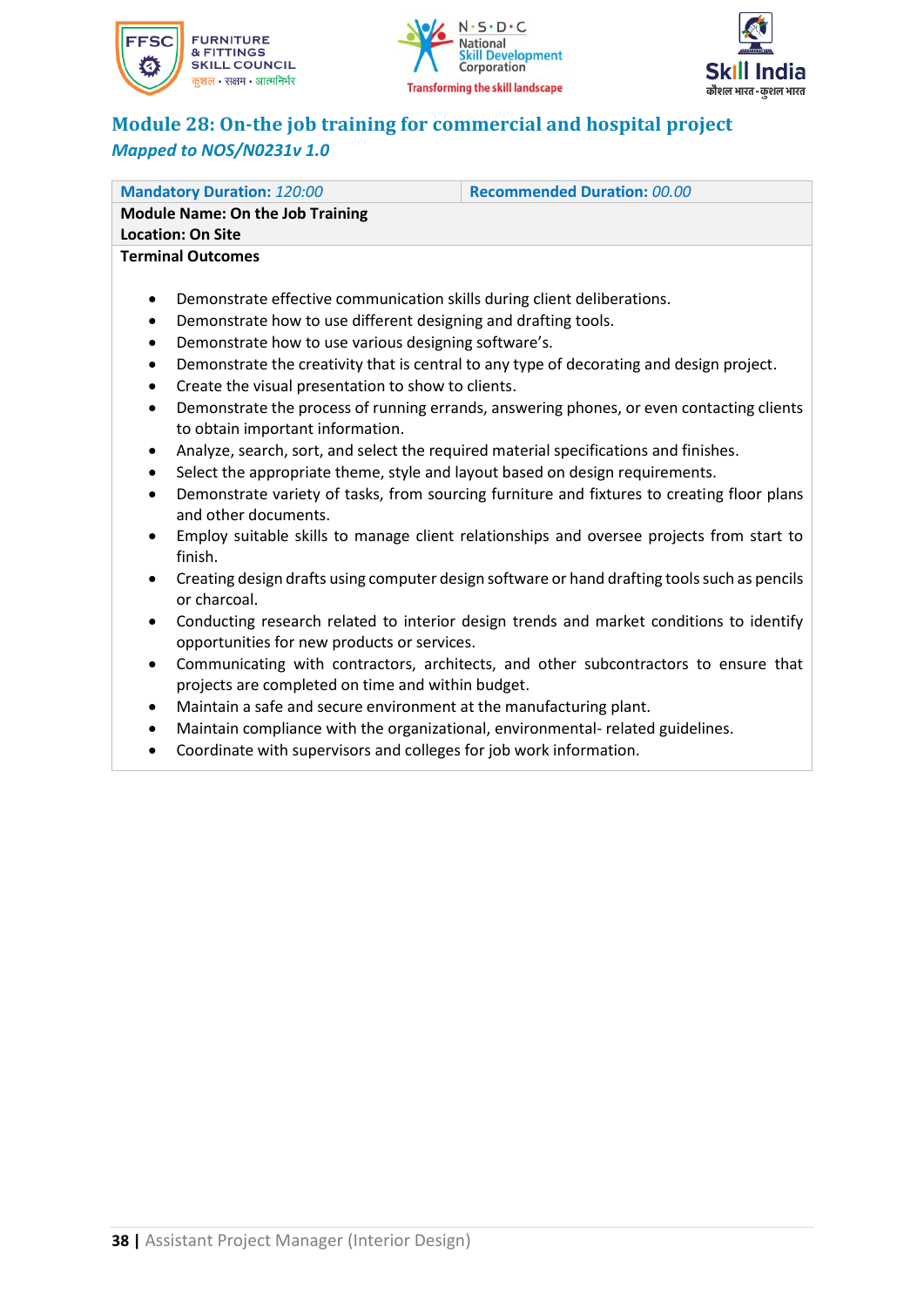## Module 28: On-the job training for commercial and hospital project

*Mapped to NOS/N0231v 1.0*

| **Mandatory Duration:** *120:00* | **Recommended Duration:** *00.00* |
| --- | --- |
| **Module Name: On the Job Training**<br>**Location: On Site** | |
| **Terminal Outcomes** | |

- Demonstrate effective communication skills during client deliberations.
- Demonstrate how to use different designing and drafting tools.
- Demonstrate how to use various designing software's.
- Demonstrate the creativity that is central to any type of decorating and design project.
- Create the visual presentation to show to clients.
- Demonstrate the process of running errands, answering phones, or even contacting clients to obtain important information.
- Analyze, search, sort, and select the required material specifications and finishes.
- Select the appropriate theme, style and layout based on design requirements.
- Demonstrate variety of tasks, from sourcing furniture and fixtures to creating floor plans and other documents.
- Employ suitable skills to manage client relationships and oversee projects from start to finish.
- Creating design drafts using computer design software or hand drafting tools such as pencils or charcoal.
- Conducting research related to interior design trends and market conditions to identify opportunities for new products or services.
- Communicating with contractors, architects, and other subcontractors to ensure that projects are completed on time and within budget.
- Maintain a safe and secure environment at the manufacturing plant.
- Maintain compliance with the organizational, environmental- related guidelines.
- Coordinate with supervisors and colleges for job work information.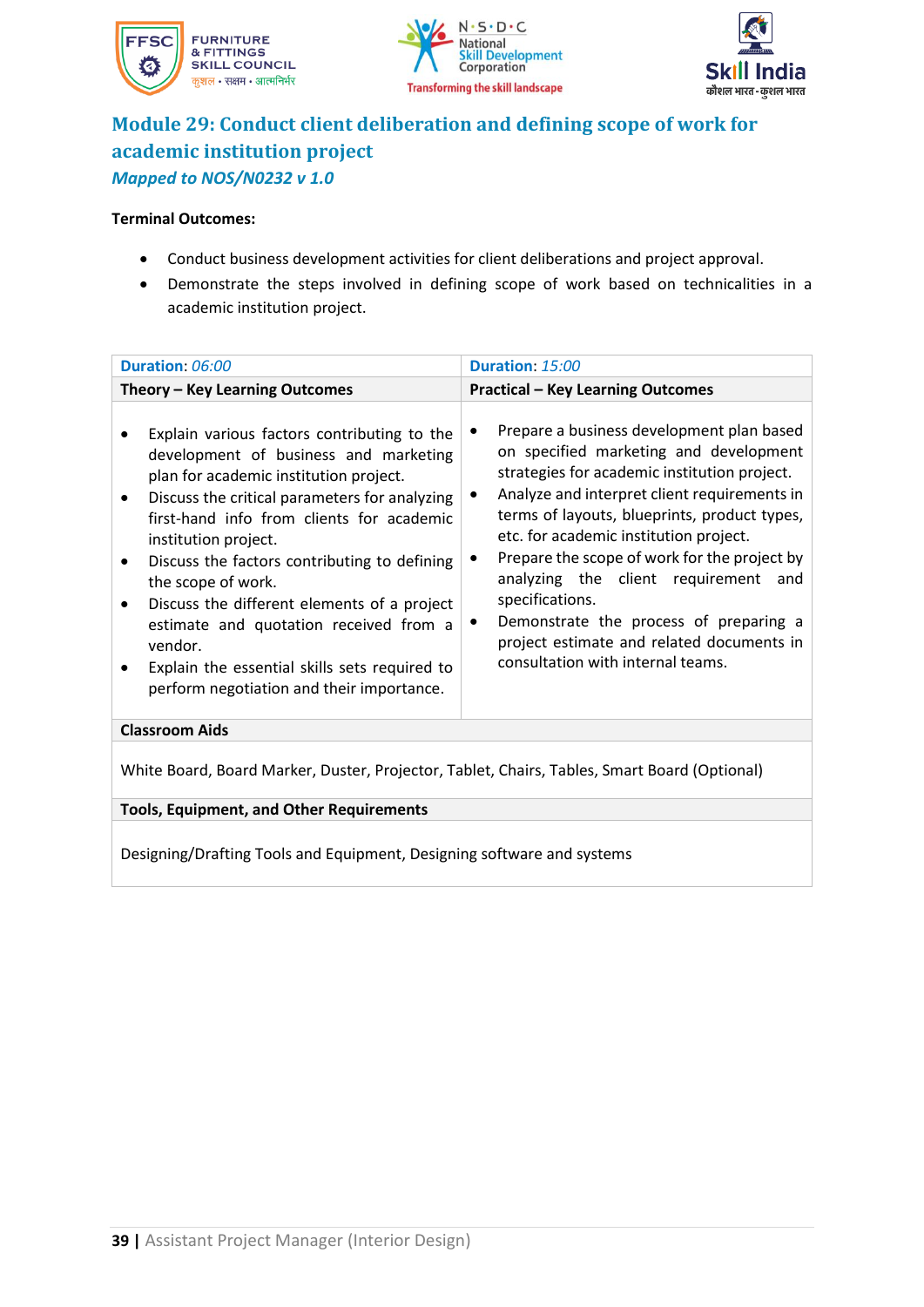## Module 29: Conduct client deliberation and defining scope of work for academic institution project

***Mapped to NOS/N0232 v 1.0***

**Terminal Outcomes:**

- Conduct business development activities for client deliberations and project approval.
- Demonstrate the steps involved in defining scope of work based on technicalities in a academic institution project.

| **Duration**: *06:00* | **Duration**: *15:00* |
|---|---|
| **Theory – Key Learning Outcomes** | **Practical – Key Learning Outcomes** |
| • Explain various factors contributing to the development of business and marketing plan for academic institution project.<br>• Discuss the critical parameters for analyzing first-hand info from clients for academic institution project.<br>• Discuss the factors contributing to defining the scope of work.<br>• Discuss the different elements of a project estimate and quotation received from a vendor.<br>• Explain the essential skills sets required to perform negotiation and their importance. | • Prepare a business development plan based on specified marketing and development strategies for academic institution project.<br>• Analyze and interpret client requirements in terms of layouts, blueprints, product types, etc. for academic institution project.<br>• Prepare the scope of work for the project by analyzing the client requirement and specifications.<br>• Demonstrate the process of preparing a project estimate and related documents in consultation with internal teams. |
| **Classroom Aids** | |
| White Board, Board Marker, Duster, Projector, Tablet, Chairs, Tables, Smart Board (Optional) | |
| **Tools, Equipment, and Other Requirements** | |
| Designing/Drafting Tools and Equipment, Designing software and systems | |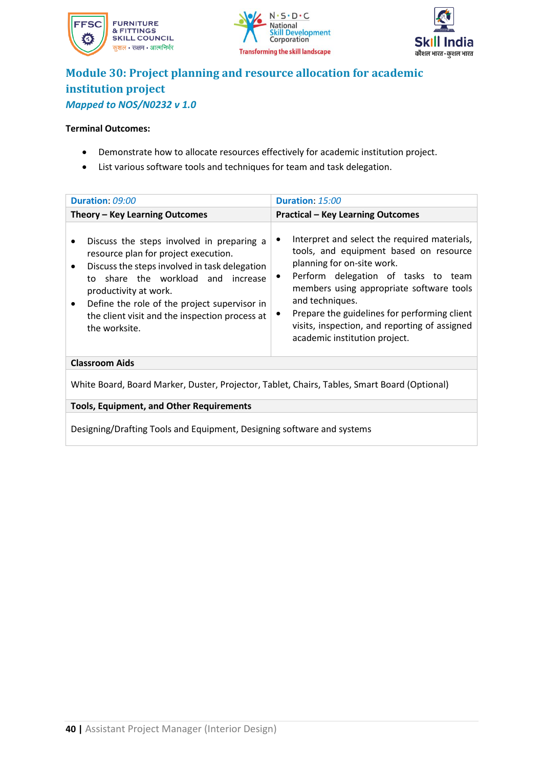## Module 30: Project planning and resource allocation for academic institution project

***Mapped to NOS/N0232 v 1.0***

**Terminal Outcomes:**

- Demonstrate how to allocate resources effectively for academic institution project.
- List various software tools and techniques for team and task delegation.

| **Duration**: *09:00* | **Duration**: *15:00* |
|---|---|
| **Theory – Key Learning Outcomes** | **Practical – Key Learning Outcomes** |
| • Discuss the steps involved in preparing a resource plan for project execution.<br>• Discuss the steps involved in task delegation to share the workload and increase productivity at work.<br>• Define the role of the project supervisor in the client visit and the inspection process at the worksite. | • Interpret and select the required materials, tools, and equipment based on resource planning for on-site work.<br>• Perform delegation of tasks to team members using appropriate software tools and techniques.<br>• Prepare the guidelines for performing client visits, inspection, and reporting of assigned academic institution project. |
| **Classroom Aids** | |
| White Board, Board Marker, Duster, Projector, Tablet, Chairs, Tables, Smart Board (Optional) | |
| **Tools, Equipment, and Other Requirements** | |
| Designing/Drafting Tools and Equipment, Designing software and systems | |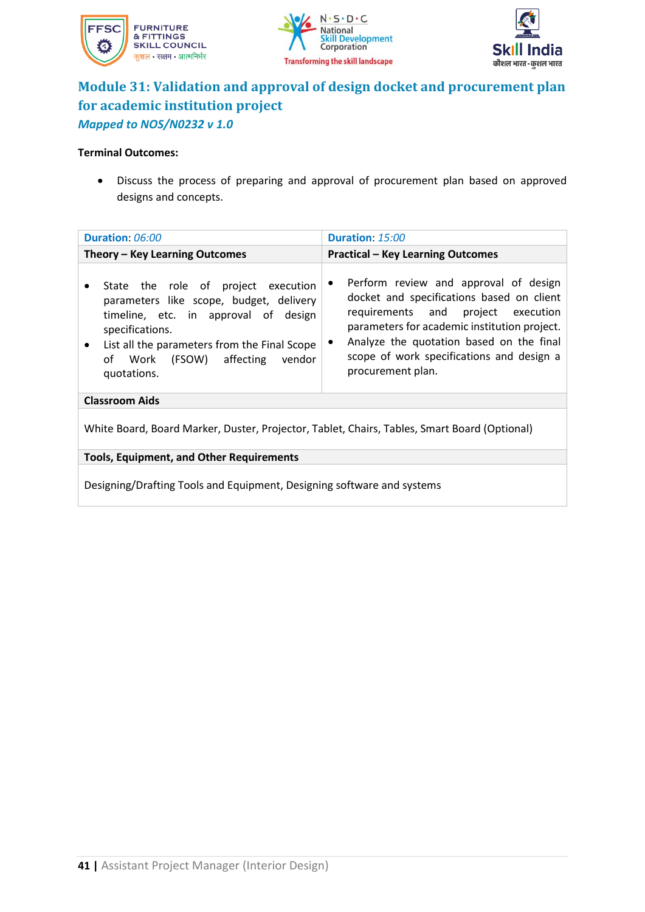## Module 31: Validation and approval of design docket and procurement plan for academic institution project

***Mapped to NOS/N0232 v 1.0***

**Terminal Outcomes:**

- Discuss the process of preparing and approval of procurement plan based on approved designs and concepts.

| **Duration**: *06:00* | **Duration**: *15:00* |
|---|---|
| **Theory – Key Learning Outcomes** | **Practical – Key Learning Outcomes** |
| • State the role of project execution parameters like scope, budget, delivery timeline, etc. in approval of design specifications.<br>• List all the parameters from the Final Scope of Work (FSOW) affecting vendor quotations. | • Perform review and approval of design docket and specifications based on client requirements and project execution parameters for academic institution project.<br>• Analyze the quotation based on the final scope of work specifications and design a procurement plan. |
| **Classroom Aids** | |
| White Board, Board Marker, Duster, Projector, Tablet, Chairs, Tables, Smart Board (Optional) | |
| **Tools, Equipment, and Other Requirements** | |
| Designing/Drafting Tools and Equipment, Designing software and systems | |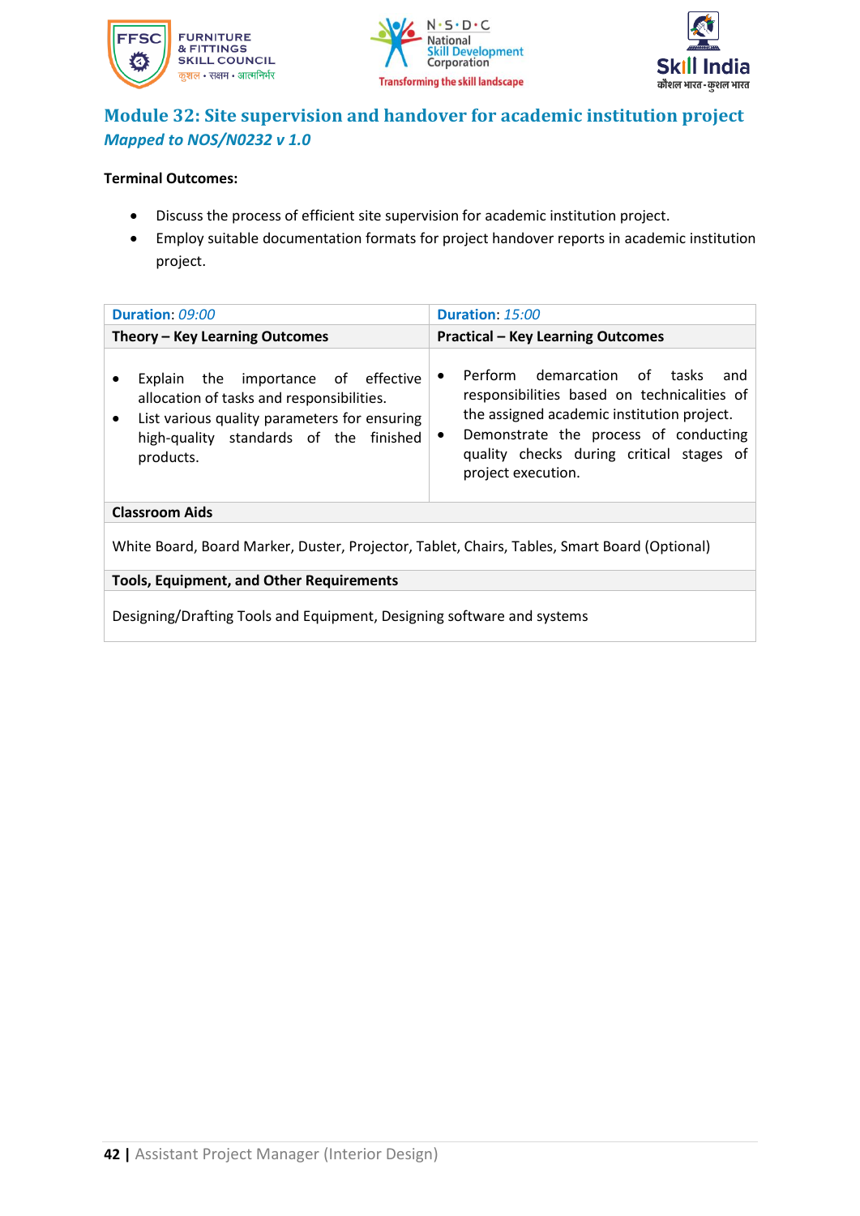## Module 32: Site supervision and handover for academic institution project

***Mapped to NOS/N0232 v 1.0***

**Terminal Outcomes:**

- Discuss the process of efficient site supervision for academic institution project.
- Employ suitable documentation formats for project handover reports in academic institution project.

| **Duration**: *09:00* | **Duration**: *15:00* |
|---|---|
| **Theory – Key Learning Outcomes** | **Practical – Key Learning Outcomes** |
| • Explain the importance of effective allocation of tasks and responsibilities.<br>• List various quality parameters for ensuring high-quality standards of the finished products. | • Perform demarcation of tasks and responsibilities based on technicalities of the assigned academic institution project.<br>• Demonstrate the process of conducting quality checks during critical stages of project execution. |
| **Classroom Aids** | |
| White Board, Board Marker, Duster, Projector, Tablet, Chairs, Tables, Smart Board (Optional) | |
| **Tools, Equipment, and Other Requirements** | |
| Designing/Drafting Tools and Equipment, Designing software and systems | |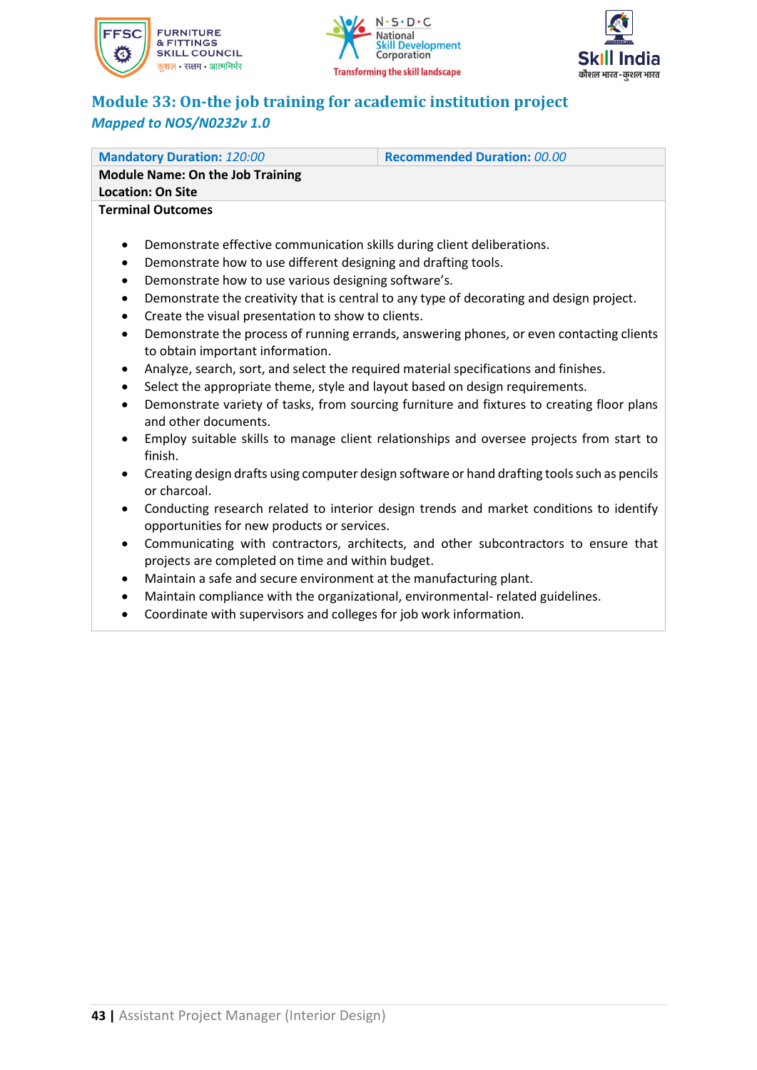## Module 33: On-the job training for academic institution project

*Mapped to NOS/N0232v 1.0*

| **Mandatory Duration:** *120:00* | **Recommended Duration:** *00.00* |
|---|---|
| **Module Name: On the Job Training**<br>**Location: On Site** | |

**Terminal Outcomes**

- Demonstrate effective communication skills during client deliberations.
- Demonstrate how to use different designing and drafting tools.
- Demonstrate how to use various designing software's.
- Demonstrate the creativity that is central to any type of decorating and design project.
- Create the visual presentation to show to clients.
- Demonstrate the process of running errands, answering phones, or even contacting clients to obtain important information.
- Analyze, search, sort, and select the required material specifications and finishes.
- Select the appropriate theme, style and layout based on design requirements.
- Demonstrate variety of tasks, from sourcing furniture and fixtures to creating floor plans and other documents.
- Employ suitable skills to manage client relationships and oversee projects from start to finish.
- Creating design drafts using computer design software or hand drafting tools such as pencils or charcoal.
- Conducting research related to interior design trends and market conditions to identify opportunities for new products or services.
- Communicating with contractors, architects, and other subcontractors to ensure that projects are completed on time and within budget.
- Maintain a safe and secure environment at the manufacturing plant.
- Maintain compliance with the organizational, environmental- related guidelines.
- Coordinate with supervisors and colleges for job work information.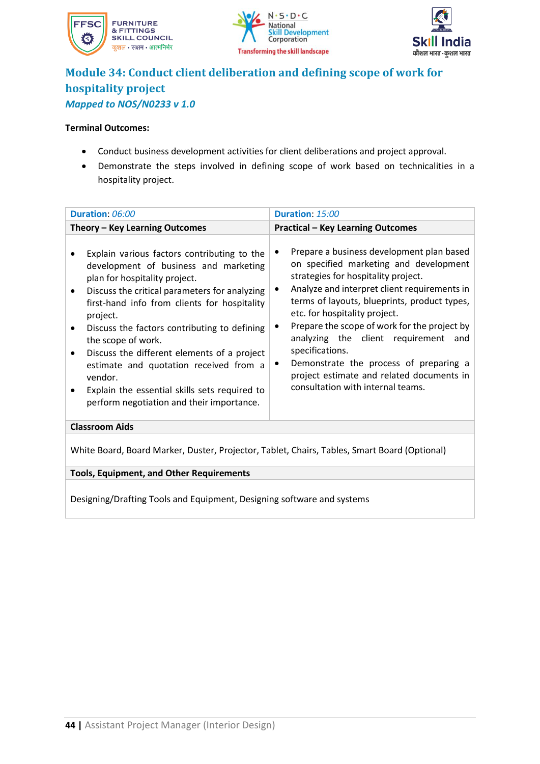## Module 34: Conduct client deliberation and defining scope of work for hospitality project

***Mapped to NOS/N0233 v 1.0***

**Terminal Outcomes:**

- Conduct business development activities for client deliberations and project approval.
- Demonstrate the steps involved in defining scope of work based on technicalities in a hospitality project.

| **Duration**: *06:00* | **Duration**: *15:00* |
|---|---|
| **Theory – Key Learning Outcomes** | **Practical – Key Learning Outcomes** |
| • Explain various factors contributing to the development of business and marketing plan for hospitality project.<br>• Discuss the critical parameters for analyzing first-hand info from clients for hospitality project.<br>• Discuss the factors contributing to defining the scope of work.<br>• Discuss the different elements of a project estimate and quotation received from a vendor.<br>• Explain the essential skills sets required to perform negotiation and their importance. | • Prepare a business development plan based on specified marketing and development strategies for hospitality project.<br>• Analyze and interpret client requirements in terms of layouts, blueprints, product types, etc. for hospitality project.<br>• Prepare the scope of work for the project by analyzing the client requirement and specifications.<br>• Demonstrate the process of preparing a project estimate and related documents in consultation with internal teams. |
| **Classroom Aids** | |
| White Board, Board Marker, Duster, Projector, Tablet, Chairs, Tables, Smart Board (Optional) | |
| **Tools, Equipment, and Other Requirements** | |
| Designing/Drafting Tools and Equipment, Designing software and systems | |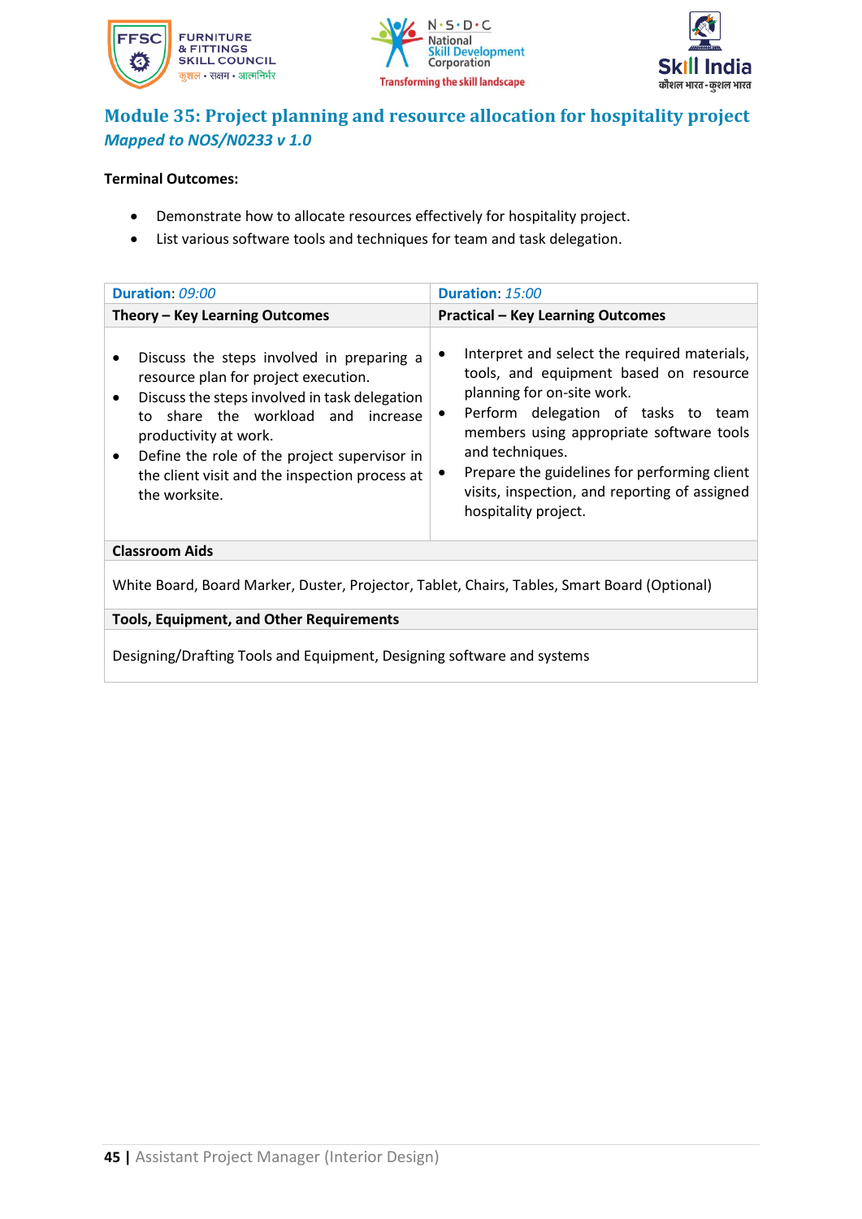## Module 35: Project planning and resource allocation for hospitality project

*Mapped to NOS/N0233 v 1.0*

**Terminal Outcomes:**

- Demonstrate how to allocate resources effectively for hospitality project.
- List various software tools and techniques for team and task delegation.

| **Duration**: *09:00* | **Duration**: *15:00* |
|---|---|
| **Theory – Key Learning Outcomes** | **Practical – Key Learning Outcomes** |
| • Discuss the steps involved in preparing a resource plan for project execution.<br>• Discuss the steps involved in task delegation to share the workload and increase productivity at work.<br>• Define the role of the project supervisor in the client visit and the inspection process at the worksite. | • Interpret and select the required materials, tools, and equipment based on resource planning for on-site work.<br>• Perform delegation of tasks to team members using appropriate software tools and techniques.<br>• Prepare the guidelines for performing client visits, inspection, and reporting of assigned hospitality project. |
| **Classroom Aids** | |
| White Board, Board Marker, Duster, Projector, Tablet, Chairs, Tables, Smart Board (Optional) | |
| **Tools, Equipment, and Other Requirements** | |
| Designing/Drafting Tools and Equipment, Designing software and systems | |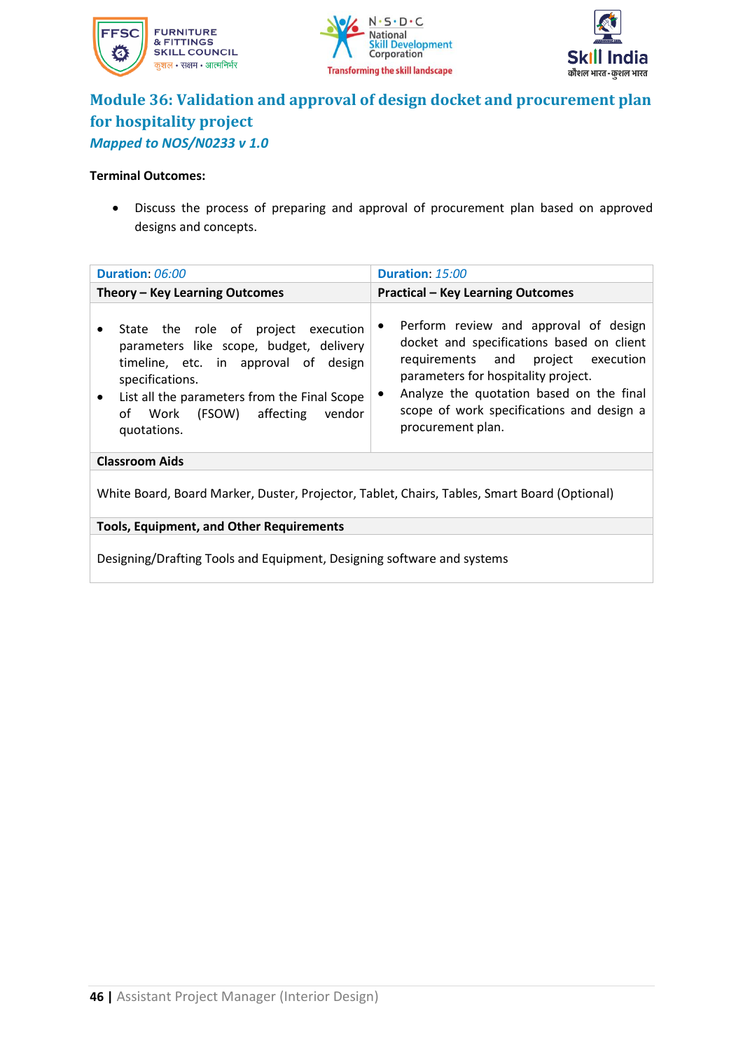## Module 36: Validation and approval of design docket and procurement plan for hospitality project

***Mapped to NOS/N0233 v 1.0***

**Terminal Outcomes:**

- Discuss the process of preparing and approval of procurement plan based on approved designs and concepts.

| **Duration**: *06:00* | **Duration**: *15:00* |
|---|---|
| **Theory – Key Learning Outcomes** | **Practical – Key Learning Outcomes** |
| • State the role of project execution parameters like scope, budget, delivery timeline, etc. in approval of design specifications.<br>• List all the parameters from the Final Scope of Work (FSOW) affecting vendor quotations. | • Perform review and approval of design docket and specifications based on client requirements and project execution parameters for hospitality project.<br>• Analyze the quotation based on the final scope of work specifications and design a procurement plan. |
| **Classroom Aids** | |
| White Board, Board Marker, Duster, Projector, Tablet, Chairs, Tables, Smart Board (Optional) | |
| **Tools, Equipment, and Other Requirements** | |
| Designing/Drafting Tools and Equipment, Designing software and systems | |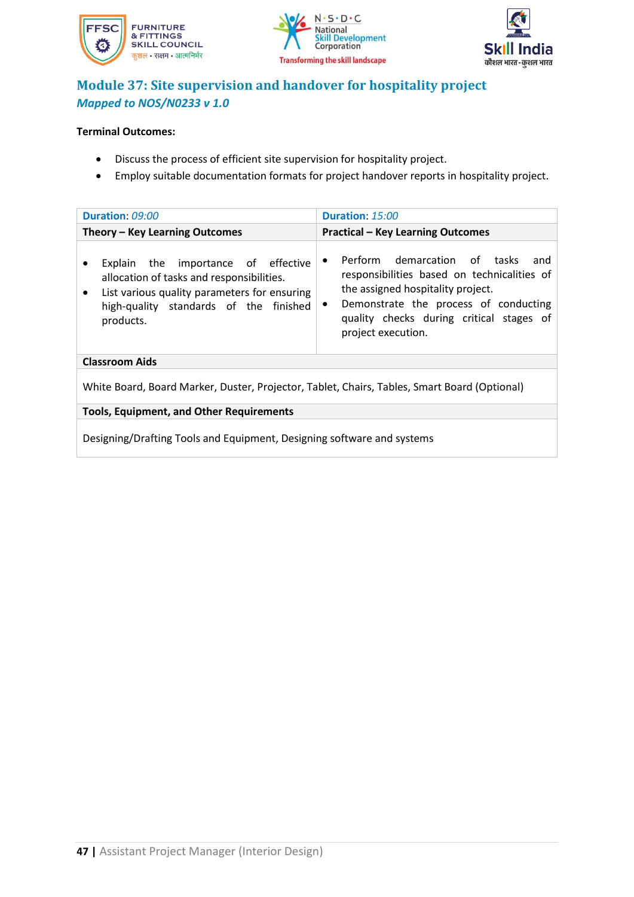## Module 37: Site supervision and handover for hospitality project

*Mapped to NOS/N0233 v 1.0*

**Terminal Outcomes:**

- Discuss the process of efficient site supervision for hospitality project.
- Employ suitable documentation formats for project handover reports in hospitality project.

| **Duration**: *09:00* | **Duration**: *15:00* |
|---|---|
| **Theory – Key Learning Outcomes** | **Practical – Key Learning Outcomes** |
| • Explain the importance of effective allocation of tasks and responsibilities.<br>• List various quality parameters for ensuring high-quality standards of the finished products. | • Perform demarcation of tasks and responsibilities based on technicalities of the assigned hospitality project.<br>• Demonstrate the process of conducting quality checks during critical stages of project execution. |
| **Classroom Aids** | |
| White Board, Board Marker, Duster, Projector, Tablet, Chairs, Tables, Smart Board (Optional) | |
| **Tools, Equipment, and Other Requirements** | |
| Designing/Drafting Tools and Equipment, Designing software and systems | |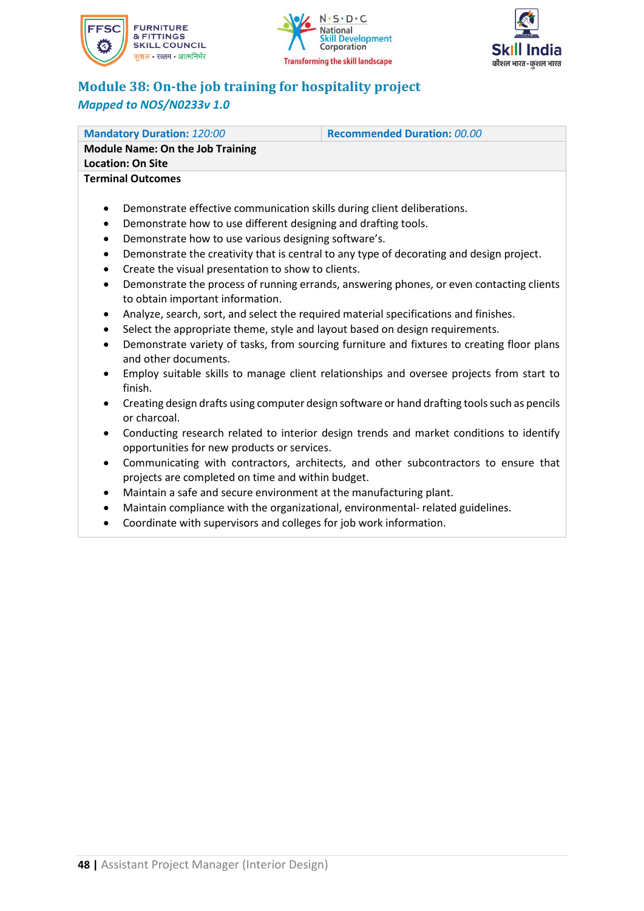## Module 38: On-the job training for hospitality project

*Mapped to NOS/N0233v 1.0*

| **Mandatory Duration:** *120:00* | **Recommended Duration:** *00.00* |
|---|---|
| **Module Name: On the Job Training**<br>**Location: On Site** | |
| **Terminal Outcomes** | |

- Demonstrate effective communication skills during client deliberations.
- Demonstrate how to use different designing and drafting tools.
- Demonstrate how to use various designing software's.
- Demonstrate the creativity that is central to any type of decorating and design project.
- Create the visual presentation to show to clients.
- Demonstrate the process of running errands, answering phones, or even contacting clients to obtain important information.
- Analyze, search, sort, and select the required material specifications and finishes.
- Select the appropriate theme, style and layout based on design requirements.
- Demonstrate variety of tasks, from sourcing furniture and fixtures to creating floor plans and other documents.
- Employ suitable skills to manage client relationships and oversee projects from start to finish.
- Creating design drafts using computer design software or hand drafting tools such as pencils or charcoal.
- Conducting research related to interior design trends and market conditions to identify opportunities for new products or services.
- Communicating with contractors, architects, and other subcontractors to ensure that projects are completed on time and within budget.
- Maintain a safe and secure environment at the manufacturing plant.
- Maintain compliance with the organizational, environmental- related guidelines.
- Coordinate with supervisors and colleges for job work information.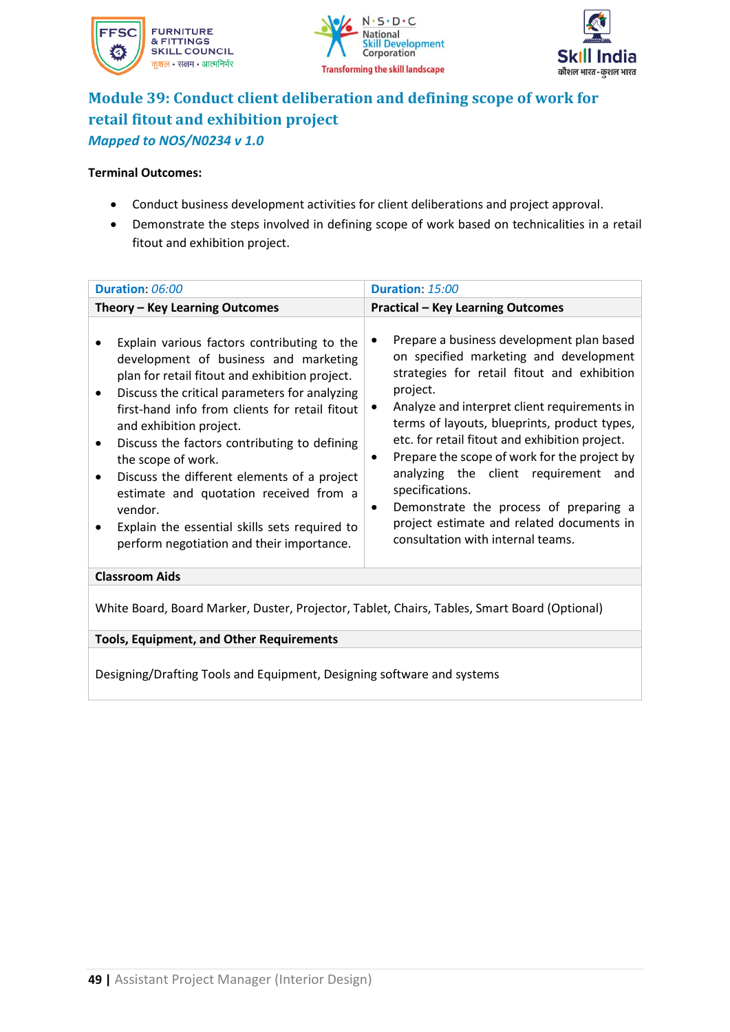# Module 39: Conduct client deliberation and defining scope of work for retail fitout and exhibition project

***Mapped to NOS/N0234 v 1.0***

**Terminal Outcomes:**

- Conduct business development activities for client deliberations and project approval.
- Demonstrate the steps involved in defining scope of work based on technicalities in a retail fitout and exhibition project.

| **Duration**: *06:00* | **Duration**: *15:00* |
|---|---|
| **Theory – Key Learning Outcomes** | **Practical – Key Learning Outcomes** |
| • Explain various factors contributing to the development of business and marketing plan for retail fitout and exhibition project.<br>• Discuss the critical parameters for analyzing first-hand info from clients for retail fitout and exhibition project.<br>• Discuss the factors contributing to defining the scope of work.<br>• Discuss the different elements of a project estimate and quotation received from a vendor.<br>• Explain the essential skills sets required to perform negotiation and their importance. | • Prepare a business development plan based on specified marketing and development strategies for retail fitout and exhibition project.<br>• Analyze and interpret client requirements in terms of layouts, blueprints, product types, etc. for retail fitout and exhibition project.<br>• Prepare the scope of work for the project by analyzing the client requirement and specifications.<br>• Demonstrate the process of preparing a project estimate and related documents in consultation with internal teams. |
| **Classroom Aids** | |
| White Board, Board Marker, Duster, Projector, Tablet, Chairs, Tables, Smart Board (Optional) | |
| **Tools, Equipment, and Other Requirements** | |
| Designing/Drafting Tools and Equipment, Designing software and systems | |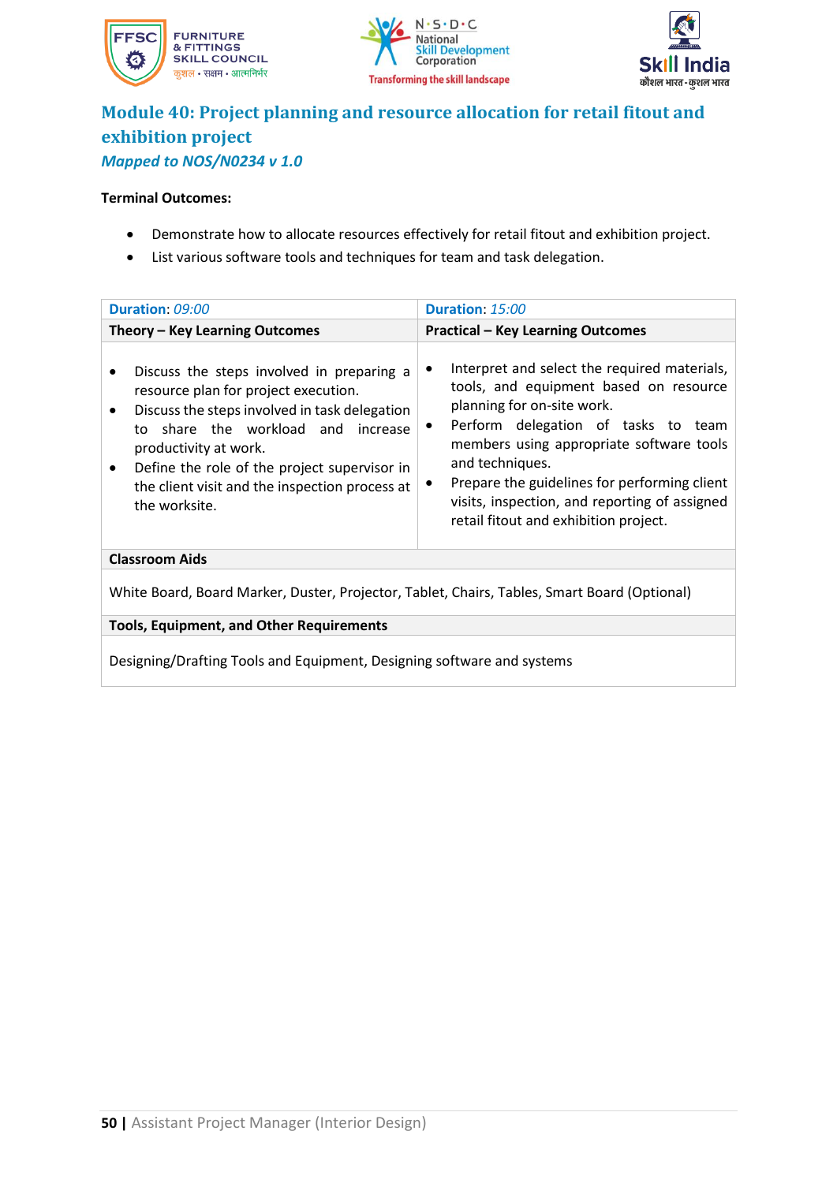## Module 40: Project planning and resource allocation for retail fitout and exhibition project

***Mapped to NOS/N0234 v 1.0***

**Terminal Outcomes:**

- Demonstrate how to allocate resources effectively for retail fitout and exhibition project.
- List various software tools and techniques for team and task delegation.

| **Duration**: *09:00* | **Duration**: *15:00* |
|---|---|
| **Theory – Key Learning Outcomes** | **Practical – Key Learning Outcomes** |
| • Discuss the steps involved in preparing a resource plan for project execution.<br>• Discuss the steps involved in task delegation to share the workload and increase productivity at work.<br>• Define the role of the project supervisor in the client visit and the inspection process at the worksite. | • Interpret and select the required materials, tools, and equipment based on resource planning for on-site work.<br>• Perform delegation of tasks to team members using appropriate software tools and techniques.<br>• Prepare the guidelines for performing client visits, inspection, and reporting of assigned retail fitout and exhibition project. |
| **Classroom Aids** | |
| White Board, Board Marker, Duster, Projector, Tablet, Chairs, Tables, Smart Board (Optional) | |
| **Tools, Equipment, and Other Requirements** | |
| Designing/Drafting Tools and Equipment, Designing software and systems | |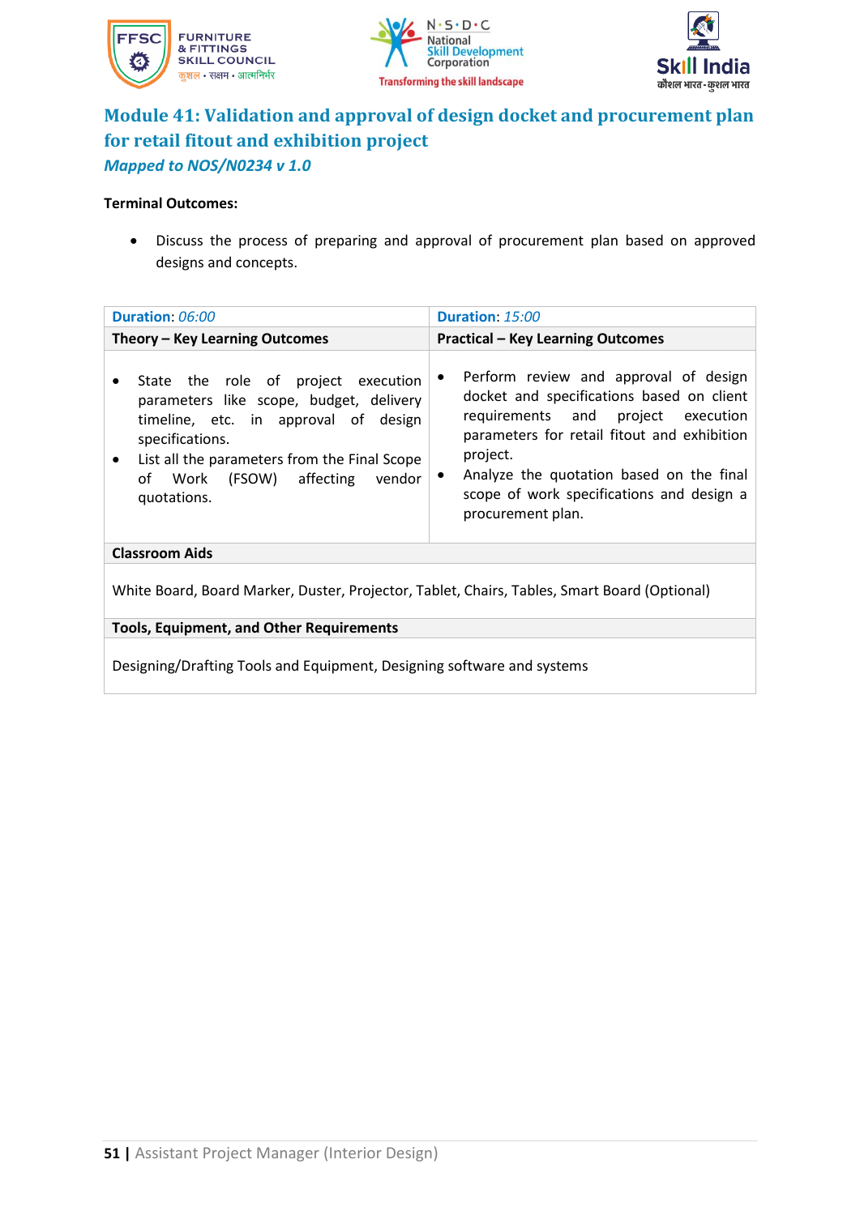## Module 41: Validation and approval of design docket and procurement plan for retail fitout and exhibition project

*Mapped to NOS/N0234 v 1.0*

**Terminal Outcomes:**

- Discuss the process of preparing and approval of procurement plan based on approved designs and concepts.

| **Duration**: *06:00* | **Duration**: *15:00* |
|---|---|
| **Theory – Key Learning Outcomes** | **Practical – Key Learning Outcomes** |
| • State the role of project execution parameters like scope, budget, delivery timeline, etc. in approval of design specifications.<br>• List all the parameters from the Final Scope of Work (FSOW) affecting vendor quotations. | • Perform review and approval of design docket and specifications based on client requirements and project execution parameters for retail fitout and exhibition project.<br>• Analyze the quotation based on the final scope of work specifications and design a procurement plan. |
| **Classroom Aids** | |
| White Board, Board Marker, Duster, Projector, Tablet, Chairs, Tables, Smart Board (Optional) | |
| **Tools, Equipment, and Other Requirements** | |
| Designing/Drafting Tools and Equipment, Designing software and systems | |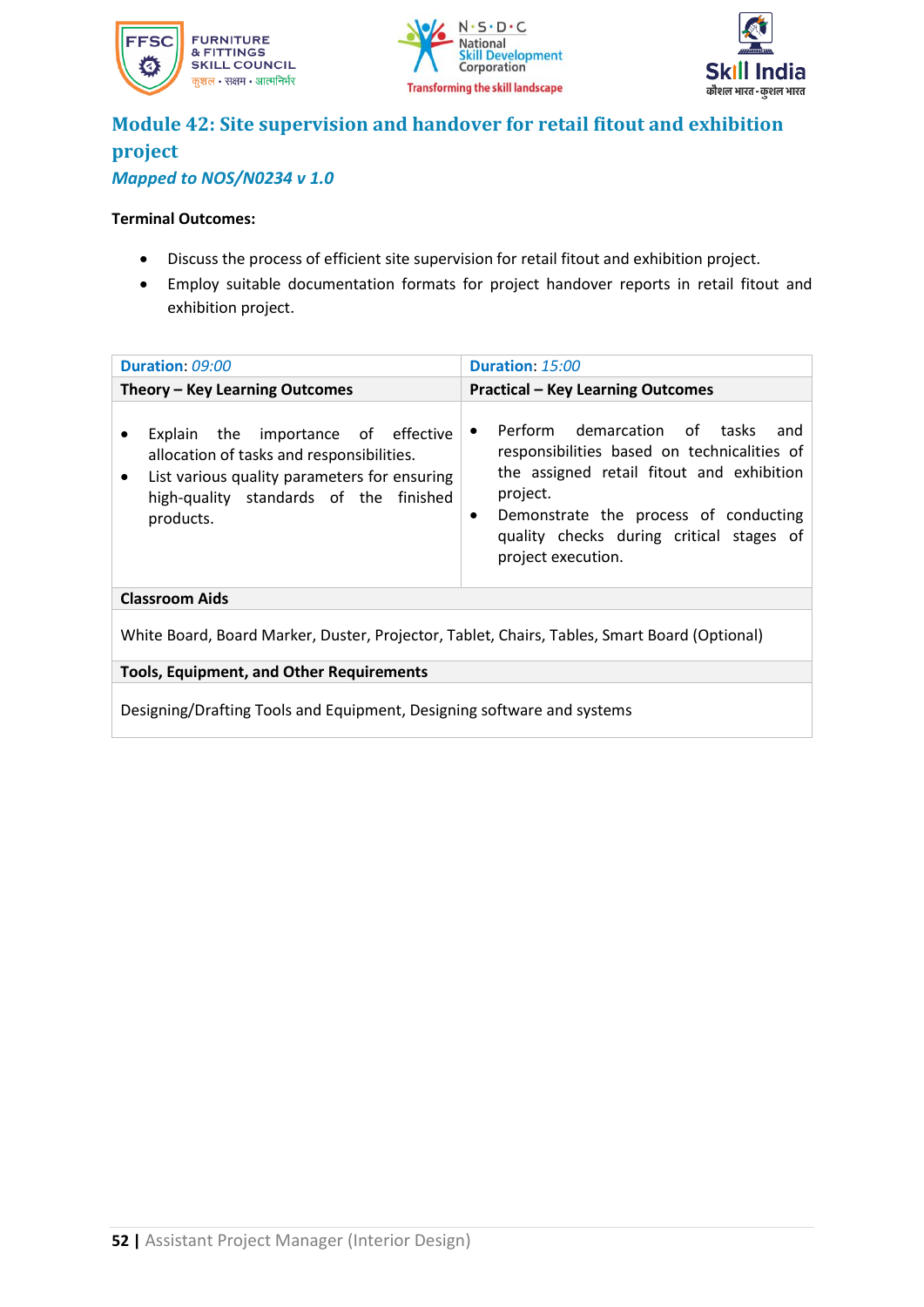## Module 42: Site supervision and handover for retail fitout and exhibition project

***Mapped to NOS/N0234 v 1.0***

**Terminal Outcomes:**

- Discuss the process of efficient site supervision for retail fitout and exhibition project.
- Employ suitable documentation formats for project handover reports in retail fitout and exhibition project.

| **Duration**: *09:00* | **Duration**: *15:00* |
|---|---|
| **Theory – Key Learning Outcomes** | **Practical – Key Learning Outcomes** |
| • Explain the importance of effective allocation of tasks and responsibilities.<br>• List various quality parameters for ensuring high-quality standards of the finished products. | • Perform demarcation of tasks and responsibilities based on technicalities of the assigned retail fitout and exhibition project.<br>• Demonstrate the process of conducting quality checks during critical stages of project execution. |
| **Classroom Aids** | |
| White Board, Board Marker, Duster, Projector, Tablet, Chairs, Tables, Smart Board (Optional) | |
| **Tools, Equipment, and Other Requirements** | |
| Designing/Drafting Tools and Equipment, Designing software and systems | |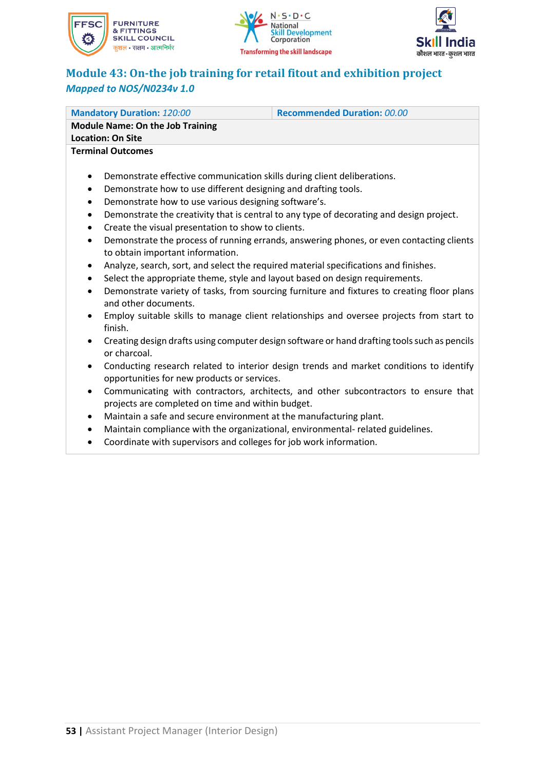## Module 43: On-the job training for retail fitout and exhibition project

*Mapped to NOS/N0234v 1.0*

| **Mandatory Duration:** *120:00* | **Recommended Duration:** *00.00* |
|---|---|
| **Module Name: On the Job Training**<br>**Location: On Site** | |
| **Terminal Outcomes** | |

- Demonstrate effective communication skills during client deliberations.
- Demonstrate how to use different designing and drafting tools.
- Demonstrate how to use various designing software's.
- Demonstrate the creativity that is central to any type of decorating and design project.
- Create the visual presentation to show to clients.
- Demonstrate the process of running errands, answering phones, or even contacting clients to obtain important information.
- Analyze, search, sort, and select the required material specifications and finishes.
- Select the appropriate theme, style and layout based on design requirements.
- Demonstrate variety of tasks, from sourcing furniture and fixtures to creating floor plans and other documents.
- Employ suitable skills to manage client relationships and oversee projects from start to finish.
- Creating design drafts using computer design software or hand drafting tools such as pencils or charcoal.
- Conducting research related to interior design trends and market conditions to identify opportunities for new products or services.
- Communicating with contractors, architects, and other subcontractors to ensure that projects are completed on time and within budget.
- Maintain a safe and secure environment at the manufacturing plant.
- Maintain compliance with the organizational, environmental- related guidelines.
- Coordinate with supervisors and colleges for job work information.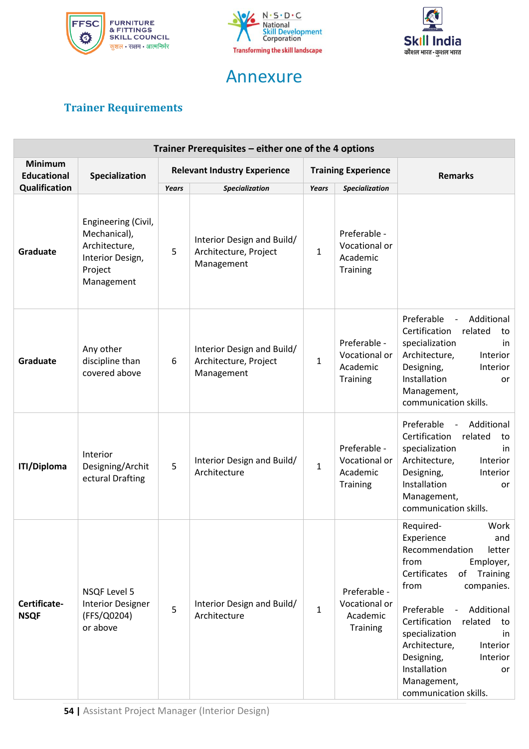# Annexure

## Trainer Requirements

| Trainer Prerequisites – either one of the 4 options | | | | | | |
|---|---|---|---|---|---|---|
| Minimum Educational Qualification | Specialization | Relevant Industry Experience | | Training Experience | | Remarks |
| | | *Years* | *Specialization* | *Years* | *Specialization* | |
| **Graduate** | Engineering (Civil, Mechanical), Architecture, Interior Design, Project Management | 5 | Interior Design and Build/ Architecture, Project Management | 1 | Preferable - Vocational or Academic Training | |
| **Graduate** | Any other discipline than covered above | 6 | Interior Design and Build/ Architecture, Project Management | 1 | Preferable - Vocational or Academic Training | Preferable - Additional Certification related to specialization in Architecture, Interior Designing, Interior Installation or Management, communication skills. |
| **ITI/Diploma** | Interior Designing/Architectural Drafting | 5 | Interior Design and Build/ Architecture | 1 | Preferable - Vocational or Academic Training | Preferable - Additional Certification related to specialization in Architecture, Interior Designing, Interior Installation or Management, communication skills. |
| **Certificate-NSQF** | NSQF Level 5 Interior Designer (FFS/Q0204) or above | 5 | Interior Design and Build/ Architecture | 1 | Preferable - Vocational or Academic Training | Required- Work Experience and Recommendation letter from Employer, Certificates of Training from companies. Preferable - Additional Certification related to specialization in Architecture, Interior Designing, Interior Installation or Management, communication skills. |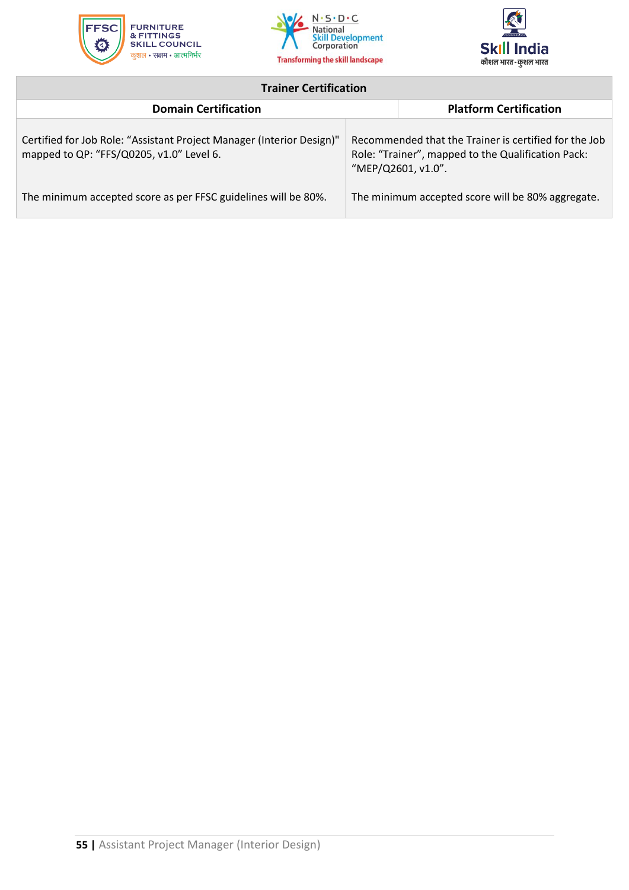| Trainer Certification | |
|---|---|
| **Domain Certification** | **Platform Certification** |
| Certified for Job Role: "Assistant Project Manager (Interior Design)" mapped to QP: "FFS/Q0205, v1.0" Level 6.<br><br>The minimum accepted score as per FFSC guidelines will be 80%. | Recommended that the Trainer is certified for the Job Role: "Trainer", mapped to the Qualification Pack: "MEP/Q2601, v1.0".<br><br>The minimum accepted score will be 80% aggregate. |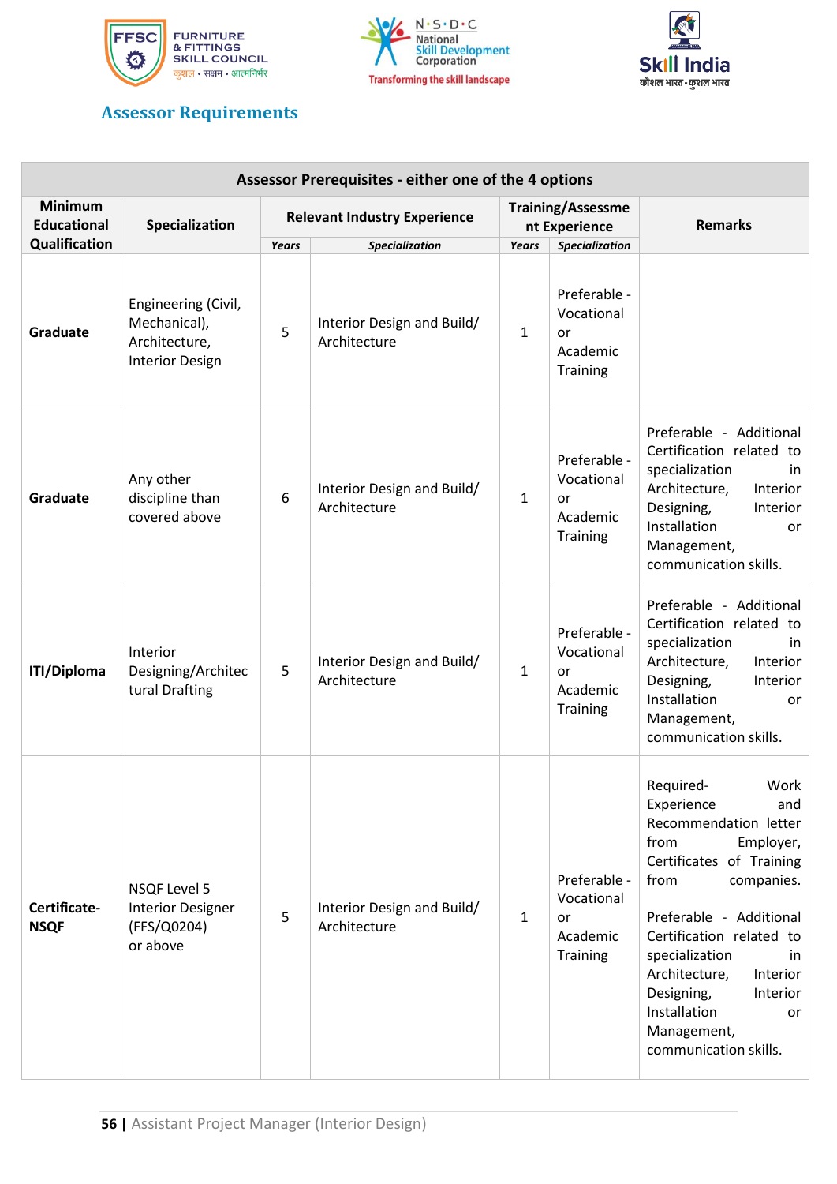## Assessor Requirements

| Assessor Prerequisites - either one of the 4 options | | | | | | |
|---|---|---|---|---|---|---|
| **Minimum Educational Qualification** | **Specialization** | **Relevant Industry Experience** | | **Training/Assessment Experience** | | **Remarks** |
| | | ***Years*** | ***Specialization*** | ***Years*** | ***Specialization*** | |
| **Graduate** | Engineering (Civil, Mechanical), Architecture, Interior Design | 5 | Interior Design and Build/ Architecture | 1 | Preferable - Vocational or Academic Training | |
| **Graduate** | Any other discipline than covered above | 6 | Interior Design and Build/ Architecture | 1 | Preferable - Vocational or Academic Training | Preferable - Additional Certification related to specialization in Architecture, Interior Designing, Interior Installation or Management, communication skills. |
| **ITI/Diploma** | Interior Designing/Architectural Drafting | 5 | Interior Design and Build/ Architecture | 1 | Preferable - Vocational or Academic Training | Preferable - Additional Certification related to specialization in Architecture, Interior Designing, Interior Installation or Management, communication skills. |
| **Certificate-NSQF** | NSQF Level 5 Interior Designer (FFS/Q0204) or above | 5 | Interior Design and Build/ Architecture | 1 | Preferable - Vocational or Academic Training | Required- Work Experience and Recommendation letter from Employer, Certificates of Training from companies. Preferable - Additional Certification related to specialization in Architecture, Interior Designing, Interior Installation or Management, communication skills. |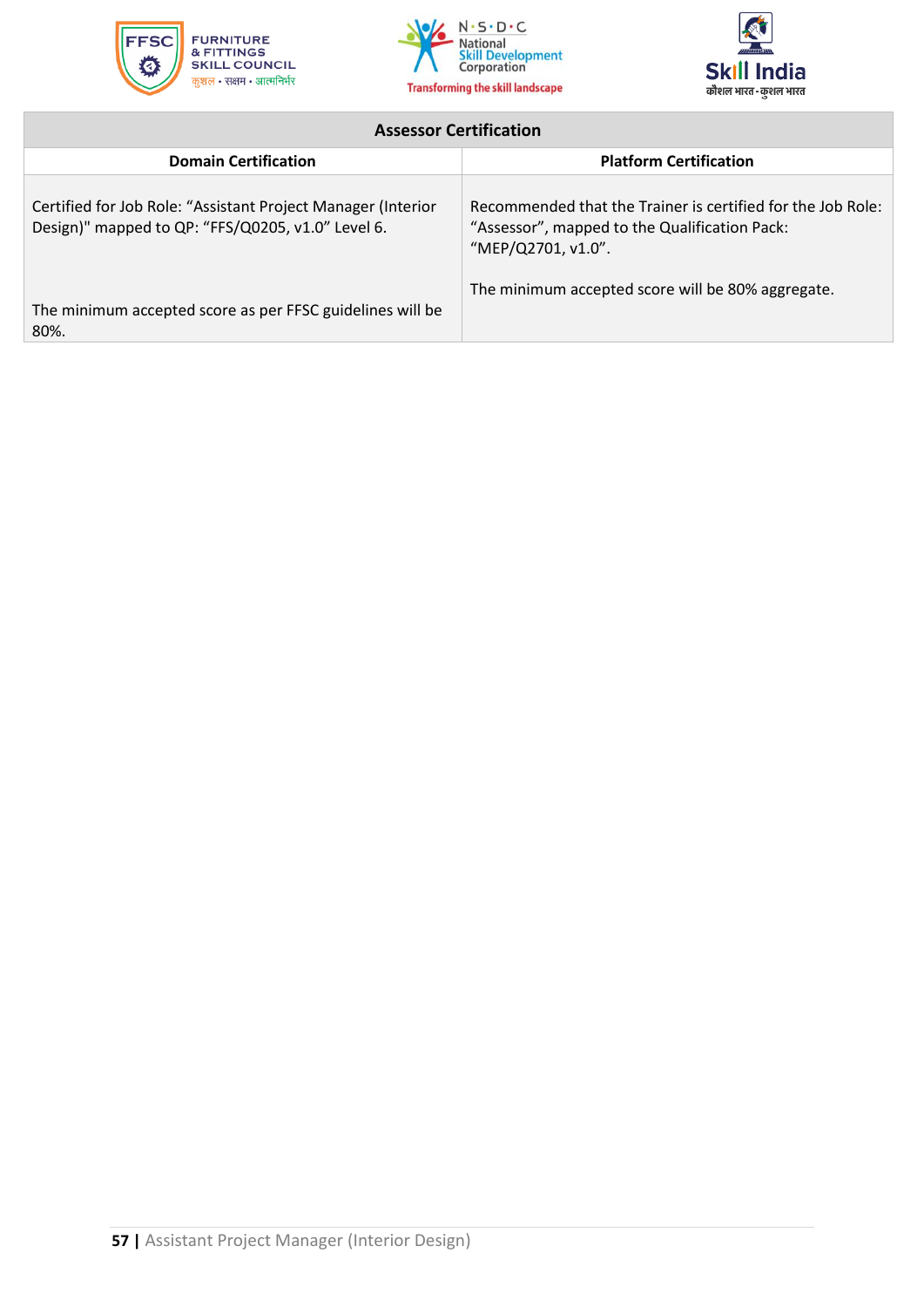| Assessor Certification | |
|---|---|
| **Domain Certification** | **Platform Certification** |
| Certified for Job Role: “Assistant Project Manager (Interior Design)" mapped to QP: “FFS/Q0205, v1.0” Level 6.<br><br>The minimum accepted score as per FFSC guidelines will be 80%. | Recommended that the Trainer is certified for the Job Role: “Assessor”, mapped to the Qualification Pack: “MEP/Q2701, v1.0”.<br><br>The minimum accepted score will be 80% aggregate. |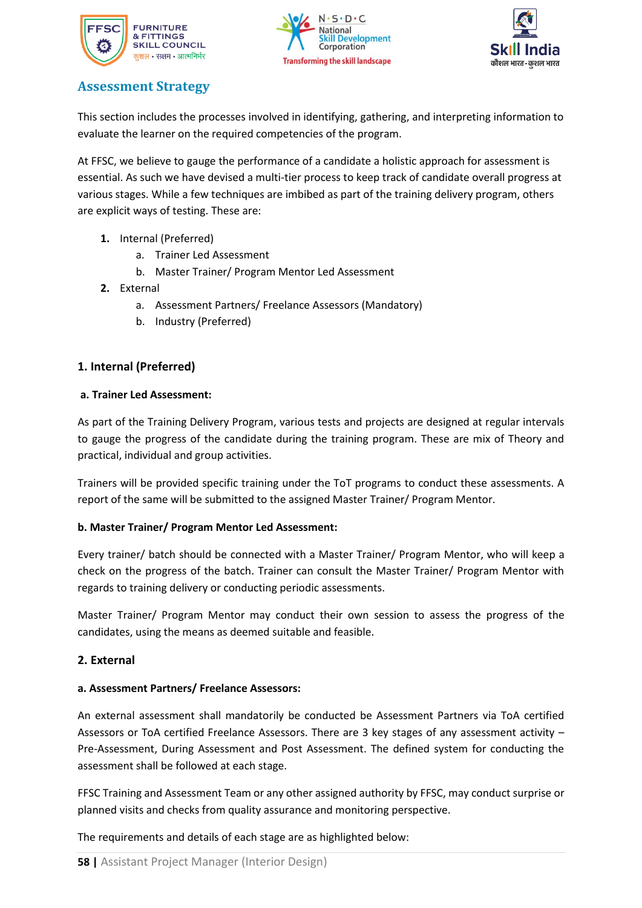## Assessment Strategy

This section includes the processes involved in identifying, gathering, and interpreting information to evaluate the learner on the required competencies of the program.

At FFSC, we believe to gauge the performance of a candidate a holistic approach for assessment is essential. As such we have devised a multi-tier process to keep track of candidate overall progress at various stages. While a few techniques are imbibed as part of the training delivery program, others are explicit ways of testing. These are:

1. Internal (Preferred)
   a. Trainer Led Assessment
   b. Master Trainer/ Program Mentor Led Assessment
2. External
   a. Assessment Partners/ Freelance Assessors (Mandatory)
   b. Industry (Preferred)

### 1. Internal (Preferred)

#### a. Trainer Led Assessment:

As part of the Training Delivery Program, various tests and projects are designed at regular intervals to gauge the progress of the candidate during the training program. These are mix of Theory and practical, individual and group activities.

Trainers will be provided specific training under the ToT programs to conduct these assessments. A report of the same will be submitted to the assigned Master Trainer/ Program Mentor.

#### b. Master Trainer/ Program Mentor Led Assessment:

Every trainer/ batch should be connected with a Master Trainer/ Program Mentor, who will keep a check on the progress of the batch. Trainer can consult the Master Trainer/ Program Mentor with regards to training delivery or conducting periodic assessments.

Master Trainer/ Program Mentor may conduct their own session to assess the progress of the candidates, using the means as deemed suitable and feasible.

### 2. External

#### a. Assessment Partners/ Freelance Assessors:

An external assessment shall mandatorily be conducted be Assessment Partners via ToA certified Assessors or ToA certified Freelance Assessors. There are 3 key stages of any assessment activity – Pre-Assessment, During Assessment and Post Assessment. The defined system for conducting the assessment shall be followed at each stage.

FFSC Training and Assessment Team or any other assigned authority by FFSC, may conduct surprise or planned visits and checks from quality assurance and monitoring perspective.

The requirements and details of each stage are as highlighted below: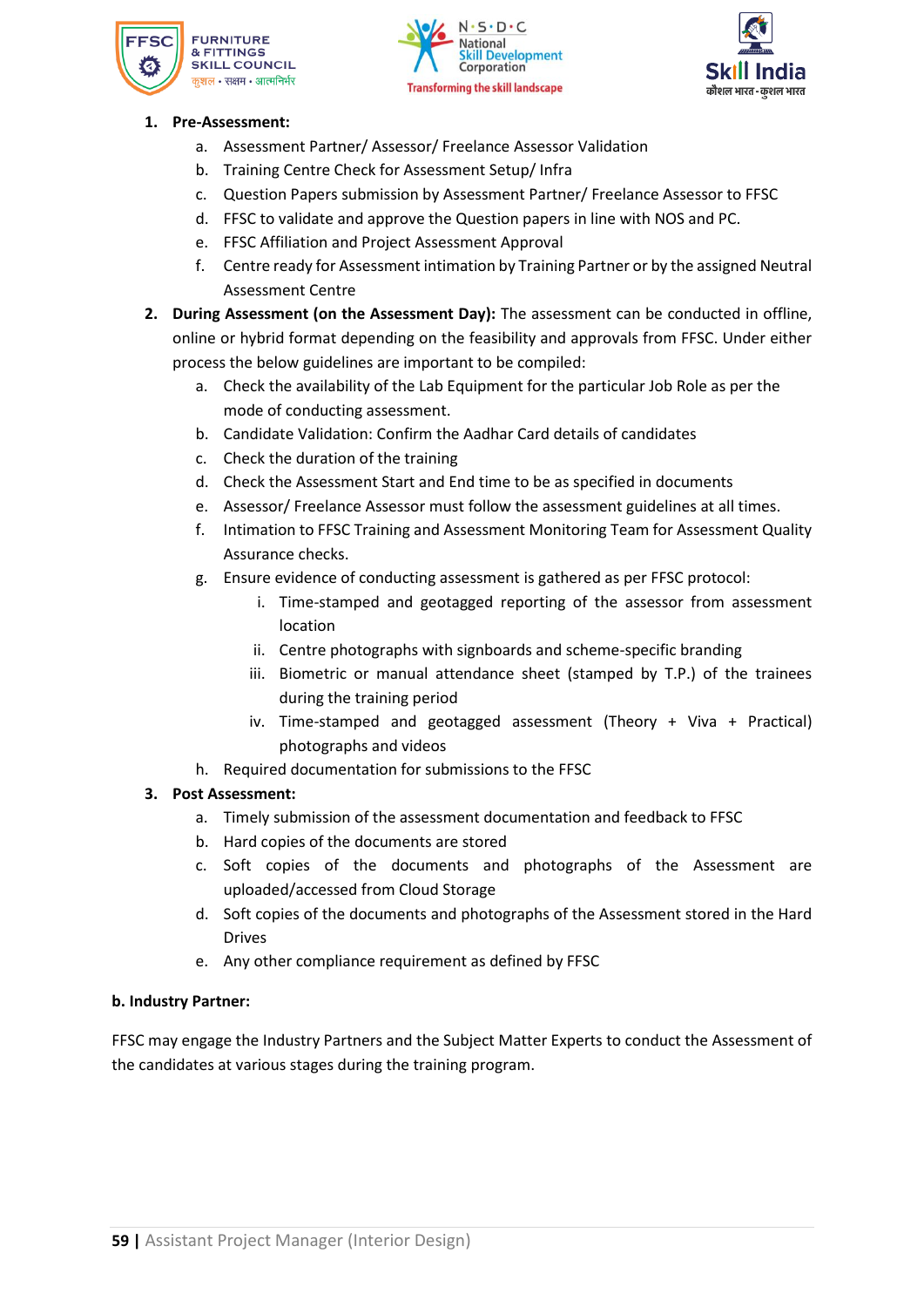1. **Pre-Assessment:**
    a. Assessment Partner/ Assessor/ Freelance Assessor Validation
    b. Training Centre Check for Assessment Setup/ Infra
    c. Question Papers submission by Assessment Partner/ Freelance Assessor to FFSC
    d. FFSC to validate and approve the Question papers in line with NOS and PC.
    e. FFSC Affiliation and Project Assessment Approval
    f. Centre ready for Assessment intimation by Training Partner or by the assigned Neutral Assessment Centre
2. **During Assessment (on the Assessment Day):** The assessment can be conducted in offline, online or hybrid format depending on the feasibility and approvals from FFSC. Under either process the below guidelines are important to be compiled:
    a. Check the availability of the Lab Equipment for the particular Job Role as per the mode of conducting assessment.
    b. Candidate Validation: Confirm the Aadhar Card details of candidates
    c. Check the duration of the training
    d. Check the Assessment Start and End time to be as specified in documents
    e. Assessor/ Freelance Assessor must follow the assessment guidelines at all times.
    f. Intimation to FFSC Training and Assessment Monitoring Team for Assessment Quality Assurance checks.
    g. Ensure evidence of conducting assessment is gathered as per FFSC protocol:
        i. Time-stamped and geotagged reporting of the assessor from assessment location
        ii. Centre photographs with signboards and scheme-specific branding
        iii. Biometric or manual attendance sheet (stamped by T.P.) of the trainees during the training period
        iv. Time-stamped and geotagged assessment (Theory + Viva + Practical) photographs and videos
    h. Required documentation for submissions to the FFSC
3. **Post Assessment:**
    a. Timely submission of the assessment documentation and feedback to FFSC
    b. Hard copies of the documents are stored
    c. Soft copies of the documents and photographs of the Assessment are uploaded/accessed from Cloud Storage
    d. Soft copies of the documents and photographs of the Assessment stored in the Hard Drives
    e. Any other compliance requirement as defined by FFSC

**b. Industry Partner:**

FFSC may engage the Industry Partners and the Subject Matter Experts to conduct the Assessment of the candidates at various stages during the training program.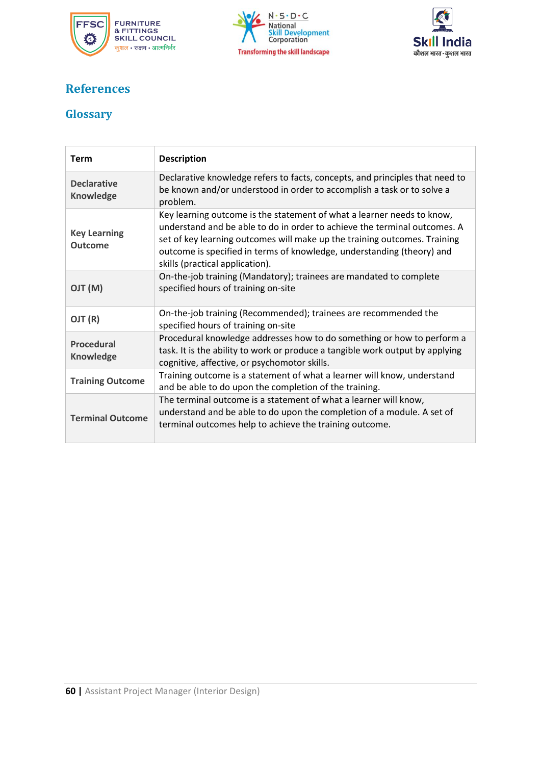## References

### Glossary

| Term | Description |
|---|---|
| **Declarative Knowledge** | Declarative knowledge refers to facts, concepts, and principles that need to be known and/or understood in order to accomplish a task or to solve a problem. |
| **Key Learning Outcome** | Key learning outcome is the statement of what a learner needs to know, understand and be able to do in order to achieve the terminal outcomes. A set of key learning outcomes will make up the training outcomes. Training outcome is specified in terms of knowledge, understanding (theory) and skills (practical application). |
| **OJT (M)** | On-the-job training (Mandatory); trainees are mandated to complete specified hours of training on-site |
| **OJT (R)** | On-the-job training (Recommended); trainees are recommended the specified hours of training on-site |
| **Procedural Knowledge** | Procedural knowledge addresses how to do something or how to perform a task. It is the ability to work or produce a tangible work output by applying cognitive, affective, or psychomotor skills. |
| **Training Outcome** | Training outcome is a statement of what a learner will know, understand and be able to do upon the completion of the training. |
| **Terminal Outcome** | The terminal outcome is a statement of what a learner will know, understand and be able to do upon the completion of a module. A set of terminal outcomes help to achieve the training outcome. |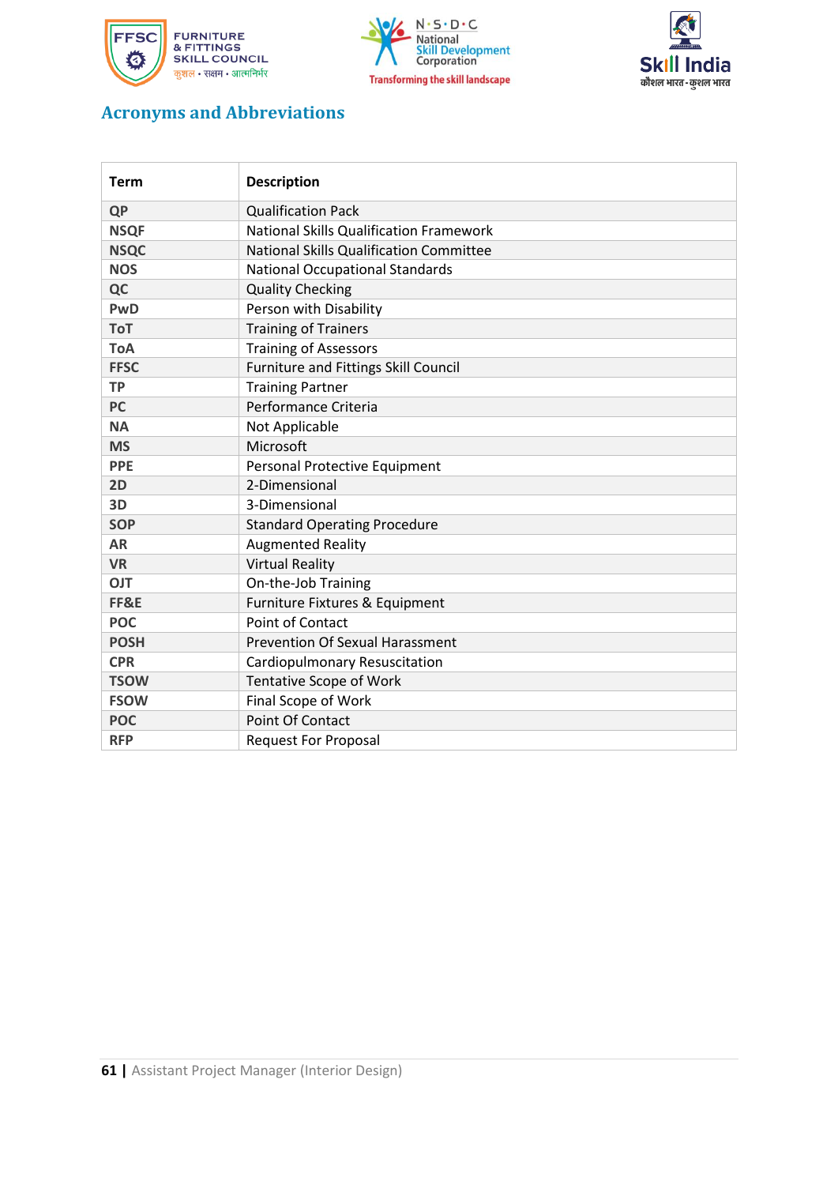## Acronyms and Abbreviations

| Term | Description |
|---|---|
| **QP** | Qualification Pack |
| **NSQF** | National Skills Qualification Framework |
| **NSQC** | National Skills Qualification Committee |
| **NOS** | National Occupational Standards |
| **QC** | Quality Checking |
| **PwD** | Person with Disability |
| **ToT** | Training of Trainers |
| **ToA** | Training of Assessors |
| **FFSC** | Furniture and Fittings Skill Council |
| **TP** | Training Partner |
| **PC** | Performance Criteria |
| **NA** | Not Applicable |
| **MS** | Microsoft |
| **PPE** | Personal Protective Equipment |
| **2D** | 2-Dimensional |
| **3D** | 3-Dimensional |
| **SOP** | Standard Operating Procedure |
| **AR** | Augmented Reality |
| **VR** | Virtual Reality |
| **OJT** | On-the-Job Training |
| **FF&E** | Furniture Fixtures & Equipment |
| **POC** | Point of Contact |
| **POSH** | Prevention Of Sexual Harassment |
| **CPR** | Cardiopulmonary Resuscitation |
| **TSOW** | Tentative Scope of Work |
| **FSOW** | Final Scope of Work |
| **POC** | Point Of Contact |
| **RFP** | Request For Proposal |